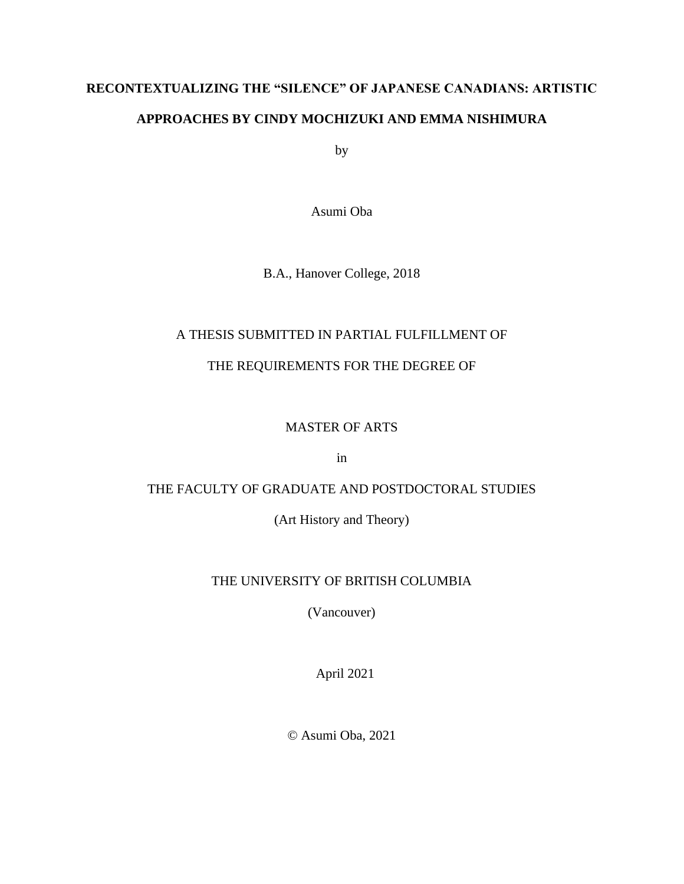# RECONTEXTUALIZING THE "SILENCE" OF JAPANESE CANADIANS: ARTISTIC APPROACHES BY CINDY MOCHIZUKI AND EMMA NISHIMURA

by

Asumi Oba

B.A., Hanover College, 2018

A THESIS SUBMITTED IN PARTIAL FULFILLMENT OF

THE REQUIREMENTS FOR THE DEGREE OF

MASTER OF ARTS

in

THE FACULTY OF GRADUATE AND POSTDOCTORAL STUDIES

(Art History and Theory)

THE UNIVERSITY OF BRITISH COLUMBIA

(Vancouver)

April 2021

© Asumi Oba, 2021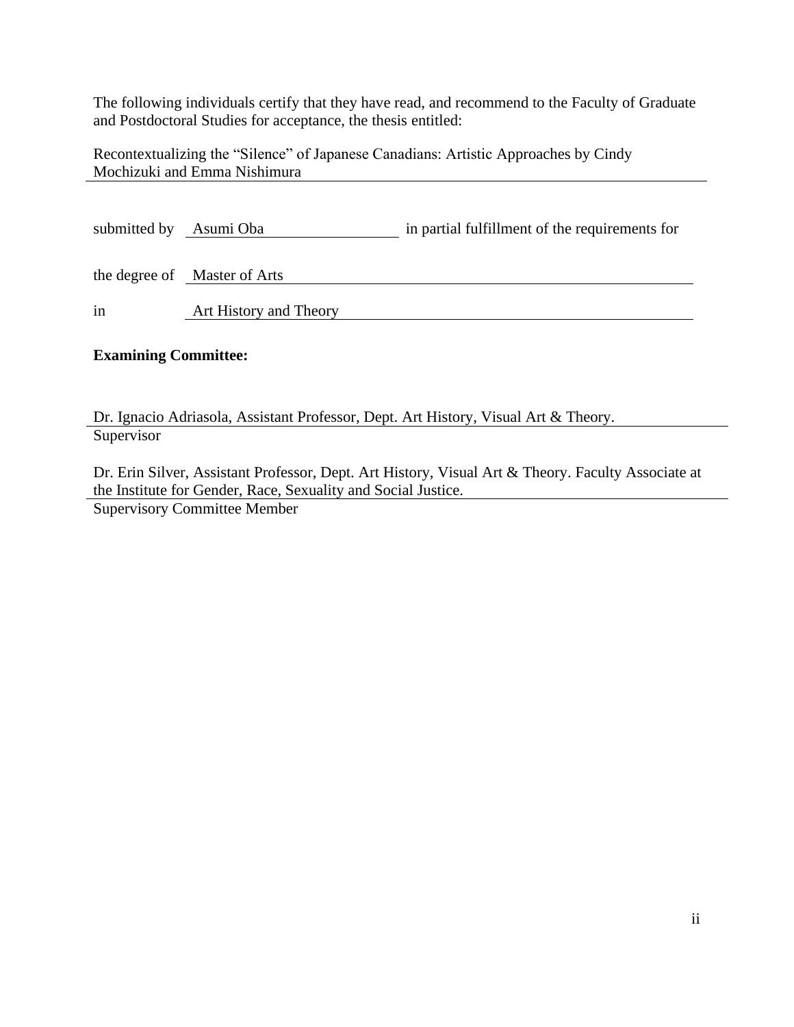The following individuals certify that they have read, and recommend to the Faculty of Graduate and Postdoctoral Studies for acceptance, the thesis entitled:

Recontextualizing the "Silence" of Japanese Canadians: Artistic Approaches by Cindy Mochizuki and Emma Nishimura

submitted by Asumi Oba in partial fulfillment of the requirements for

the degree of Master of Arts

in Art History and Theory

**Examining Committee:**

Dr. Ignacio Adriasola, Assistant Professor, Dept. Art History, Visual Art & Theory.
Supervisor

Dr. Erin Silver, Assistant Professor, Dept. Art History, Visual Art & Theory. Faculty Associate at the Institute for Gender, Race, Sexuality and Social Justice.
Supervisory Committee Member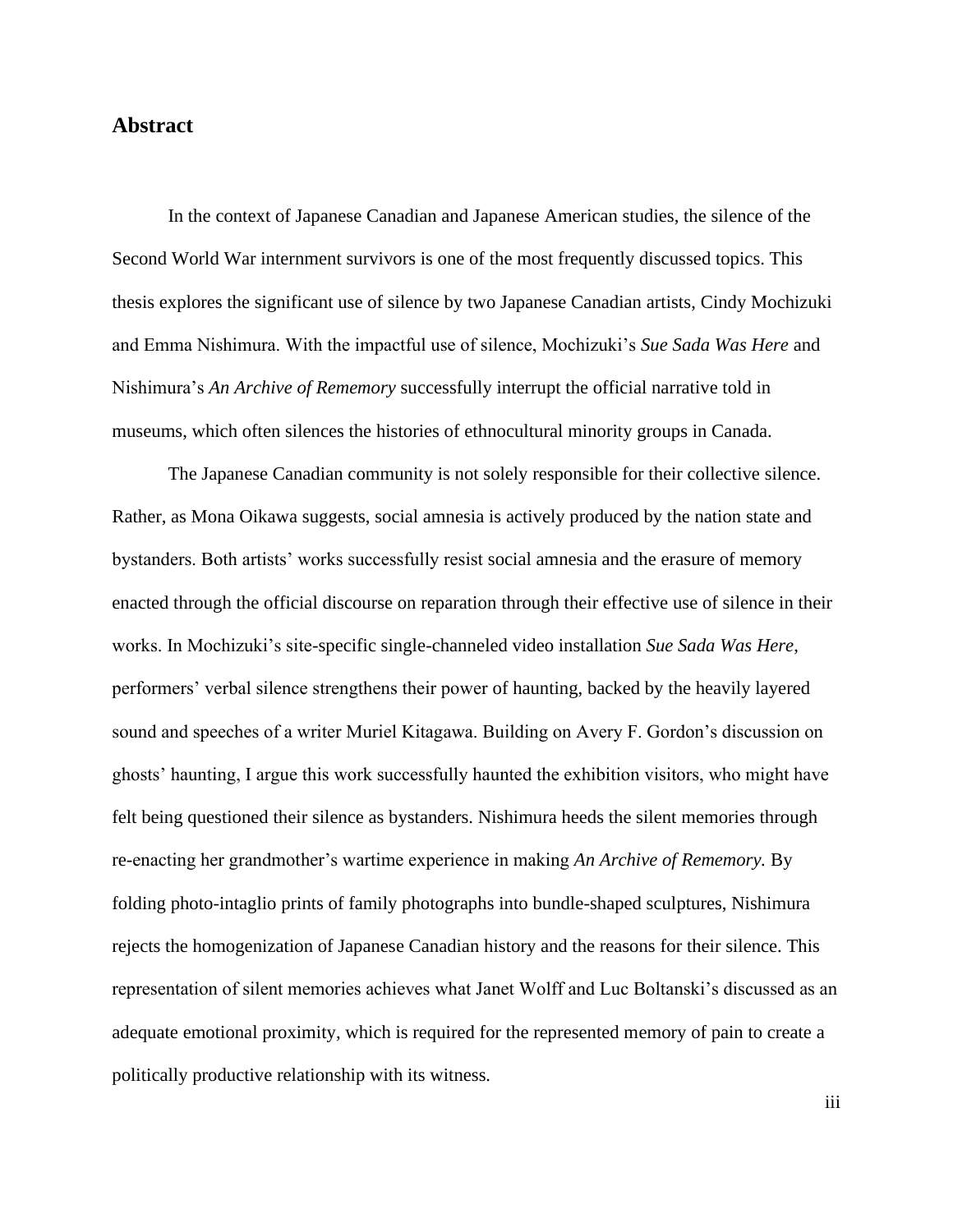## Abstract

In the context of Japanese Canadian and Japanese American studies, the silence of the Second World War internment survivors is one of the most frequently discussed topics. This thesis explores the significant use of silence by two Japanese Canadian artists, Cindy Mochizuki and Emma Nishimura. With the impactful use of silence, Mochizuki's *Sue Sada Was Here* and Nishimura's *An Archive of Rememory* successfully interrupt the official narrative told in museums, which often silences the histories of ethnocultural minority groups in Canada.

The Japanese Canadian community is not solely responsible for their collective silence. Rather, as Mona Oikawa suggests, social amnesia is actively produced by the nation state and bystanders. Both artists' works successfully resist social amnesia and the erasure of memory enacted through the official discourse on reparation through their effective use of silence in their works. In Mochizuki's site-specific single-channeled video installation *Sue Sada Was Here*, performers' verbal silence strengthens their power of haunting, backed by the heavily layered sound and speeches of a writer Muriel Kitagawa. Building on Avery F. Gordon's discussion on ghosts' haunting, I argue this work successfully haunted the exhibition visitors, who might have felt being questioned their silence as bystanders. Nishimura heeds the silent memories through re-enacting her grandmother's wartime experience in making *An Archive of Rememory.* By folding photo-intaglio prints of family photographs into bundle-shaped sculptures, Nishimura rejects the homogenization of Japanese Canadian history and the reasons for their silence. This representation of silent memories achieves what Janet Wolff and Luc Boltanski's discussed as an adequate emotional proximity, which is required for the represented memory of pain to create a politically productive relationship with its witness.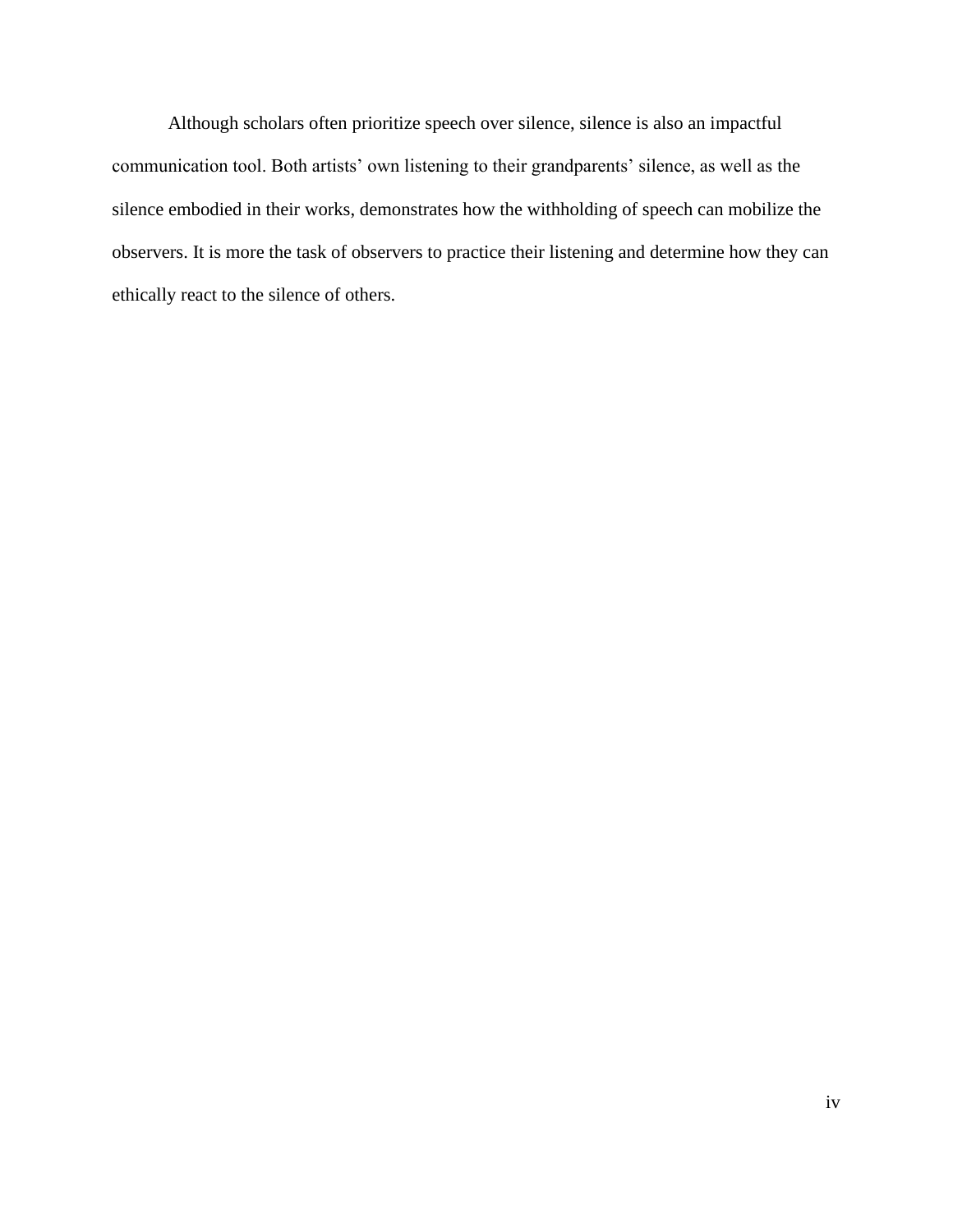Although scholars often prioritize speech over silence, silence is also an impactful communication tool. Both artists' own listening to their grandparents' silence, as well as the silence embodied in their works, demonstrates how the withholding of speech can mobilize the observers. It is more the task of observers to practice their listening and determine how they can ethically react to the silence of others.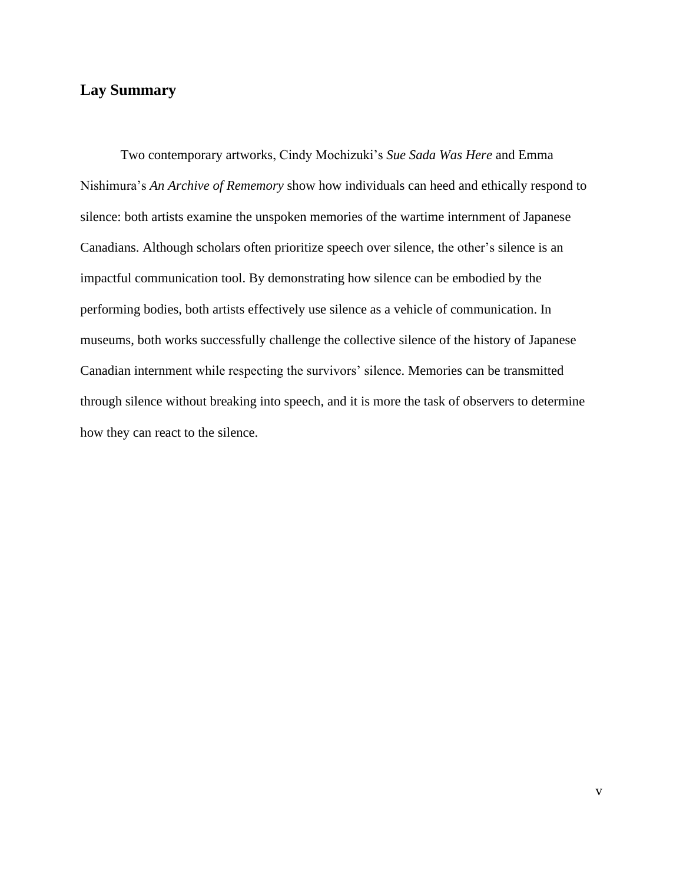## Lay Summary

Two contemporary artworks, Cindy Mochizuki's *Sue Sada Was Here* and Emma Nishimura's *An Archive of Rememory* show how individuals can heed and ethically respond to silence: both artists examine the unspoken memories of the wartime internment of Japanese Canadians. Although scholars often prioritize speech over silence, the other's silence is an impactful communication tool. By demonstrating how silence can be embodied by the performing bodies, both artists effectively use silence as a vehicle of communication. In museums, both works successfully challenge the collective silence of the history of Japanese Canadian internment while respecting the survivors' silence. Memories can be transmitted through silence without breaking into speech, and it is more the task of observers to determine how they can react to the silence.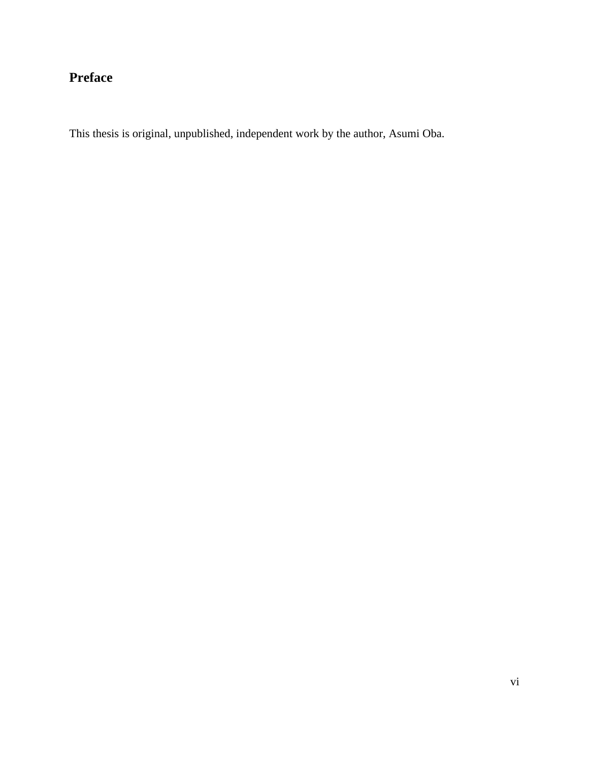# Preface

This thesis is original, unpublished, independent work by the author, Asumi Oba.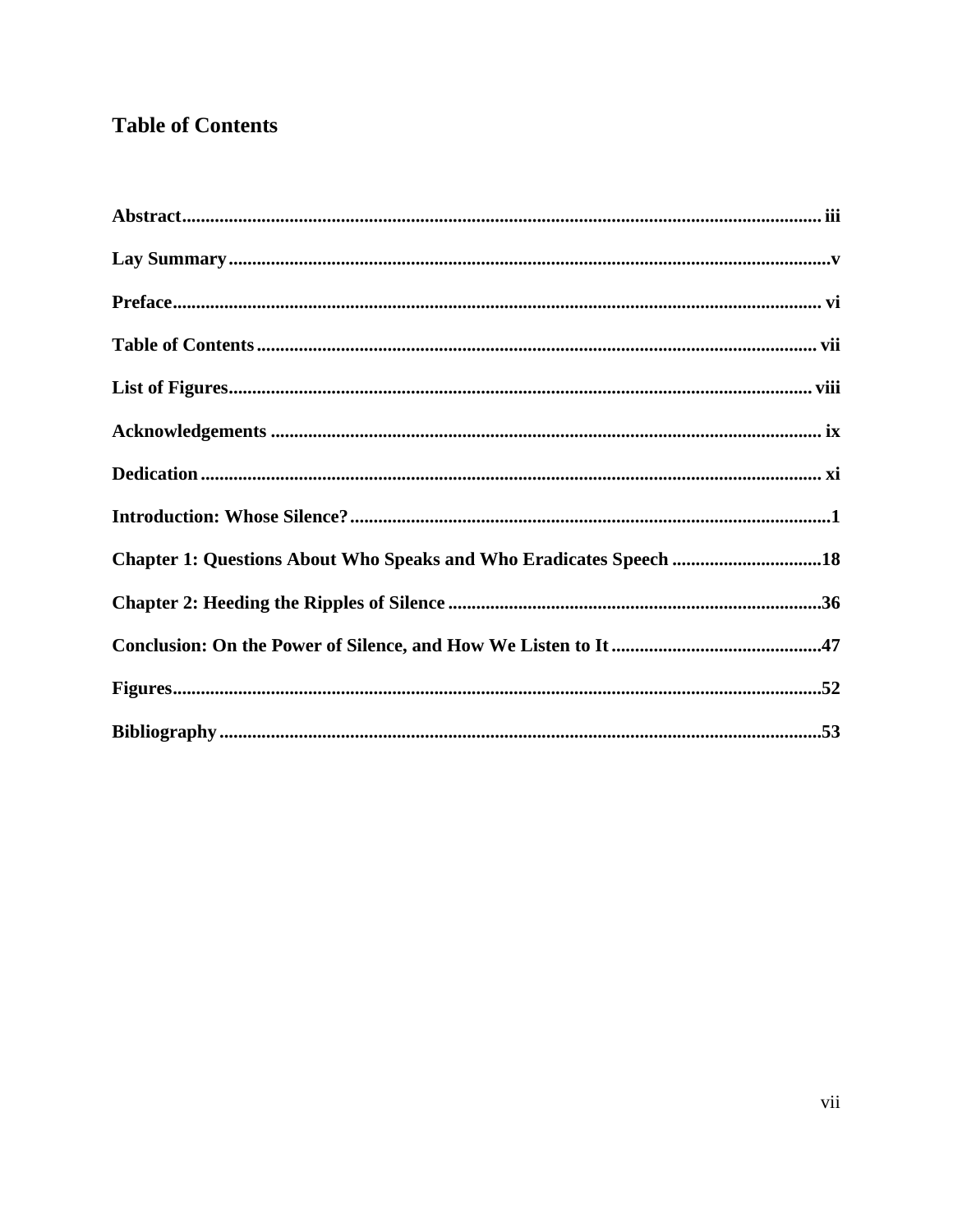# Table of Contents

**Abstract** .......... iii

**Lay Summary** .......... v

**Preface** .......... vi

**Table of Contents** .......... vii

**List of Figures** .......... viii

**Acknowledgements** .......... ix

**Dedication** .......... xi

**Introduction: Whose Silence?** .......... 1

**Chapter 1: Questions About Who Speaks and Who Eradicates Speech** .......... 18

**Chapter 2: Heeding the Ripples of Silence** .......... 36

**Conclusion: On the Power of Silence, and How We Listen to It** .......... 47

**Figures** .......... 52

**Bibliography** .......... 53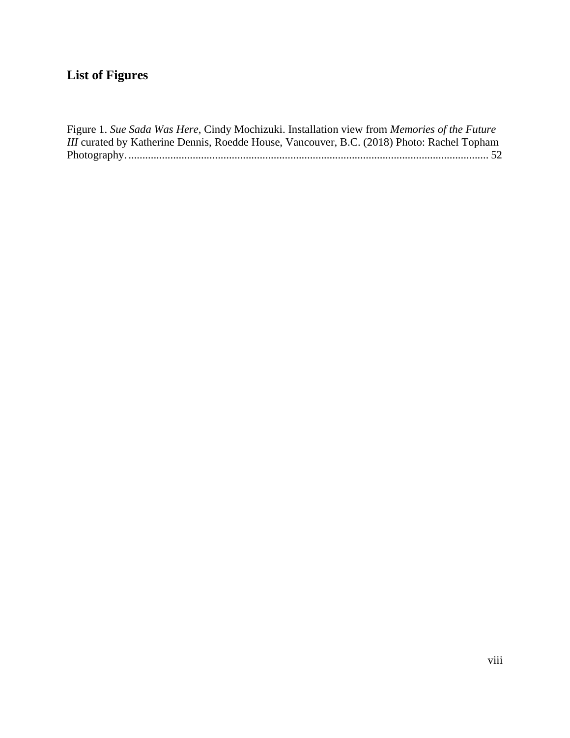## List of Figures

Figure 1. *Sue Sada Was Here*, Cindy Mochizuki. Installation view from *Memories of the Future III* curated by Katherine Dennis, Roedde House, Vancouver, B.C. (2018) Photo: Rachel Topham Photography. ............................................................................................................................... 52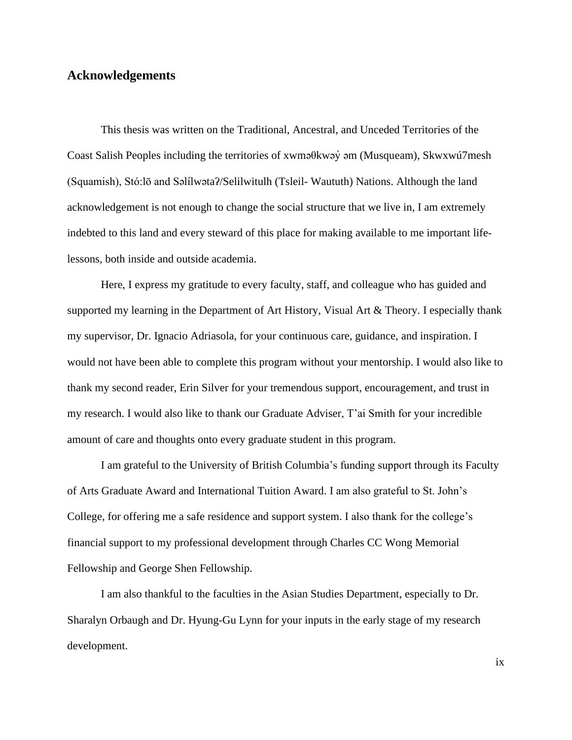## Acknowledgements

This thesis was written on the Traditional, Ancestral, and Unceded Territories of the Coast Salish Peoples including the territories of xwməθkwəy̓ əm (Musqueam), Skwxwú7mesh (Squamish), Stó:lō and Səlílwətaʔ/Selilwitulh (Tsleil- Waututh) Nations. Although the land acknowledgement is not enough to change the social structure that we live in, I am extremely indebted to this land and every steward of this place for making available to me important life-lessons, both inside and outside academia.

Here, I express my gratitude to every faculty, staff, and colleague who has guided and supported my learning in the Department of Art History, Visual Art & Theory. I especially thank my supervisor, Dr. Ignacio Adriasola, for your continuous care, guidance, and inspiration. I would not have been able to complete this program without your mentorship. I would also like to thank my second reader, Erin Silver for your tremendous support, encouragement, and trust in my research. I would also like to thank our Graduate Adviser, T'ai Smith for your incredible amount of care and thoughts onto every graduate student in this program.

I am grateful to the University of British Columbia's funding support through its Faculty of Arts Graduate Award and International Tuition Award. I am also grateful to St. John's College, for offering me a safe residence and support system. I also thank for the college's financial support to my professional development through Charles CC Wong Memorial Fellowship and George Shen Fellowship.

I am also thankful to the faculties in the Asian Studies Department, especially to Dr. Sharalyn Orbaugh and Dr. Hyung-Gu Lynn for your inputs in the early stage of my research development.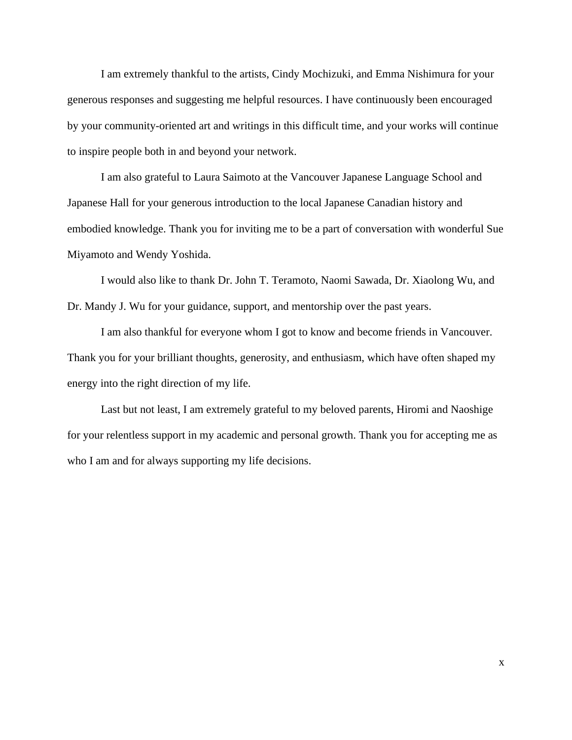I am extremely thankful to the artists, Cindy Mochizuki, and Emma Nishimura for your generous responses and suggesting me helpful resources. I have continuously been encouraged by your community-oriented art and writings in this difficult time, and your works will continue to inspire people both in and beyond your network.

I am also grateful to Laura Saimoto at the Vancouver Japanese Language School and Japanese Hall for your generous introduction to the local Japanese Canadian history and embodied knowledge. Thank you for inviting me to be a part of conversation with wonderful Sue Miyamoto and Wendy Yoshida.

I would also like to thank Dr. John T. Teramoto, Naomi Sawada, Dr. Xiaolong Wu, and Dr. Mandy J. Wu for your guidance, support, and mentorship over the past years.

I am also thankful for everyone whom I got to know and become friends in Vancouver. Thank you for your brilliant thoughts, generosity, and enthusiasm, which have often shaped my energy into the right direction of my life.

Last but not least, I am extremely grateful to my beloved parents, Hiromi and Naoshige for your relentless support in my academic and personal growth. Thank you for accepting me as who I am and for always supporting my life decisions.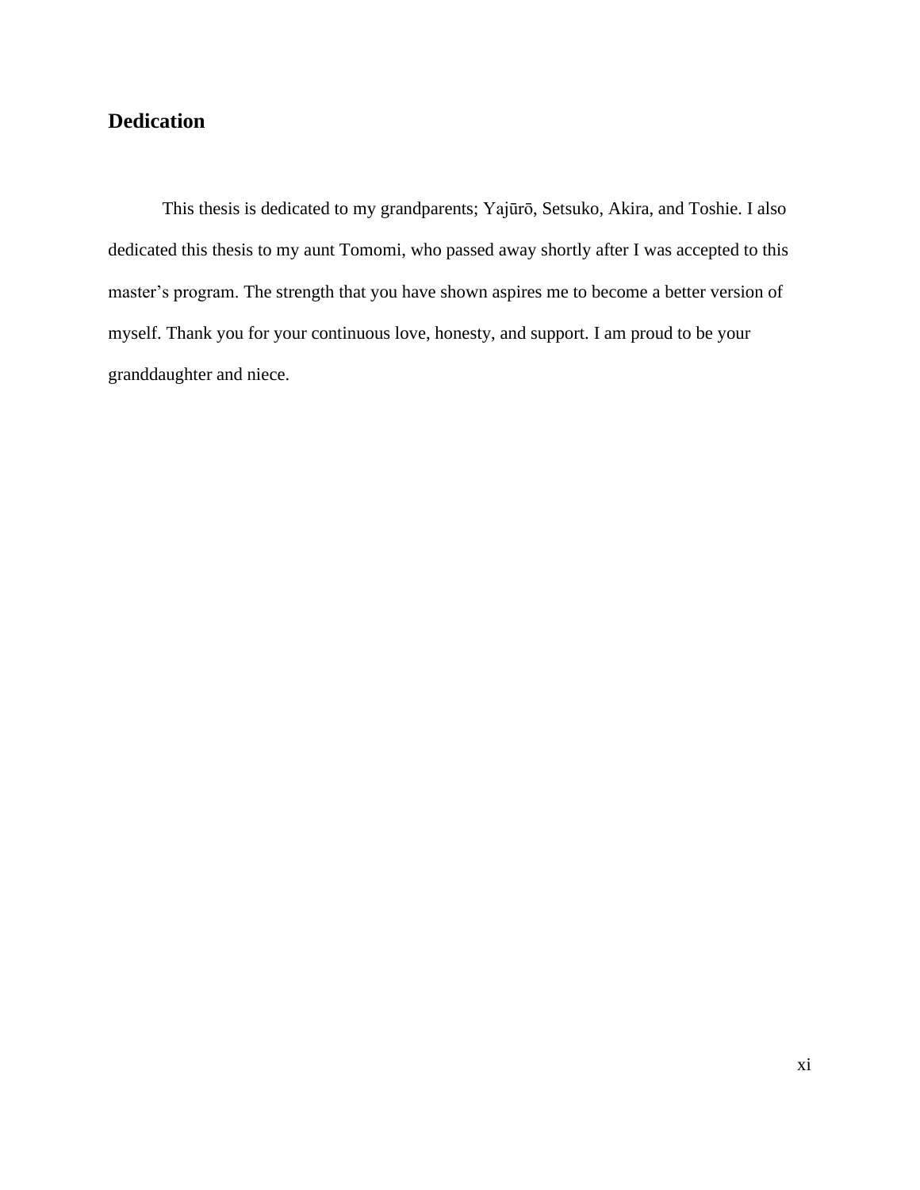## Dedication

This thesis is dedicated to my grandparents; Yajūrō, Setsuko, Akira, and Toshie. I also dedicated this thesis to my aunt Tomomi, who passed away shortly after I was accepted to this master's program. The strength that you have shown aspires me to become a better version of myself. Thank you for your continuous love, honesty, and support. I am proud to be your granddaughter and niece.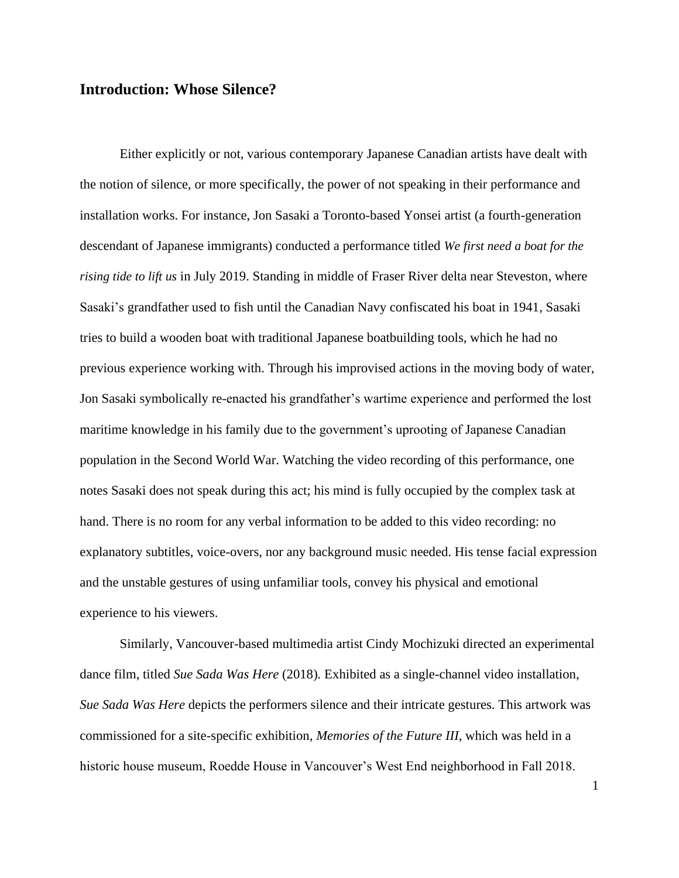## Introduction: Whose Silence?

Either explicitly or not, various contemporary Japanese Canadian artists have dealt with the notion of silence, or more specifically, the power of not speaking in their performance and installation works. For instance, Jon Sasaki a Toronto-based Yonsei artist (a fourth-generation descendant of Japanese immigrants) conducted a performance titled *We first need a boat for the rising tide to lift us* in July 2019. Standing in middle of Fraser River delta near Steveston, where Sasaki's grandfather used to fish until the Canadian Navy confiscated his boat in 1941, Sasaki tries to build a wooden boat with traditional Japanese boatbuilding tools, which he had no previous experience working with. Through his improvised actions in the moving body of water, Jon Sasaki symbolically re-enacted his grandfather's wartime experience and performed the lost maritime knowledge in his family due to the government's uprooting of Japanese Canadian population in the Second World War. Watching the video recording of this performance, one notes Sasaki does not speak during this act; his mind is fully occupied by the complex task at hand. There is no room for any verbal information to be added to this video recording: no explanatory subtitles, voice-overs, nor any background music needed. His tense facial expression and the unstable gestures of using unfamiliar tools, convey his physical and emotional experience to his viewers.

Similarly, Vancouver-based multimedia artist Cindy Mochizuki directed an experimental dance film, titled *Sue Sada Was Here* (2018). Exhibited as a single-channel video installation, *Sue Sada Was Here* depicts the performers silence and their intricate gestures. This artwork was commissioned for a site-specific exhibition, *Memories of the Future III*, which was held in a historic house museum, Roedde House in Vancouver's West End neighborhood in Fall 2018.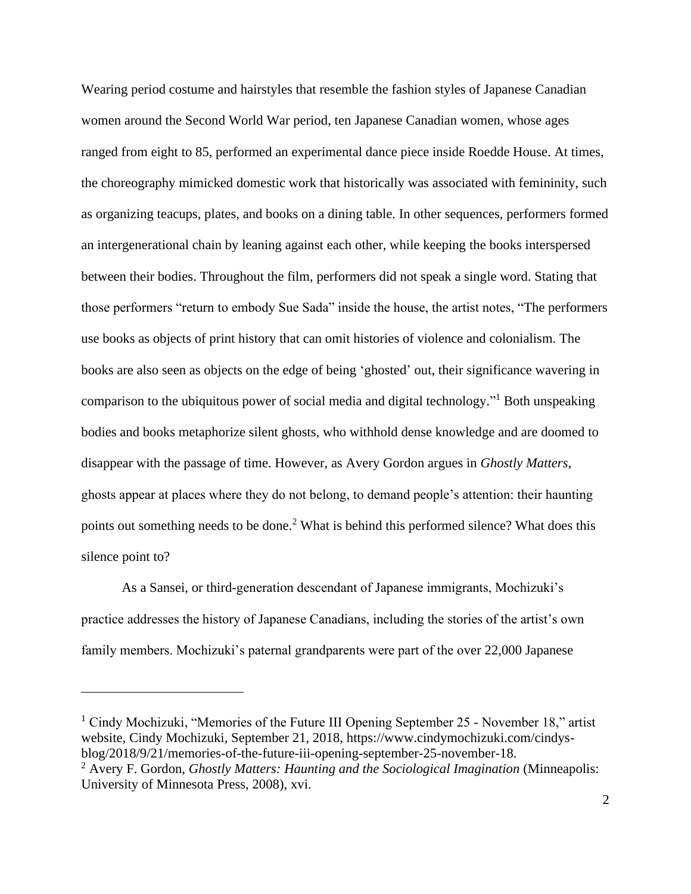Wearing period costume and hairstyles that resemble the fashion styles of Japanese Canadian women around the Second World War period, ten Japanese Canadian women, whose ages ranged from eight to 85, performed an experimental dance piece inside Roedde House. At times, the choreography mimicked domestic work that historically was associated with femininity, such as organizing teacups, plates, and books on a dining table. In other sequences, performers formed an intergenerational chain by leaning against each other, while keeping the books interspersed between their bodies. Throughout the film, performers did not speak a single word. Stating that those performers "return to embody Sue Sada" inside the house, the artist notes, "The performers use books as objects of print history that can omit histories of violence and colonialism. The books are also seen as objects on the edge of being 'ghosted' out, their significance wavering in comparison to the ubiquitous power of social media and digital technology."[1] Both unspeaking bodies and books metaphorize silent ghosts, who withhold dense knowledge and are doomed to disappear with the passage of time. However, as Avery Gordon argues in *Ghostly Matters*, ghosts appear at places where they do not belong, to demand people's attention: their haunting points out something needs to be done.[2] What is behind this performed silence? What does this silence point to?

As a Sansei, or third-generation descendant of Japanese immigrants, Mochizuki's practice addresses the history of Japanese Canadians, including the stories of the artist's own family members. Mochizuki's paternal grandparents were part of the over 22,000 Japanese

---

[1] Cindy Mochizuki, "Memories of the Future III Opening September 25 - November 18," artist website, Cindy Mochizuki, September 21, 2018, https://www.cindymochizuki.com/cindys-blog/2018/9/21/memories-of-the-future-iii-opening-september-25-november-18.

[2] Avery F. Gordon, *Ghostly Matters: Haunting and the Sociological Imagination* (Minneapolis: University of Minnesota Press, 2008), xvi.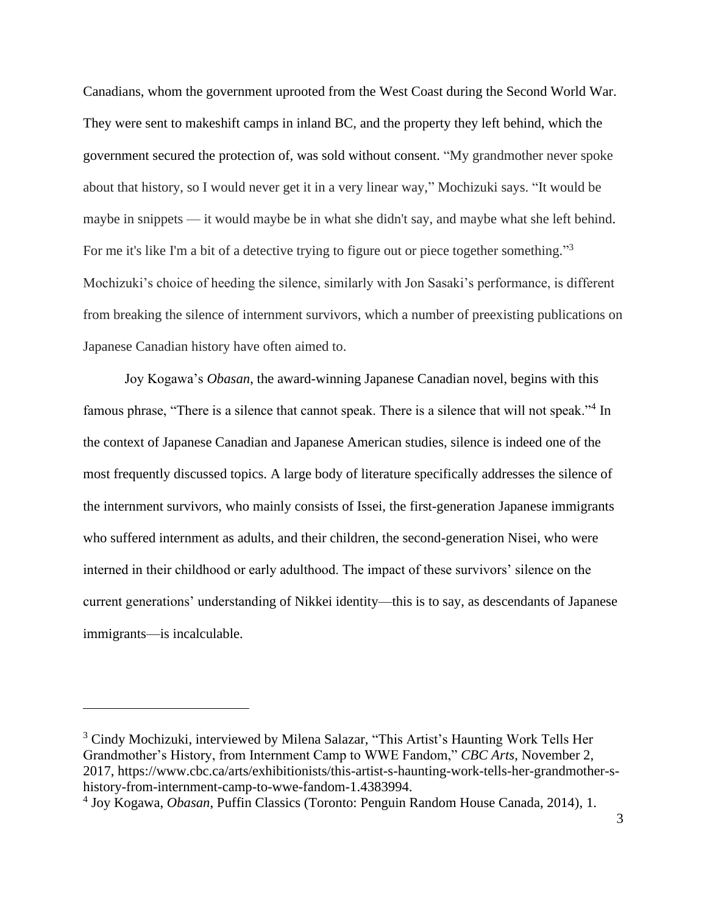Canadians, whom the government uprooted from the West Coast during the Second World War. They were sent to makeshift camps in inland BC, and the property they left behind, which the government secured the protection of, was sold without consent. “My grandmother never spoke about that history, so I would never get it in a very linear way,” Mochizuki says. “It would be maybe in snippets — it would maybe be in what she didn't say, and maybe what she left behind. For me it's like I'm a bit of a detective trying to figure out or piece together something.”[3] Mochizuki’s choice of heeding the silence, similarly with Jon Sasaki’s performance, is different from breaking the silence of internment survivors, which a number of preexisting publications on Japanese Canadian history have often aimed to.

Joy Kogawa’s *Obasan*, the award-winning Japanese Canadian novel, begins with this famous phrase, “There is a silence that cannot speak. There is a silence that will not speak.”[4] In the context of Japanese Canadian and Japanese American studies, silence is indeed one of the most frequently discussed topics. A large body of literature specifically addresses the silence of the internment survivors, who mainly consists of Issei, the first-generation Japanese immigrants who suffered internment as adults, and their children, the second-generation Nisei, who were interned in their childhood or early adulthood. The impact of these survivors’ silence on the current generations’ understanding of Nikkei identity—this is to say, as descendants of Japanese immigrants—is incalculable.

---

[3] Cindy Mochizuki, interviewed by Milena Salazar, “This Artist’s Haunting Work Tells Her Grandmother’s History, from Internment Camp to WWE Fandom,” *CBC Arts*, November 2, 2017, https://www.cbc.ca/arts/exhibitionists/this-artist-s-haunting-work-tells-her-grandmother-s-history-from-internment-camp-to-wwe-fandom-1.4383994.

[4] Joy Kogawa, *Obasan*, Puffin Classics (Toronto: Penguin Random House Canada, 2014), 1.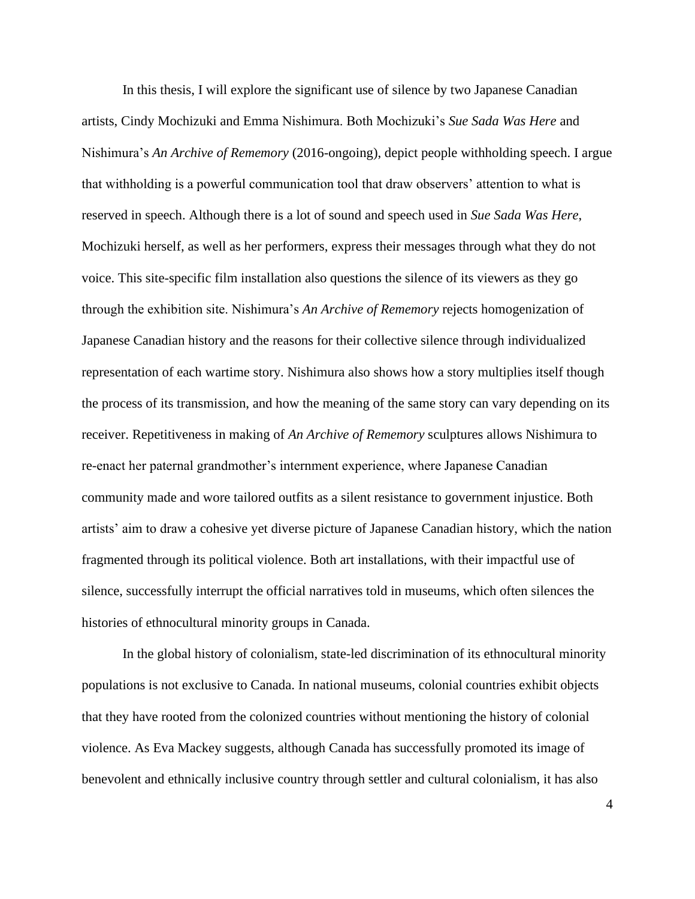In this thesis, I will explore the significant use of silence by two Japanese Canadian artists, Cindy Mochizuki and Emma Nishimura. Both Mochizuki's *Sue Sada Was Here* and Nishimura's *An Archive of Rememory* (2016-ongoing), depict people withholding speech. I argue that withholding is a powerful communication tool that draw observers' attention to what is reserved in speech. Although there is a lot of sound and speech used in *Sue Sada Was Here*, Mochizuki herself, as well as her performers, express their messages through what they do not voice. This site-specific film installation also questions the silence of its viewers as they go through the exhibition site. Nishimura's *An Archive of Rememory* rejects homogenization of Japanese Canadian history and the reasons for their collective silence through individualized representation of each wartime story. Nishimura also shows how a story multiplies itself though the process of its transmission, and how the meaning of the same story can vary depending on its receiver. Repetitiveness in making of *An Archive of Rememory* sculptures allows Nishimura to re-enact her paternal grandmother's internment experience, where Japanese Canadian community made and wore tailored outfits as a silent resistance to government injustice. Both artists' aim to draw a cohesive yet diverse picture of Japanese Canadian history, which the nation fragmented through its political violence. Both art installations, with their impactful use of silence, successfully interrupt the official narratives told in museums, which often silences the histories of ethnocultural minority groups in Canada.

In the global history of colonialism, state-led discrimination of its ethnocultural minority populations is not exclusive to Canada. In national museums, colonial countries exhibit objects that they have rooted from the colonized countries without mentioning the history of colonial violence. As Eva Mackey suggests, although Canada has successfully promoted its image of benevolent and ethnically inclusive country through settler and cultural colonialism, it has also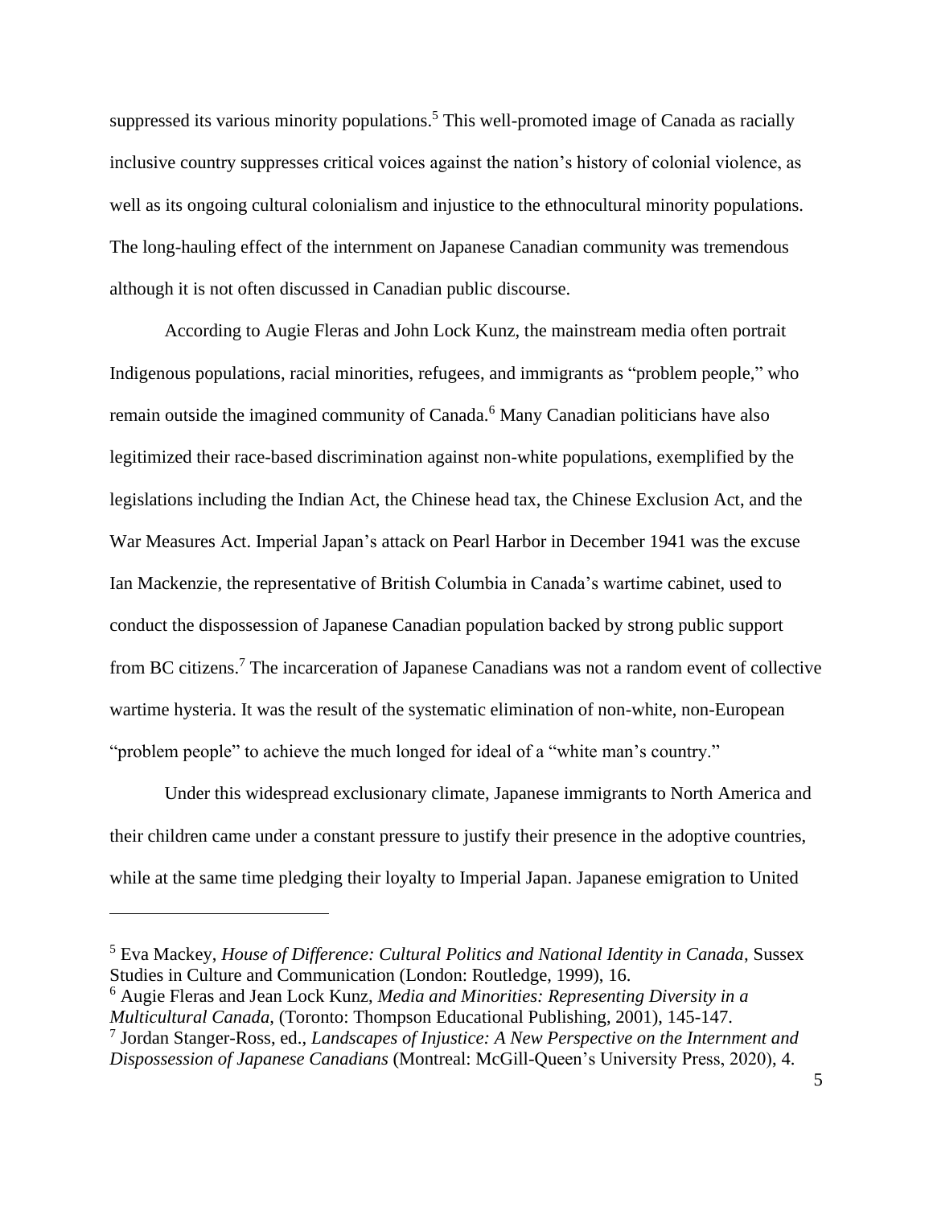suppressed its various minority populations.[5] This well-promoted image of Canada as racially inclusive country suppresses critical voices against the nation's history of colonial violence, as well as its ongoing cultural colonialism and injustice to the ethnocultural minority populations. The long-hauling effect of the internment on Japanese Canadian community was tremendous although it is not often discussed in Canadian public discourse.

According to Augie Fleras and John Lock Kunz, the mainstream media often portrait Indigenous populations, racial minorities, refugees, and immigrants as "problem people," who remain outside the imagined community of Canada.[6] Many Canadian politicians have also legitimized their race-based discrimination against non-white populations, exemplified by the legislations including the Indian Act, the Chinese head tax, the Chinese Exclusion Act, and the War Measures Act. Imperial Japan's attack on Pearl Harbor in December 1941 was the excuse Ian Mackenzie, the representative of British Columbia in Canada's wartime cabinet, used to conduct the dispossession of Japanese Canadian population backed by strong public support from BC citizens.[7] The incarceration of Japanese Canadians was not a random event of collective wartime hysteria. It was the result of the systematic elimination of non-white, non-European "problem people" to achieve the much longed for ideal of a "white man's country."

Under this widespread exclusionary climate, Japanese immigrants to North America and their children came under a constant pressure to justify their presence in the adoptive countries, while at the same time pledging their loyalty to Imperial Japan. Japanese emigration to United

---

[5] Eva Mackey, *House of Difference: Cultural Politics and National Identity in Canada*, Sussex Studies in Culture and Communication (London: Routledge, 1999), 16.

[6] Augie Fleras and Jean Lock Kunz, *Media and Minorities: Representing Diversity in a Multicultural Canada*, (Toronto: Thompson Educational Publishing, 2001), 145-147.

[7] Jordan Stanger-Ross, ed., *Landscapes of Injustice: A New Perspective on the Internment and Dispossession of Japanese Canadians* (Montreal: McGill-Queen's University Press, 2020), 4.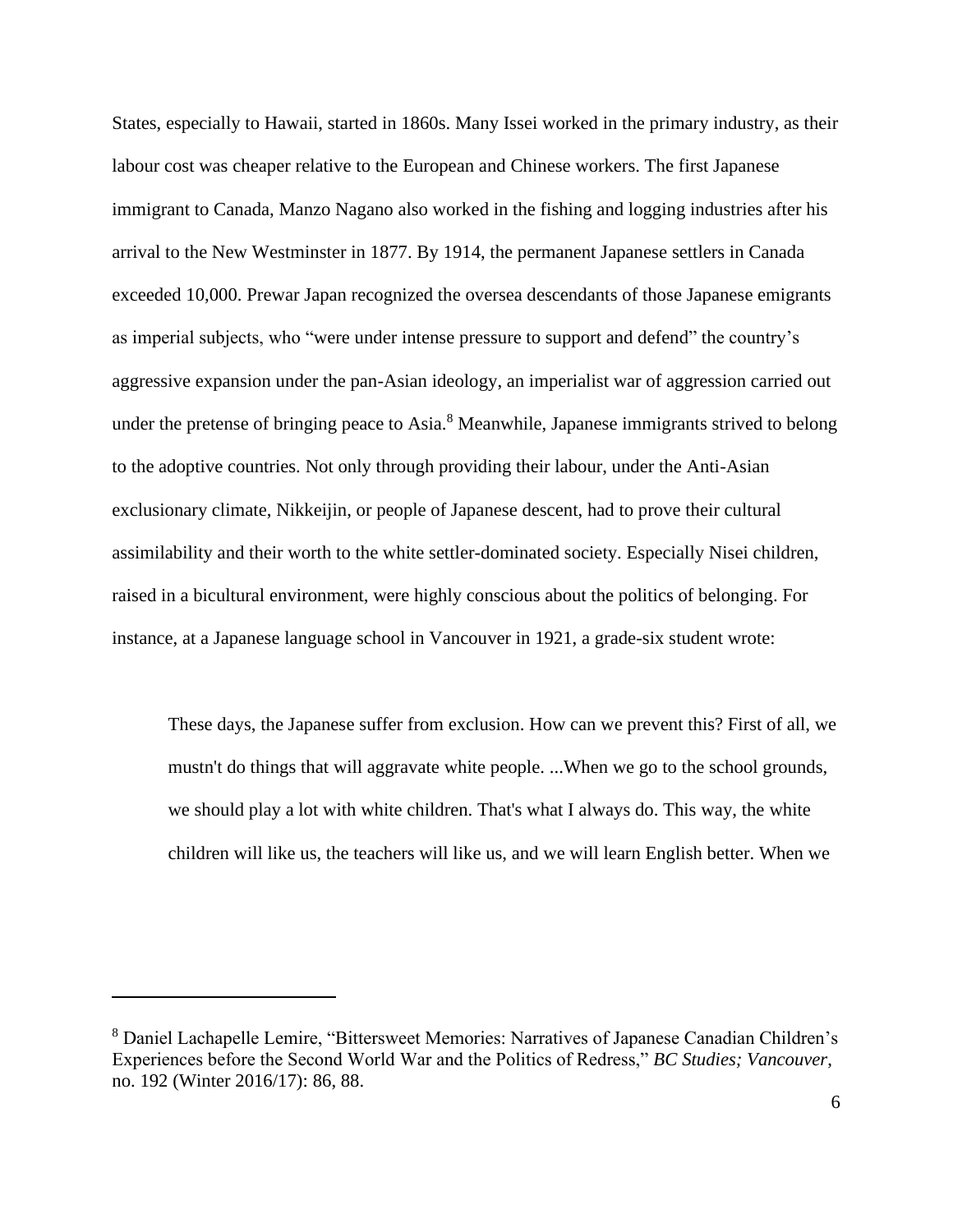States, especially to Hawaii, started in 1860s. Many Issei worked in the primary industry, as their labour cost was cheaper relative to the European and Chinese workers. The first Japanese immigrant to Canada, Manzo Nagano also worked in the fishing and logging industries after his arrival to the New Westminster in 1877. By 1914, the permanent Japanese settlers in Canada exceeded 10,000. Prewar Japan recognized the oversea descendants of those Japanese emigrants as imperial subjects, who "were under intense pressure to support and defend" the country's aggressive expansion under the pan-Asian ideology, an imperialist war of aggression carried out under the pretense of bringing peace to Asia.[8] Meanwhile, Japanese immigrants strived to belong to the adoptive countries. Not only through providing their labour, under the Anti-Asian exclusionary climate, Nikkeijin, or people of Japanese descent, had to prove their cultural assimilability and their worth to the white settler-dominated society. Especially Nisei children, raised in a bicultural environment, were highly conscious about the politics of belonging. For instance, at a Japanese language school in Vancouver in 1921, a grade-six student wrote:

> These days, the Japanese suffer from exclusion. How can we prevent this? First of all, we mustn't do things that will aggravate white people. ...When we go to the school grounds, we should play a lot with white children. That's what I always do. This way, the white children will like us, the teachers will like us, and we will learn English better. When we

---

[8] Daniel Lachapelle Lemire, "Bittersweet Memories: Narratives of Japanese Canadian Children's Experiences before the Second World War and the Politics of Redress," *BC Studies; Vancouver*, no. 192 (Winter 2016/17): 86, 88.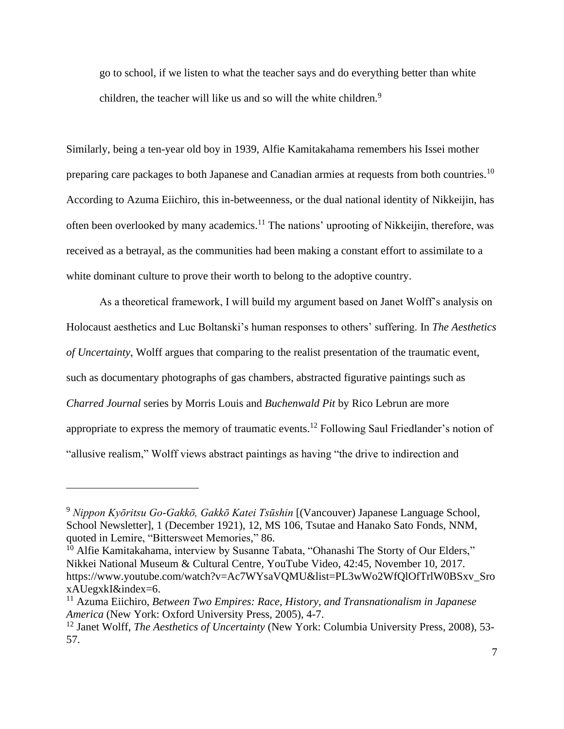> go to school, if we listen to what the teacher says and do everything better than white children, the teacher will like us and so will the white children.[9]

Similarly, being a ten-year old boy in 1939, Alfie Kamitakahama remembers his Issei mother preparing care packages to both Japanese and Canadian armies at requests from both countries.[10] According to Azuma Eiichiro, this in-betweenness, or the dual national identity of Nikkeijin, has often been overlooked by many academics.[11] The nations' uprooting of Nikkeijin, therefore, was received as a betrayal, as the communities had been making a constant effort to assimilate to a white dominant culture to prove their worth to belong to the adoptive country.

As a theoretical framework, I will build my argument based on Janet Wolff's analysis on Holocaust aesthetics and Luc Boltanski's human responses to others' suffering. In *The Aesthetics of Uncertainty*, Wolff argues that comparing to the realist presentation of the traumatic event, such as documentary photographs of gas chambers, abstracted figurative paintings such as *Charred Journal* series by Morris Louis and *Buchenwald Pit* by Rico Lebrun are more appropriate to express the memory of traumatic events.[12] Following Saul Friedlander's notion of "allusive realism," Wolff views abstract paintings as having "the drive to indirection and

---

[9] *Nippon Kyōritsu Go-Gakkō, Gakkō Katei Tsūshin* [(Vancouver) Japanese Language School, School Newsletter], 1 (December 1921), 12, MS 106, Tsutae and Hanako Sato Fonds, NNM, quoted in Lemire, "Bittersweet Memories," 86.

[10] Alfie Kamitakahama, interview by Susanne Tabata, "Ohanashi The Storty of Our Elders," Nikkei National Museum & Cultural Centre, YouTube Video, 42:45, November 10, 2017. https://www.youtube.com/watch?v=Ac7WYsaVQMU&list=PL3wWo2WfQlOfTrlW0BSxv_SroxAUegxkI&index=6.

[11] Azuma Eiichiro, *Between Two Empires: Race, History, and Transnationalism in Japanese America* (New York: Oxford University Press, 2005), 4-7.

[12] Janet Wolff, *The Aesthetics of Uncertainty* (New York: Columbia University Press, 2008), 53-57.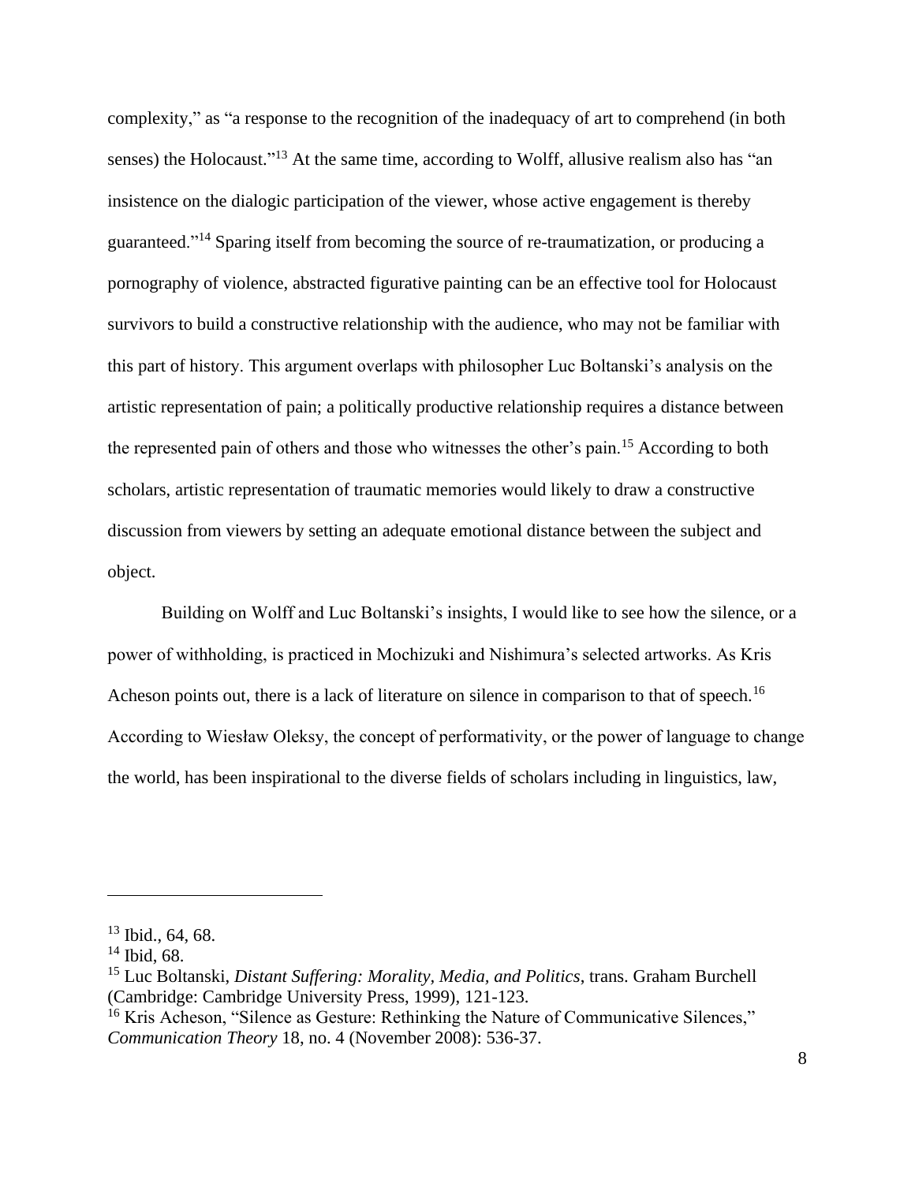complexity," as "a response to the recognition of the inadequacy of art to comprehend (in both senses) the Holocaust."[13] At the same time, according to Wolff, allusive realism also has "an insistence on the dialogic participation of the viewer, whose active engagement is thereby guaranteed."[14] Sparing itself from becoming the source of re-traumatization, or producing a pornography of violence, abstracted figurative painting can be an effective tool for Holocaust survivors to build a constructive relationship with the audience, who may not be familiar with this part of history. This argument overlaps with philosopher Luc Boltanski's analysis on the artistic representation of pain; a politically productive relationship requires a distance between the represented pain of others and those who witnesses the other's pain.[15] According to both scholars, artistic representation of traumatic memories would likely to draw a constructive discussion from viewers by setting an adequate emotional distance between the subject and object.

Building on Wolff and Luc Boltanski's insights, I would like to see how the silence, or a power of withholding, is practiced in Mochizuki and Nishimura's selected artworks. As Kris Acheson points out, there is a lack of literature on silence in comparison to that of speech.[16] According to Wiesław Oleksy, the concept of performativity, or the power of language to change the world, has been inspirational to the diverse fields of scholars including in linguistics, law,

---

[13] Ibid., 64, 68.

[14] Ibid, 68.

[15] Luc Boltanski, *Distant Suffering: Morality, Media, and Politics*, trans. Graham Burchell (Cambridge: Cambridge University Press, 1999), 121-123.

[16] Kris Acheson, "Silence as Gesture: Rethinking the Nature of Communicative Silences," *Communication Theory* 18, no. 4 (November 2008): 536-37.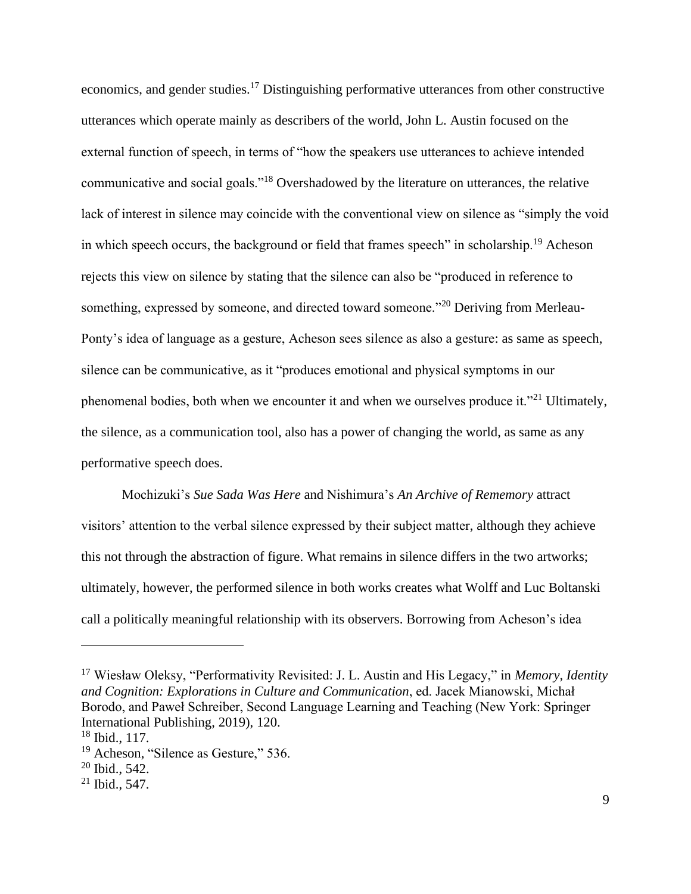economics, and gender studies.[17] Distinguishing performative utterances from other constructive utterances which operate mainly as describers of the world, John L. Austin focused on the external function of speech, in terms of "how the speakers use utterances to achieve intended communicative and social goals."[18] Overshadowed by the literature on utterances, the relative lack of interest in silence may coincide with the conventional view on silence as "simply the void in which speech occurs, the background or field that frames speech" in scholarship.[19] Acheson rejects this view on silence by stating that the silence can also be "produced in reference to something, expressed by someone, and directed toward someone."[20] Deriving from Merleau-Ponty's idea of language as a gesture, Acheson sees silence as also a gesture: as same as speech, silence can be communicative, as it "produces emotional and physical symptoms in our phenomenal bodies, both when we encounter it and when we ourselves produce it."[21] Ultimately, the silence, as a communication tool, also has a power of changing the world, as same as any performative speech does.

Mochizuki's *Sue Sada Was Here* and Nishimura's *An Archive of Rememory* attract visitors' attention to the verbal silence expressed by their subject matter, although they achieve this not through the abstraction of figure. What remains in silence differs in the two artworks; ultimately, however, the performed silence in both works creates what Wolff and Luc Boltanski call a politically meaningful relationship with its observers. Borrowing from Acheson's idea

---

[17] Wiesław Oleksy, "Performativity Revisited: J. L. Austin and His Legacy," in *Memory, Identity and Cognition: Explorations in Culture and Communication*, ed. Jacek Mianowski, Michał Borodo, and Paweł Schreiber, Second Language Learning and Teaching (New York: Springer International Publishing, 2019), 120.

[18] Ibid., 117.

[19] Acheson, "Silence as Gesture," 536.

[20] Ibid., 542.

[21] Ibid., 547.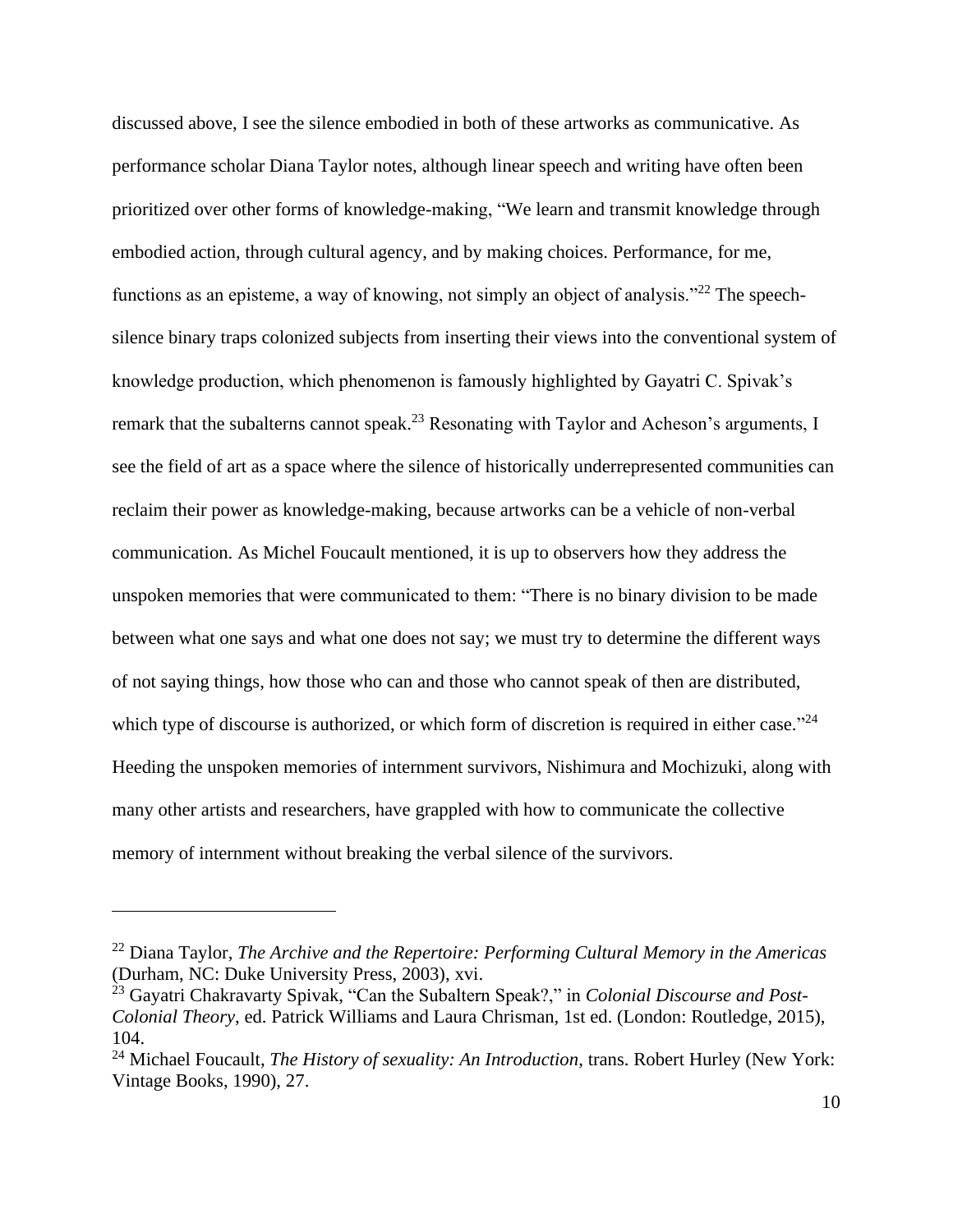discussed above, I see the silence embodied in both of these artworks as communicative. As performance scholar Diana Taylor notes, although linear speech and writing have often been prioritized over other forms of knowledge-making, "We learn and transmit knowledge through embodied action, through cultural agency, and by making choices. Performance, for me, functions as an episteme, a way of knowing, not simply an object of analysis."[22] The speech-silence binary traps colonized subjects from inserting their views into the conventional system of knowledge production, which phenomenon is famously highlighted by Gayatri C. Spivak's remark that the subalterns cannot speak.[23] Resonating with Taylor and Acheson's arguments, I see the field of art as a space where the silence of historically underrepresented communities can reclaim their power as knowledge-making, because artworks can be a vehicle of non-verbal communication. As Michel Foucault mentioned, it is up to observers how they address the unspoken memories that were communicated to them: "There is no binary division to be made between what one says and what one does not say; we must try to determine the different ways of not saying things, how those who can and those who cannot speak of then are distributed, which type of discourse is authorized, or which form of discretion is required in either case."[24] Heeding the unspoken memories of internment survivors, Nishimura and Mochizuki, along with many other artists and researchers, have grappled with how to communicate the collective memory of internment without breaking the verbal silence of the survivors.

---

[22] Diana Taylor, *The Archive and the Repertoire: Performing Cultural Memory in the Americas* (Durham, NC: Duke University Press, 2003), xvi.

[23] Gayatri Chakravarty Spivak, "Can the Subaltern Speak?," in *Colonial Discourse and Post-Colonial Theory*, ed. Patrick Williams and Laura Chrisman, 1st ed. (London: Routledge, 2015), 104.

[24] Michael Foucault, *The History of sexuality: An Introduction*, trans. Robert Hurley (New York: Vintage Books, 1990), 27.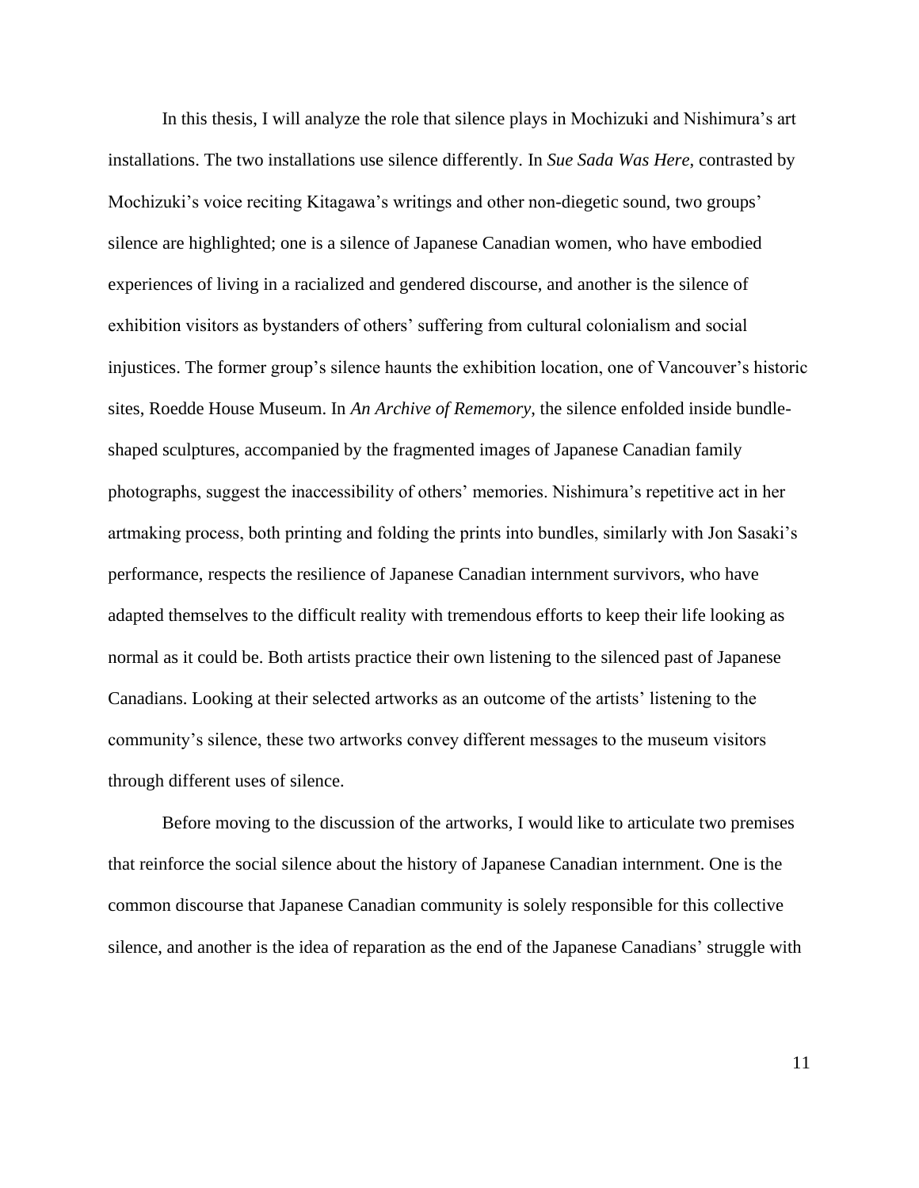In this thesis, I will analyze the role that silence plays in Mochizuki and Nishimura's art installations. The two installations use silence differently. In *Sue Sada Was Here*, contrasted by Mochizuki's voice reciting Kitagawa's writings and other non-diegetic sound, two groups' silence are highlighted; one is a silence of Japanese Canadian women, who have embodied experiences of living in a racialized and gendered discourse, and another is the silence of exhibition visitors as bystanders of others' suffering from cultural colonialism and social injustices. The former group's silence haunts the exhibition location, one of Vancouver's historic sites, Roedde House Museum. In *An Archive of Rememory*, the silence enfolded inside bundle-shaped sculptures, accompanied by the fragmented images of Japanese Canadian family photographs, suggest the inaccessibility of others' memories. Nishimura's repetitive act in her artmaking process, both printing and folding the prints into bundles, similarly with Jon Sasaki's performance, respects the resilience of Japanese Canadian internment survivors, who have adapted themselves to the difficult reality with tremendous efforts to keep their life looking as normal as it could be. Both artists practice their own listening to the silenced past of Japanese Canadians. Looking at their selected artworks as an outcome of the artists' listening to the community's silence, these two artworks convey different messages to the museum visitors through different uses of silence.

Before moving to the discussion of the artworks, I would like to articulate two premises that reinforce the social silence about the history of Japanese Canadian internment. One is the common discourse that Japanese Canadian community is solely responsible for this collective silence, and another is the idea of reparation as the end of the Japanese Canadians' struggle with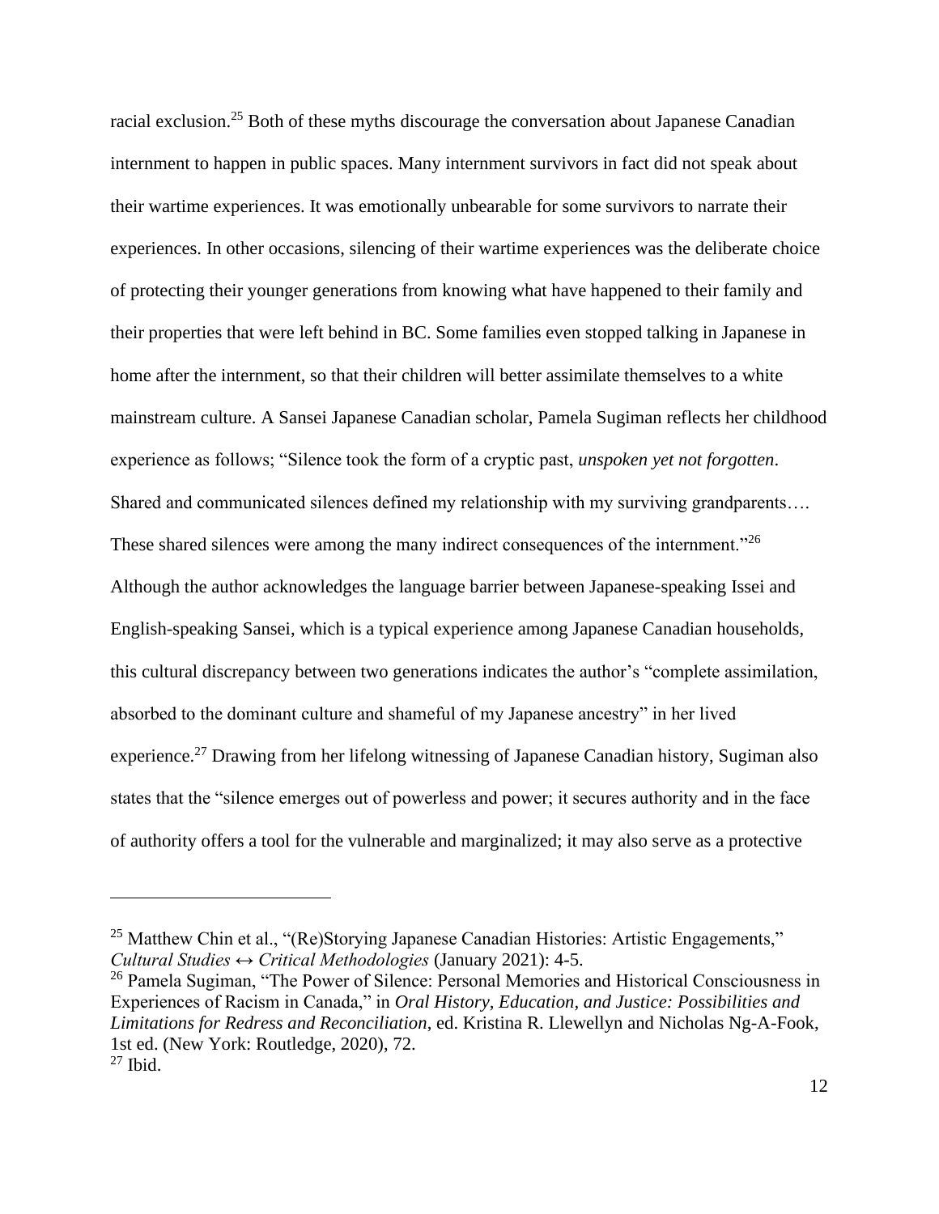racial exclusion.[25] Both of these myths discourage the conversation about Japanese Canadian internment to happen in public spaces. Many internment survivors in fact did not speak about their wartime experiences. It was emotionally unbearable for some survivors to narrate their experiences. In other occasions, silencing of their wartime experiences was the deliberate choice of protecting their younger generations from knowing what have happened to their family and their properties that were left behind in BC. Some families even stopped talking in Japanese in home after the internment, so that their children will better assimilate themselves to a white mainstream culture. A Sansei Japanese Canadian scholar, Pamela Sugiman reflects her childhood experience as follows; "Silence took the form of a cryptic past, *unspoken yet not forgotten*. Shared and communicated silences defined my relationship with my surviving grandparents…. These shared silences were among the many indirect consequences of the internment."[26] Although the author acknowledges the language barrier between Japanese-speaking Issei and English-speaking Sansei, which is a typical experience among Japanese Canadian households, this cultural discrepancy between two generations indicates the author's "complete assimilation, absorbed to the dominant culture and shameful of my Japanese ancestry" in her lived experience.[27] Drawing from her lifelong witnessing of Japanese Canadian history, Sugiman also states that the "silence emerges out of powerless and power; it secures authority and in the face of authority offers a tool for the vulnerable and marginalized; it may also serve as a protective

---

[25] Matthew Chin et al., "(Re)Storying Japanese Canadian Histories: Artistic Engagements," *Cultural Studies ↔ Critical Methodologies* (January 2021): 4-5.

[26] Pamela Sugiman, "The Power of Silence: Personal Memories and Historical Consciousness in Experiences of Racism in Canada," in *Oral History, Education, and Justice: Possibilities and Limitations for Redress and Reconciliation*, ed. Kristina R. Llewellyn and Nicholas Ng-A-Fook, 1st ed. (New York: Routledge, 2020), 72.

[27] Ibid.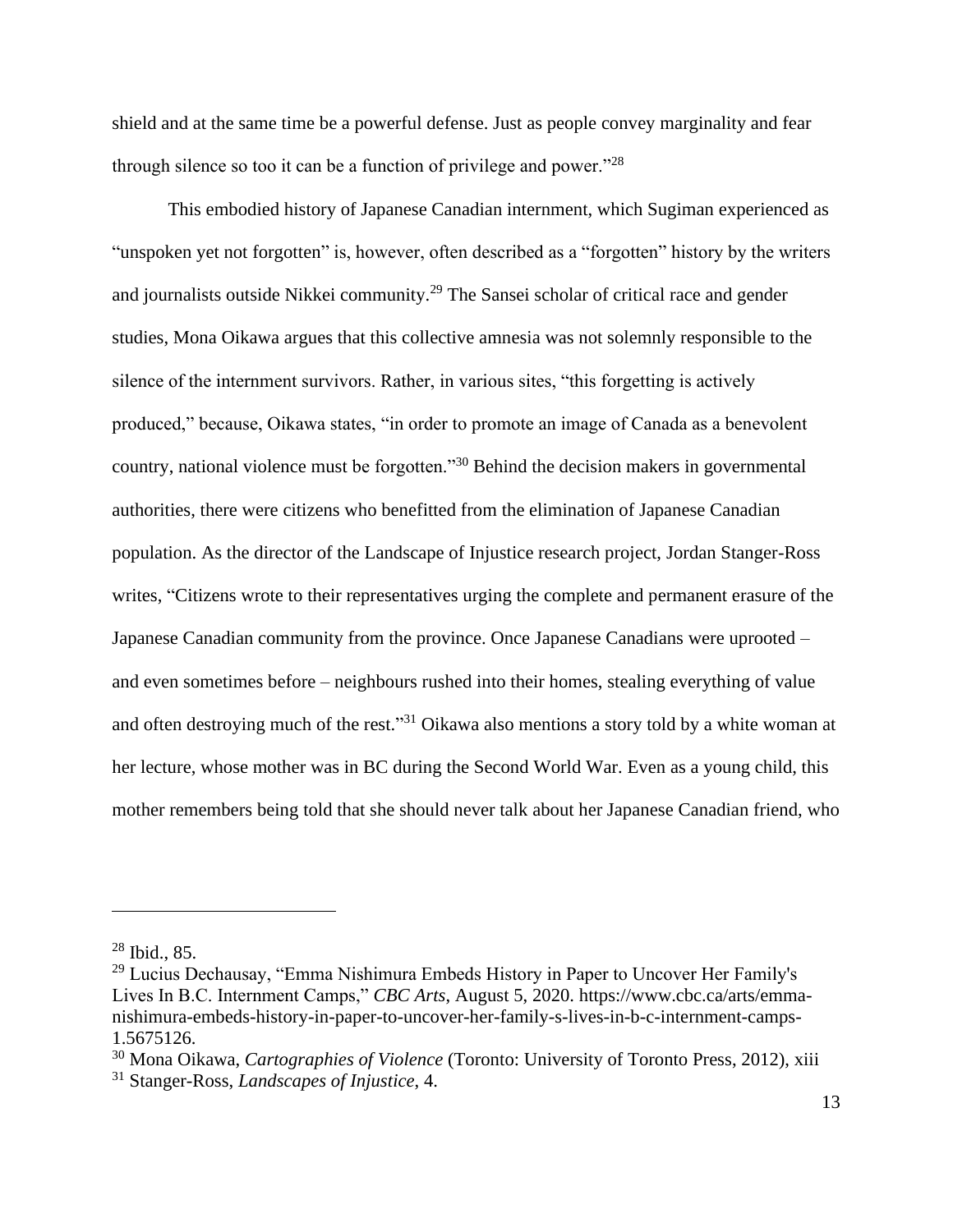shield and at the same time be a powerful defense. Just as people convey marginality and fear through silence so too it can be a function of privilege and power."[28]

This embodied history of Japanese Canadian internment, which Sugiman experienced as "unspoken yet not forgotten" is, however, often described as a "forgotten" history by the writers and journalists outside Nikkei community.[29] The Sansei scholar of critical race and gender studies, Mona Oikawa argues that this collective amnesia was not solemnly responsible to the silence of the internment survivors. Rather, in various sites, "this forgetting is actively produced," because, Oikawa states, "in order to promote an image of Canada as a benevolent country, national violence must be forgotten."[30] Behind the decision makers in governmental authorities, there were citizens who benefitted from the elimination of Japanese Canadian population. As the director of the Landscape of Injustice research project, Jordan Stanger-Ross writes, "Citizens wrote to their representatives urging the complete and permanent erasure of the Japanese Canadian community from the province. Once Japanese Canadians were uprooted – and even sometimes before – neighbours rushed into their homes, stealing everything of value and often destroying much of the rest."[31] Oikawa also mentions a story told by a white woman at her lecture, whose mother was in BC during the Second World War. Even as a young child, this mother remembers being told that she should never talk about her Japanese Canadian friend, who

---

[28] Ibid., 85.

[29] Lucius Dechausay, "Emma Nishimura Embeds History in Paper to Uncover Her Family's Lives In B.C. Internment Camps," *CBC Arts*, August 5, 2020. https://www.cbc.ca/arts/emma-nishimura-embeds-history-in-paper-to-uncover-her-family-s-lives-in-b-c-internment-camps-1.5675126.

[30] Mona Oikawa, *Cartographies of Violence* (Toronto: University of Toronto Press, 2012), xiii

[31] Stanger-Ross, *Landscapes of Injustice*, 4.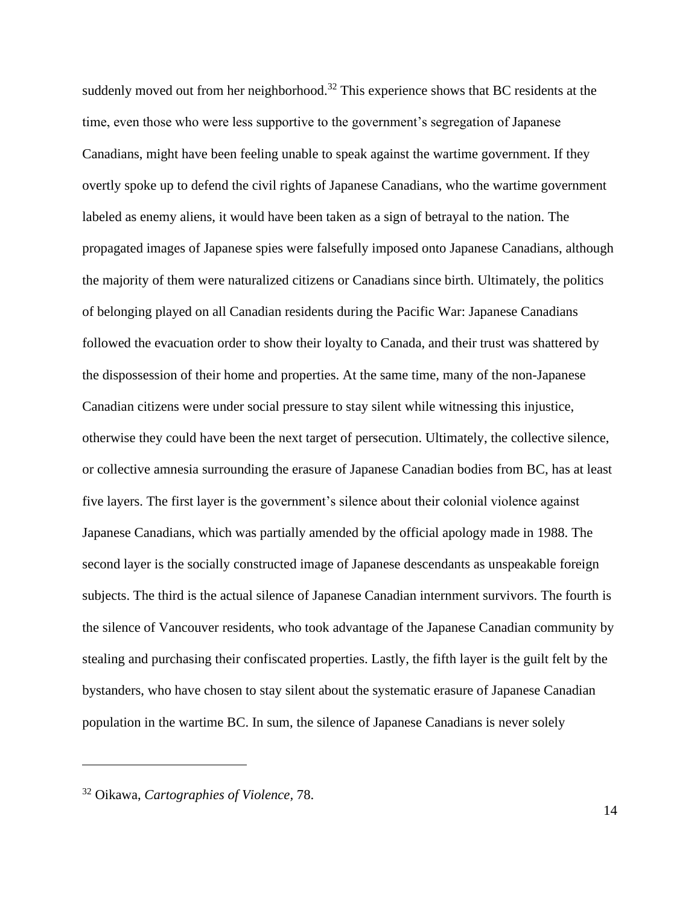suddenly moved out from her neighborhood.[32] This experience shows that BC residents at the time, even those who were less supportive to the government's segregation of Japanese Canadians, might have been feeling unable to speak against the wartime government. If they overtly spoke up to defend the civil rights of Japanese Canadians, who the wartime government labeled as enemy aliens, it would have been taken as a sign of betrayal to the nation. The propagated images of Japanese spies were falsefully imposed onto Japanese Canadians, although the majority of them were naturalized citizens or Canadians since birth. Ultimately, the politics of belonging played on all Canadian residents during the Pacific War: Japanese Canadians followed the evacuation order to show their loyalty to Canada, and their trust was shattered by the dispossession of their home and properties. At the same time, many of the non-Japanese Canadian citizens were under social pressure to stay silent while witnessing this injustice, otherwise they could have been the next target of persecution. Ultimately, the collective silence, or collective amnesia surrounding the erasure of Japanese Canadian bodies from BC, has at least five layers. The first layer is the government's silence about their colonial violence against Japanese Canadians, which was partially amended by the official apology made in 1988. The second layer is the socially constructed image of Japanese descendants as unspeakable foreign subjects. The third is the actual silence of Japanese Canadian internment survivors. The fourth is the silence of Vancouver residents, who took advantage of the Japanese Canadian community by stealing and purchasing their confiscated properties. Lastly, the fifth layer is the guilt felt by the bystanders, who have chosen to stay silent about the systematic erasure of Japanese Canadian population in the wartime BC. In sum, the silence of Japanese Canadians is never solely

---

[32] Oikawa, *Cartographies of Violence,* 78.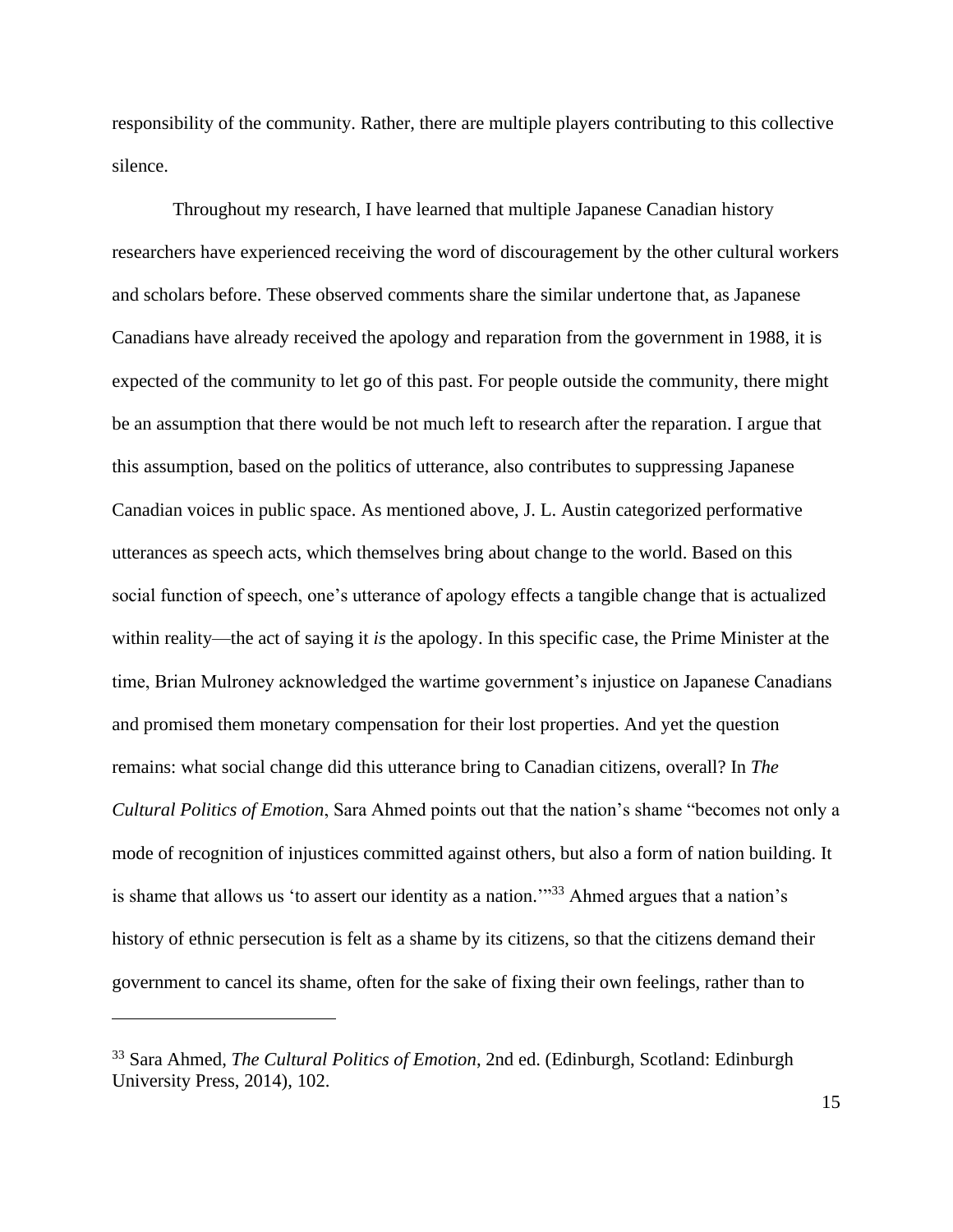responsibility of the community. Rather, there are multiple players contributing to this collective silence.

Throughout my research, I have learned that multiple Japanese Canadian history researchers have experienced receiving the word of discouragement by the other cultural workers and scholars before. These observed comments share the similar undertone that, as Japanese Canadians have already received the apology and reparation from the government in 1988, it is expected of the community to let go of this past. For people outside the community, there might be an assumption that there would be not much left to research after the reparation. I argue that this assumption, based on the politics of utterance, also contributes to suppressing Japanese Canadian voices in public space. As mentioned above, J. L. Austin categorized performative utterances as speech acts, which themselves bring about change to the world. Based on this social function of speech, one's utterance of apology effects a tangible change that is actualized within reality—the act of saying it *is* the apology. In this specific case, the Prime Minister at the time, Brian Mulroney acknowledged the wartime government's injustice on Japanese Canadians and promised them monetary compensation for their lost properties. And yet the question remains: what social change did this utterance bring to Canadian citizens, overall? In *The Cultural Politics of Emotion*, Sara Ahmed points out that the nation's shame "becomes not only a mode of recognition of injustices committed against others, but also a form of nation building. It is shame that allows us 'to assert our identity as a nation.'"[33] Ahmed argues that a nation's history of ethnic persecution is felt as a shame by its citizens, so that the citizens demand their government to cancel its shame, often for the sake of fixing their own feelings, rather than to

---

[33] Sara Ahmed, *The Cultural Politics of Emotion*, 2nd ed. (Edinburgh, Scotland: Edinburgh University Press, 2014), 102.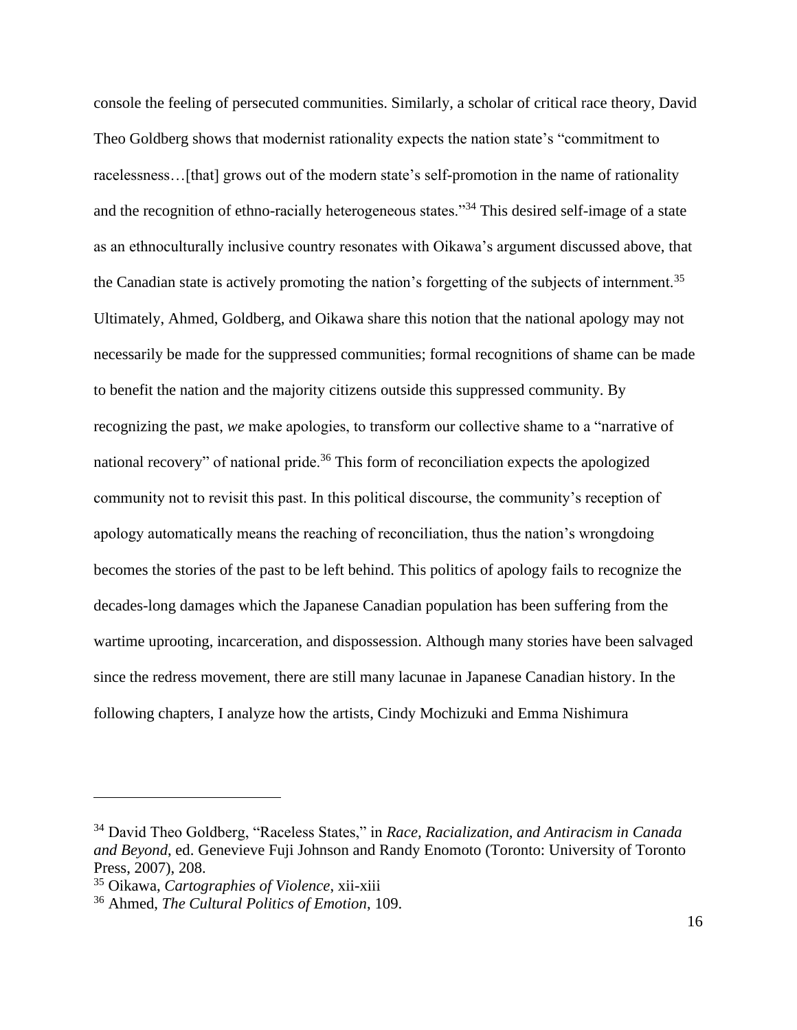console the feeling of persecuted communities. Similarly, a scholar of critical race theory, David Theo Goldberg shows that modernist rationality expects the nation state's "commitment to racelessness…[that] grows out of the modern state's self-promotion in the name of rationality and the recognition of ethno-racially heterogeneous states."[34] This desired self-image of a state as an ethnoculturally inclusive country resonates with Oikawa's argument discussed above, that the Canadian state is actively promoting the nation's forgetting of the subjects of internment.[35] Ultimately, Ahmed, Goldberg, and Oikawa share this notion that the national apology may not necessarily be made for the suppressed communities; formal recognitions of shame can be made to benefit the nation and the majority citizens outside this suppressed community. By recognizing the past, *we* make apologies, to transform our collective shame to a "narrative of national recovery" of national pride.[36] This form of reconciliation expects the apologized community not to revisit this past. In this political discourse, the community's reception of apology automatically means the reaching of reconciliation, thus the nation's wrongdoing becomes the stories of the past to be left behind. This politics of apology fails to recognize the decades-long damages which the Japanese Canadian population has been suffering from the wartime uprooting, incarceration, and dispossession. Although many stories have been salvaged since the redress movement, there are still many lacunae in Japanese Canadian history. In the following chapters, I analyze how the artists, Cindy Mochizuki and Emma Nishimura

---

[34] David Theo Goldberg, "Raceless States," in *Race, Racialization, and Antiracism in Canada and Beyond*, ed. Genevieve Fuji Johnson and Randy Enomoto (Toronto: University of Toronto Press, 2007), 208.

[35] Oikawa, *Cartographies of Violence*, xii-xiii

[36] Ahmed, *The Cultural Politics of Emotion*, 109.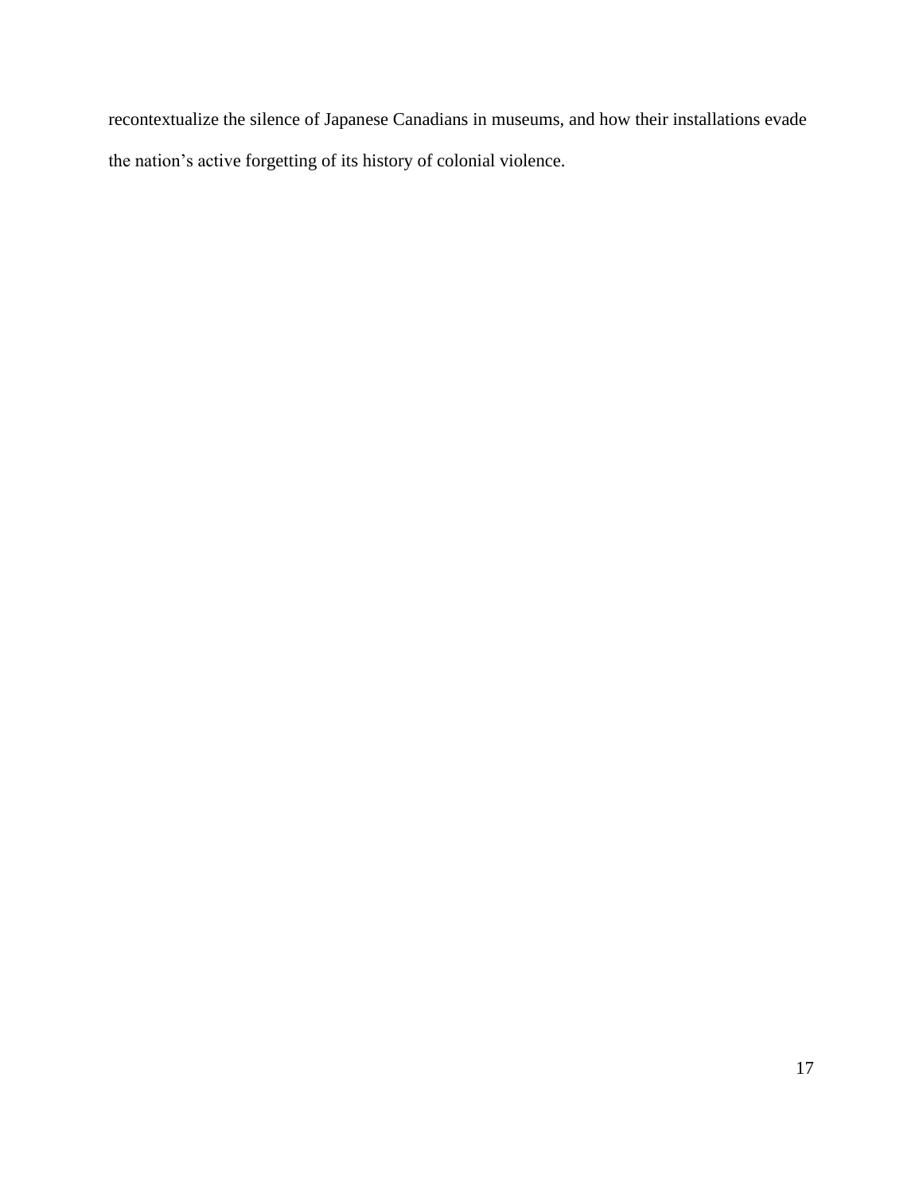recontextualize the silence of Japanese Canadians in museums, and how their installations evade the nation's active forgetting of its history of colonial violence.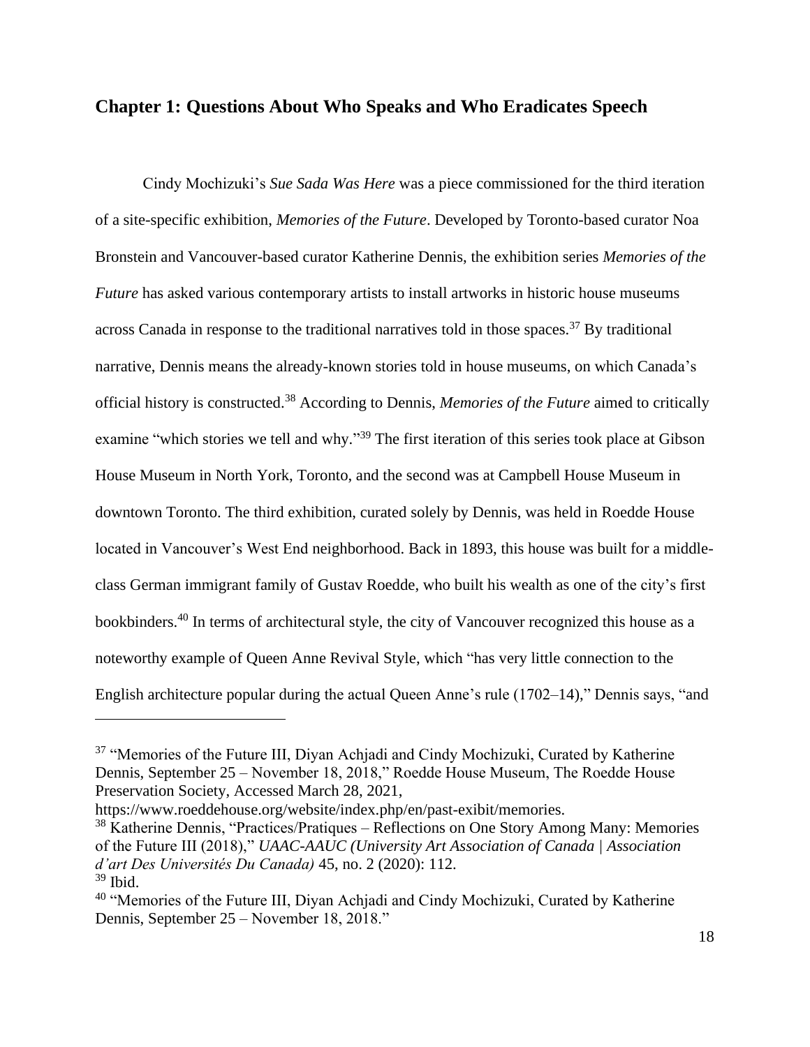## Chapter 1: Questions About Who Speaks and Who Eradicates Speech

Cindy Mochizuki's *Sue Sada Was Here* was a piece commissioned for the third iteration of a site-specific exhibition, *Memories of the Future*. Developed by Toronto-based curator Noa Bronstein and Vancouver-based curator Katherine Dennis, the exhibition series *Memories of the Future* has asked various contemporary artists to install artworks in historic house museums across Canada in response to the traditional narratives told in those spaces.[37] By traditional narrative, Dennis means the already-known stories told in house museums, on which Canada's official history is constructed.[38] According to Dennis, *Memories of the Future* aimed to critically examine "which stories we tell and why."[39] The first iteration of this series took place at Gibson House Museum in North York, Toronto, and the second was at Campbell House Museum in downtown Toronto. The third exhibition, curated solely by Dennis, was held in Roedde House located in Vancouver's West End neighborhood. Back in 1893, this house was built for a middle-class German immigrant family of Gustav Roedde, who built his wealth as one of the city's first bookbinders.[40] In terms of architectural style, the city of Vancouver recognized this house as a noteworthy example of Queen Anne Revival Style, which "has very little connection to the English architecture popular during the actual Queen Anne's rule (1702–14)," Dennis says, "and

---

[37] "Memories of the Future III, Diyan Achjadi and Cindy Mochizuki, Curated by Katherine Dennis, September 25 – November 18, 2018," Roedde House Museum, The Roedde House Preservation Society, Accessed March 28, 2021, https://www.roeddehouse.org/website/index.php/en/past-exibit/memories.

[38] Katherine Dennis, "Practices/Pratiques – Reflections on One Story Among Many: Memories of the Future III (2018)," *UAAC-AAUC (University Art Association of Canada | Association d'art Des Universités Du Canada)* 45, no. 2 (2020): 112.

[39] Ibid.

[40] "Memories of the Future III, Diyan Achjadi and Cindy Mochizuki, Curated by Katherine Dennis, September 25 – November 18, 2018."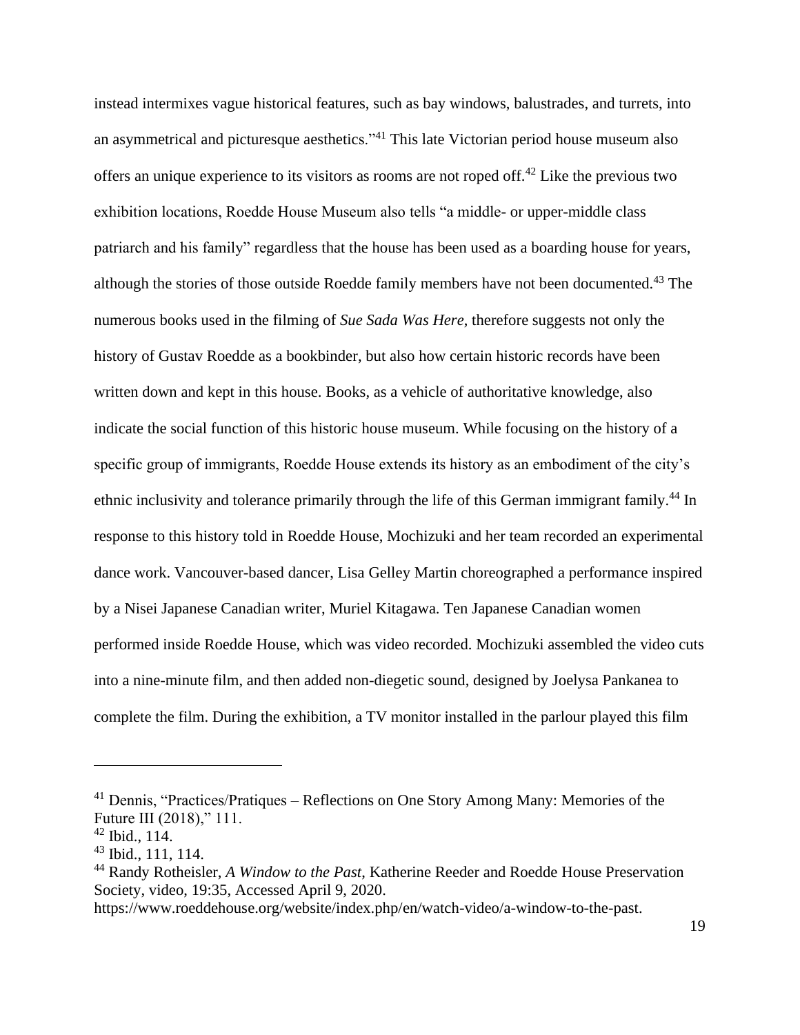instead intermixes vague historical features, such as bay windows, balustrades, and turrets, into an asymmetrical and picturesque aesthetics."[41] This late Victorian period house museum also offers an unique experience to its visitors as rooms are not roped off.[42] Like the previous two exhibition locations, Roedde House Museum also tells "a middle- or upper-middle class patriarch and his family" regardless that the house has been used as a boarding house for years, although the stories of those outside Roedde family members have not been documented.[43] The numerous books used in the filming of *Sue Sada Was Here*, therefore suggests not only the history of Gustav Roedde as a bookbinder, but also how certain historic records have been written down and kept in this house. Books, as a vehicle of authoritative knowledge, also indicate the social function of this historic house museum. While focusing on the history of a specific group of immigrants, Roedde House extends its history as an embodiment of the city's ethnic inclusivity and tolerance primarily through the life of this German immigrant family.[44] In response to this history told in Roedde House, Mochizuki and her team recorded an experimental dance work. Vancouver-based dancer, Lisa Gelley Martin choreographed a performance inspired by a Nisei Japanese Canadian writer, Muriel Kitagawa. Ten Japanese Canadian women performed inside Roedde House, which was video recorded. Mochizuki assembled the video cuts into a nine-minute film, and then added non-diegetic sound, designed by Joelysa Pankanea to complete the film. During the exhibition, a TV monitor installed in the parlour played this film

---

[41] Dennis, "Practices/Pratiques – Reflections on One Story Among Many: Memories of the Future III (2018)," 111.

[42] Ibid., 114.

[43] Ibid., 111, 114.

[44] Randy Rotheisler, *A Window to the Past*, Katherine Reeder and Roedde House Preservation Society, video, 19:35, Accessed April 9, 2020. https://www.roeddehouse.org/website/index.php/en/watch-video/a-window-to-the-past.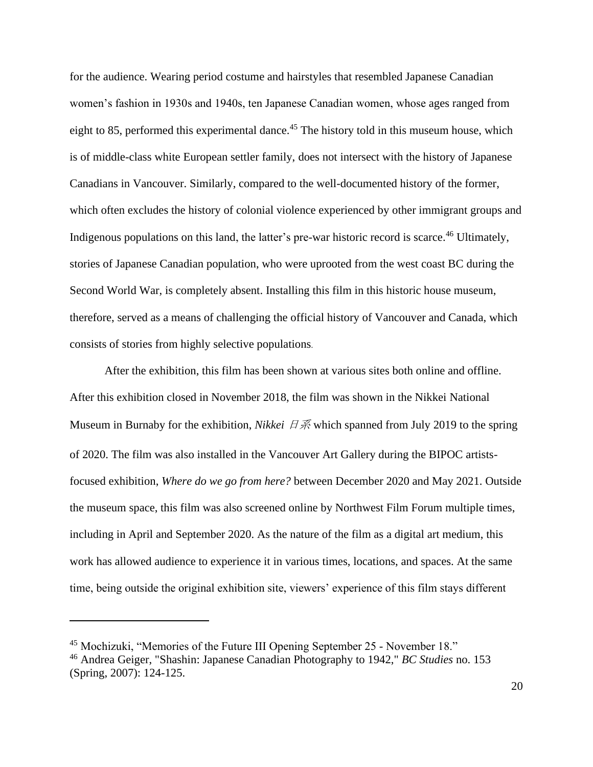for the audience. Wearing period costume and hairstyles that resembled Japanese Canadian women's fashion in 1930s and 1940s, ten Japanese Canadian women, whose ages ranged from eight to 85, performed this experimental dance.[45] The history told in this museum house, which is of middle-class white European settler family, does not intersect with the history of Japanese Canadians in Vancouver. Similarly, compared to the well-documented history of the former, which often excludes the history of colonial violence experienced by other immigrant groups and Indigenous populations on this land, the latter's pre-war historic record is scarce.[46] Ultimately, stories of Japanese Canadian population, who were uprooted from the west coast BC during the Second World War, is completely absent. Installing this film in this historic house museum, therefore, served as a means of challenging the official history of Vancouver and Canada, which consists of stories from highly selective populations.

After the exhibition, this film has been shown at various sites both online and offline. After this exhibition closed in November 2018, the film was shown in the Nikkei National Museum in Burnaby for the exhibition, *Nikkei 日系* which spanned from July 2019 to the spring of 2020. The film was also installed in the Vancouver Art Gallery during the BIPOC artists-focused exhibition, *Where do we go from here?* between December 2020 and May 2021. Outside the museum space, this film was also screened online by Northwest Film Forum multiple times, including in April and September 2020. As the nature of the film as a digital art medium, this work has allowed audience to experience it in various times, locations, and spaces. At the same time, being outside the original exhibition site, viewers' experience of this film stays different

---

[45] Mochizuki, "Memories of the Future III Opening September 25 - November 18."

[46] Andrea Geiger, "Shashin: Japanese Canadian Photography to 1942," *BC Studies* no. 153 (Spring, 2007): 124-125.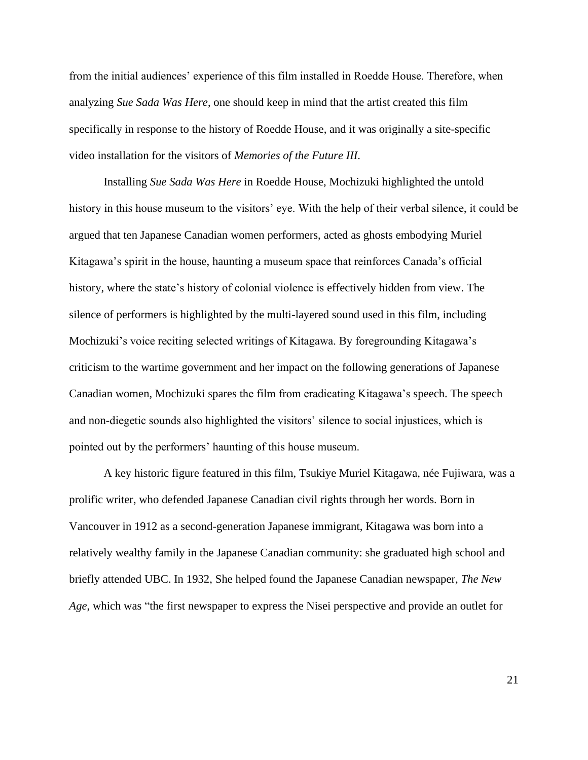from the initial audiences' experience of this film installed in Roedde House. Therefore, when analyzing *Sue Sada Was Here*, one should keep in mind that the artist created this film specifically in response to the history of Roedde House, and it was originally a site-specific video installation for the visitors of *Memories of the Future III*.

Installing *Sue Sada Was Here* in Roedde House, Mochizuki highlighted the untold history in this house museum to the visitors' eye. With the help of their verbal silence, it could be argued that ten Japanese Canadian women performers, acted as ghosts embodying Muriel Kitagawa's spirit in the house, haunting a museum space that reinforces Canada's official history, where the state's history of colonial violence is effectively hidden from view. The silence of performers is highlighted by the multi-layered sound used in this film, including Mochizuki's voice reciting selected writings of Kitagawa. By foregrounding Kitagawa's criticism to the wartime government and her impact on the following generations of Japanese Canadian women, Mochizuki spares the film from eradicating Kitagawa's speech. The speech and non-diegetic sounds also highlighted the visitors' silence to social injustices, which is pointed out by the performers' haunting of this house museum.

A key historic figure featured in this film, Tsukiye Muriel Kitagawa, née Fujiwara, was a prolific writer, who defended Japanese Canadian civil rights through her words. Born in Vancouver in 1912 as a second-generation Japanese immigrant, Kitagawa was born into a relatively wealthy family in the Japanese Canadian community: she graduated high school and briefly attended UBC. In 1932, She helped found the Japanese Canadian newspaper, *The New Age*, which was "the first newspaper to express the Nisei perspective and provide an outlet for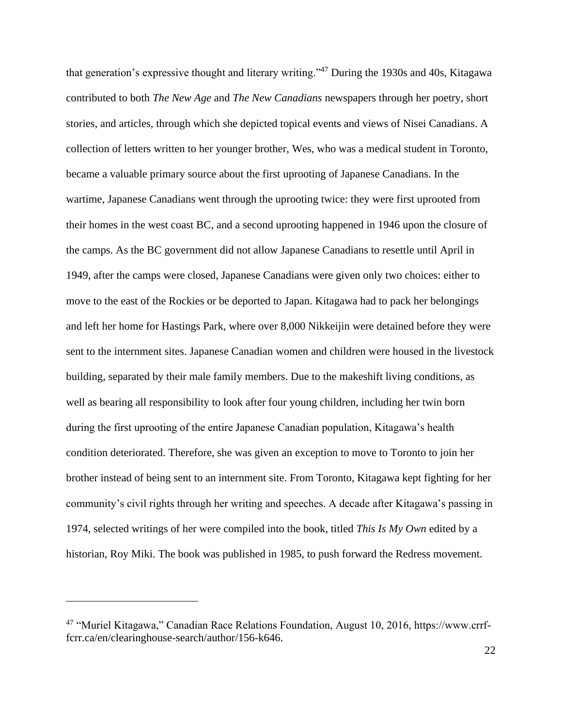that generation's expressive thought and literary writing."[47] During the 1930s and 40s, Kitagawa contributed to both *The New Age* and *The New Canadians* newspapers through her poetry, short stories, and articles, through which she depicted topical events and views of Nisei Canadians. A collection of letters written to her younger brother, Wes, who was a medical student in Toronto, became a valuable primary source about the first uprooting of Japanese Canadians. In the wartime, Japanese Canadians went through the uprooting twice: they were first uprooted from their homes in the west coast BC, and a second uprooting happened in 1946 upon the closure of the camps. As the BC government did not allow Japanese Canadians to resettle until April in 1949, after the camps were closed, Japanese Canadians were given only two choices: either to move to the east of the Rockies or be deported to Japan. Kitagawa had to pack her belongings and left her home for Hastings Park, where over 8,000 Nikkeijin were detained before they were sent to the internment sites. Japanese Canadian women and children were housed in the livestock building, separated by their male family members. Due to the makeshift living conditions, as well as bearing all responsibility to look after four young children, including her twin born during the first uprooting of the entire Japanese Canadian population, Kitagawa's health condition deteriorated. Therefore, she was given an exception to move to Toronto to join her brother instead of being sent to an internment site. From Toronto, Kitagawa kept fighting for her community's civil rights through her writing and speeches. A decade after Kitagawa's passing in 1974, selected writings of her were compiled into the book, titled *This Is My Own* edited by a historian, Roy Miki. The book was published in 1985, to push forward the Redress movement.

---

[47] "Muriel Kitagawa," Canadian Race Relations Foundation, August 10, 2016, https://www.crrf-fcrr.ca/en/clearinghouse-search/author/156-k646.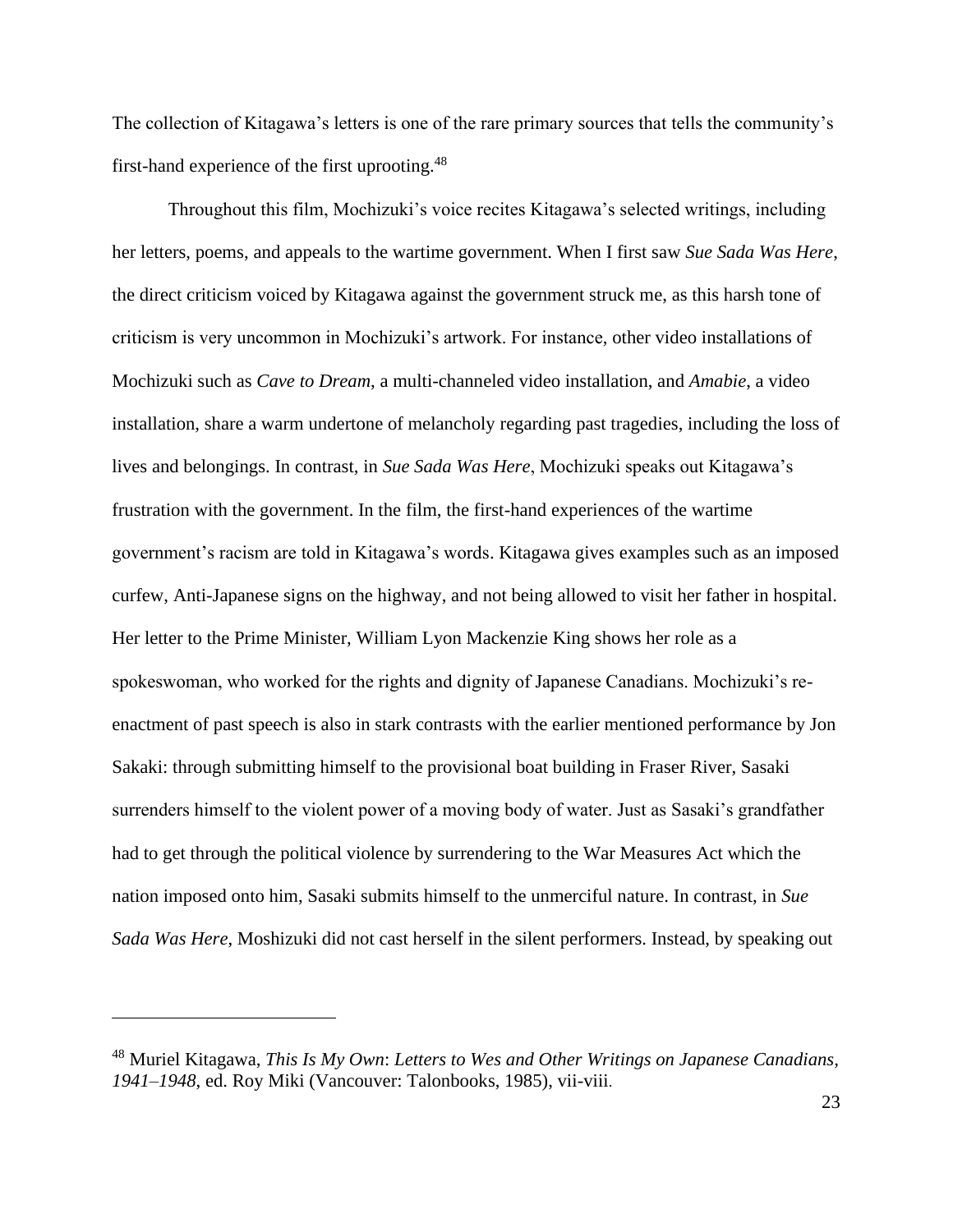The collection of Kitagawa's letters is one of the rare primary sources that tells the community's first-hand experience of the first uprooting.[48]

Throughout this film, Mochizuki's voice recites Kitagawa's selected writings, including her letters, poems, and appeals to the wartime government. When I first saw *Sue Sada Was Here*, the direct criticism voiced by Kitagawa against the government struck me, as this harsh tone of criticism is very uncommon in Mochizuki's artwork. For instance, other video installations of Mochizuki such as *Cave to Dream*, a multi-channeled video installation, and *Amabie*, a video installation, share a warm undertone of melancholy regarding past tragedies, including the loss of lives and belongings. In contrast, in *Sue Sada Was Here*, Mochizuki speaks out Kitagawa's frustration with the government. In the film, the first-hand experiences of the wartime government's racism are told in Kitagawa's words. Kitagawa gives examples such as an imposed curfew, Anti-Japanese signs on the highway, and not being allowed to visit her father in hospital. Her letter to the Prime Minister, William Lyon Mackenzie King shows her role as a spokeswoman, who worked for the rights and dignity of Japanese Canadians. Mochizuki's re-enactment of past speech is also in stark contrasts with the earlier mentioned performance by Jon Sakaki: through submitting himself to the provisional boat building in Fraser River, Sasaki surrenders himself to the violent power of a moving body of water. Just as Sasaki's grandfather had to get through the political violence by surrendering to the War Measures Act which the nation imposed onto him, Sasaki submits himself to the unmerciful nature. In contrast, in *Sue Sada Was Here*, Moshizuki did not cast herself in the silent performers. Instead, by speaking out

---

[48] Muriel Kitagawa, *This Is My Own*: *Letters to Wes and Other Writings on Japanese Canadians, 1941–1948*, ed. Roy Miki (Vancouver: Talonbooks, 1985), vii-viii.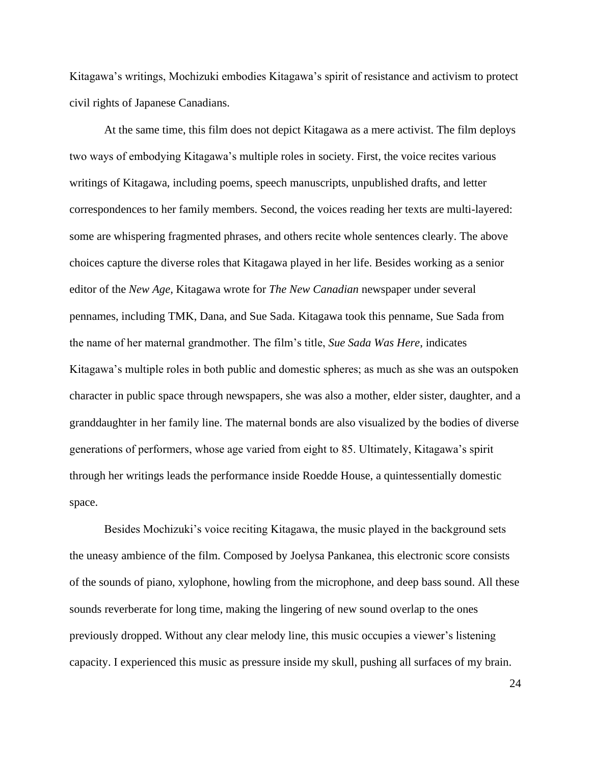Kitagawa's writings, Mochizuki embodies Kitagawa's spirit of resistance and activism to protect civil rights of Japanese Canadians.

At the same time, this film does not depict Kitagawa as a mere activist. The film deploys two ways of embodying Kitagawa's multiple roles in society. First, the voice recites various writings of Kitagawa, including poems, speech manuscripts, unpublished drafts, and letter correspondences to her family members. Second, the voices reading her texts are multi-layered: some are whispering fragmented phrases, and others recite whole sentences clearly. The above choices capture the diverse roles that Kitagawa played in her life. Besides working as a senior editor of the *New Age,* Kitagawa wrote for *The New Canadian* newspaper under several pennames, including TMK, Dana, and Sue Sada. Kitagawa took this penname, Sue Sada from the name of her maternal grandmother. The film's title, *Sue Sada Was Here*, indicates Kitagawa's multiple roles in both public and domestic spheres; as much as she was an outspoken character in public space through newspapers, she was also a mother, elder sister, daughter, and a granddaughter in her family line. The maternal bonds are also visualized by the bodies of diverse generations of performers, whose age varied from eight to 85. Ultimately, Kitagawa's spirit through her writings leads the performance inside Roedde House, a quintessentially domestic space.

Besides Mochizuki's voice reciting Kitagawa, the music played in the background sets the uneasy ambience of the film. Composed by Joelysa Pankanea, this electronic score consists of the sounds of piano, xylophone, howling from the microphone, and deep bass sound. All these sounds reverberate for long time, making the lingering of new sound overlap to the ones previously dropped. Without any clear melody line, this music occupies a viewer's listening capacity. I experienced this music as pressure inside my skull, pushing all surfaces of my brain.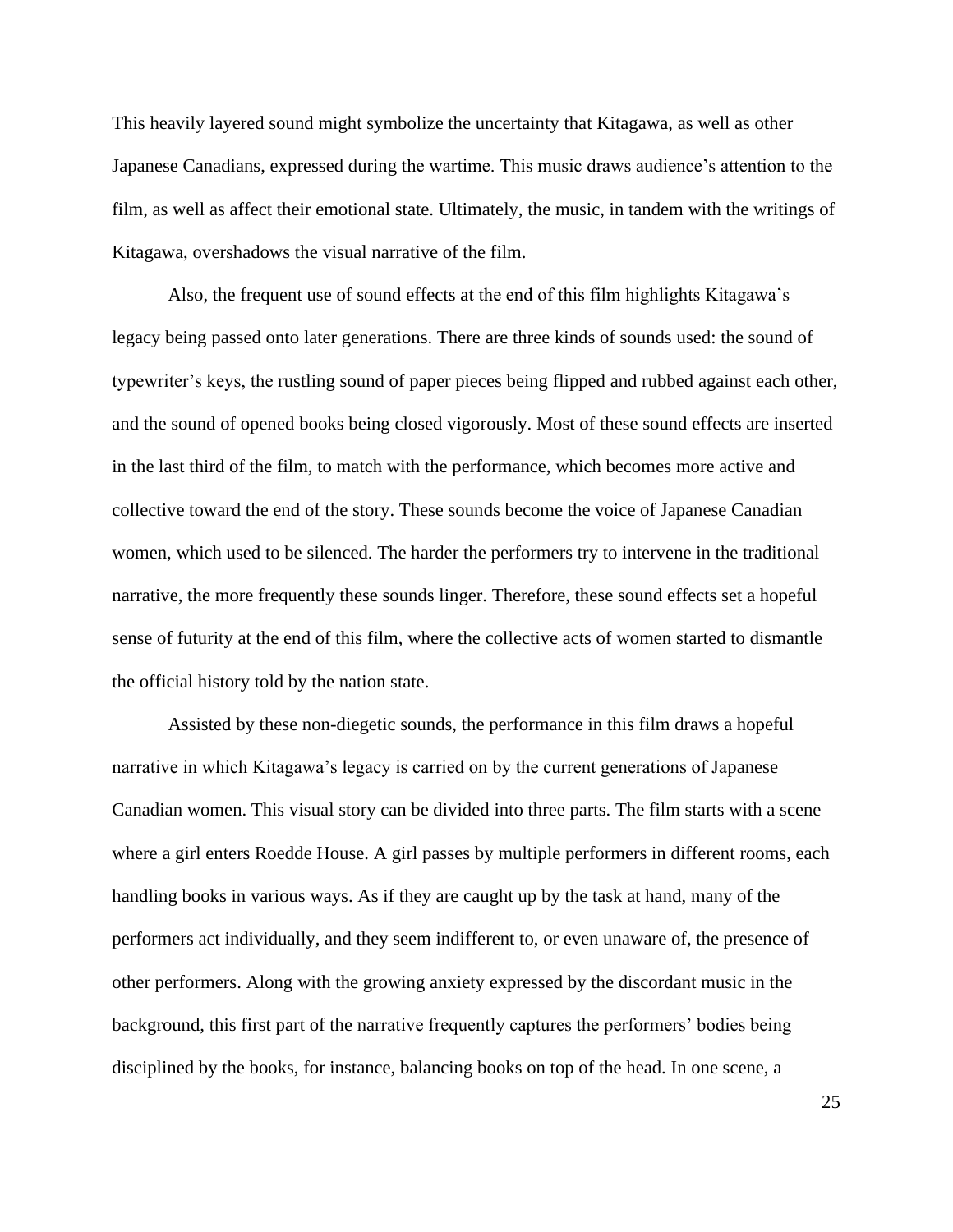This heavily layered sound might symbolize the uncertainty that Kitagawa, as well as other Japanese Canadians, expressed during the wartime. This music draws audience's attention to the film, as well as affect their emotional state. Ultimately, the music, in tandem with the writings of Kitagawa, overshadows the visual narrative of the film.

Also, the frequent use of sound effects at the end of this film highlights Kitagawa's legacy being passed onto later generations. There are three kinds of sounds used: the sound of typewriter's keys, the rustling sound of paper pieces being flipped and rubbed against each other, and the sound of opened books being closed vigorously. Most of these sound effects are inserted in the last third of the film, to match with the performance, which becomes more active and collective toward the end of the story. These sounds become the voice of Japanese Canadian women, which used to be silenced. The harder the performers try to intervene in the traditional narrative, the more frequently these sounds linger. Therefore, these sound effects set a hopeful sense of futurity at the end of this film, where the collective acts of women started to dismantle the official history told by the nation state.

Assisted by these non-diegetic sounds, the performance in this film draws a hopeful narrative in which Kitagawa's legacy is carried on by the current generations of Japanese Canadian women. This visual story can be divided into three parts. The film starts with a scene where a girl enters Roedde House. A girl passes by multiple performers in different rooms, each handling books in various ways. As if they are caught up by the task at hand, many of the performers act individually, and they seem indifferent to, or even unaware of, the presence of other performers. Along with the growing anxiety expressed by the discordant music in the background, this first part of the narrative frequently captures the performers' bodies being disciplined by the books, for instance, balancing books on top of the head. In one scene, a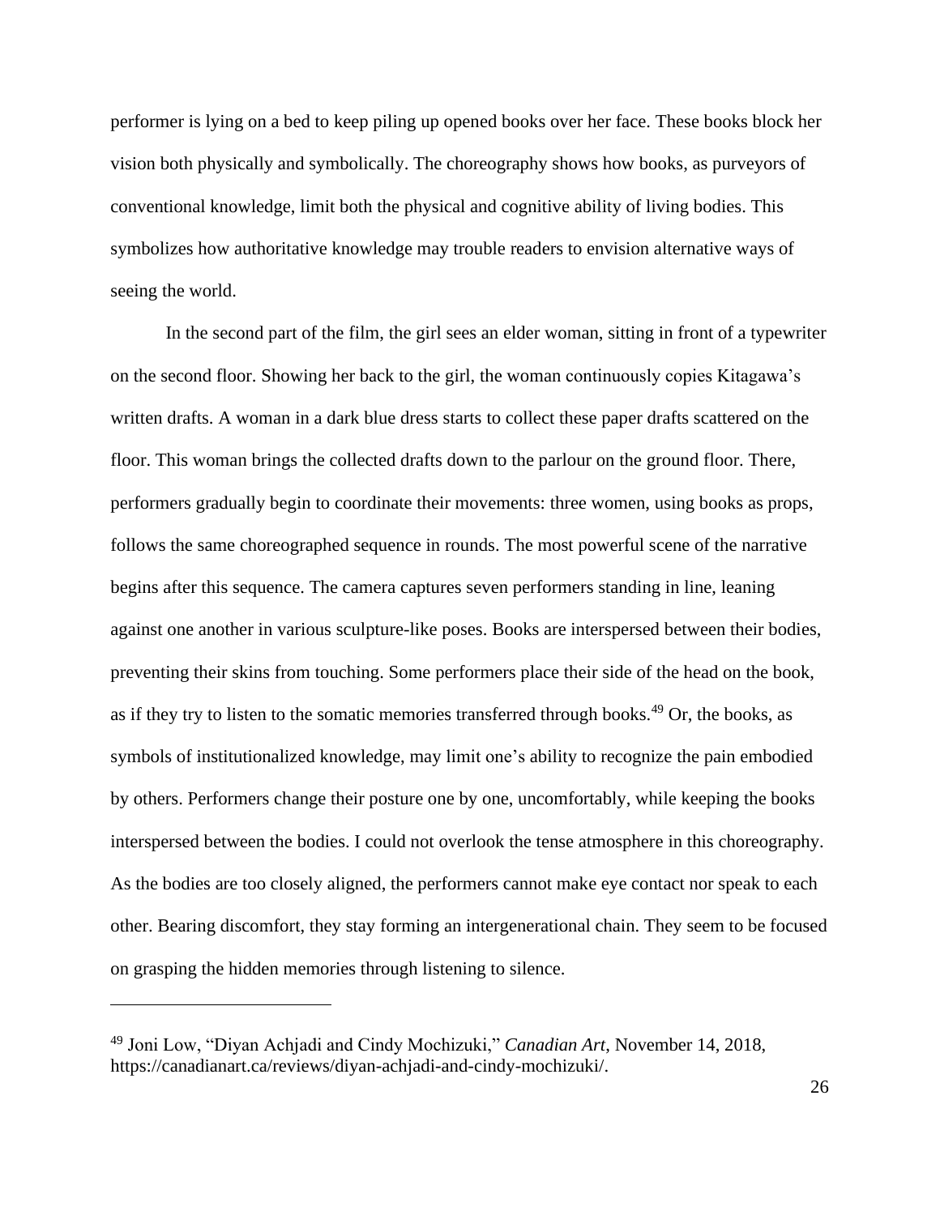performer is lying on a bed to keep piling up opened books over her face. These books block her vision both physically and symbolically. The choreography shows how books, as purveyors of conventional knowledge, limit both the physical and cognitive ability of living bodies. This symbolizes how authoritative knowledge may trouble readers to envision alternative ways of seeing the world.

In the second part of the film, the girl sees an elder woman, sitting in front of a typewriter on the second floor. Showing her back to the girl, the woman continuously copies Kitagawa's written drafts. A woman in a dark blue dress starts to collect these paper drafts scattered on the floor. This woman brings the collected drafts down to the parlour on the ground floor. There, performers gradually begin to coordinate their movements: three women, using books as props, follows the same choreographed sequence in rounds. The most powerful scene of the narrative begins after this sequence. The camera captures seven performers standing in line, leaning against one another in various sculpture-like poses. Books are interspersed between their bodies, preventing their skins from touching. Some performers place their side of the head on the book, as if they try to listen to the somatic memories transferred through books.[49] Or, the books, as symbols of institutionalized knowledge, may limit one's ability to recognize the pain embodied by others. Performers change their posture one by one, uncomfortably, while keeping the books interspersed between the bodies. I could not overlook the tense atmosphere in this choreography. As the bodies are too closely aligned, the performers cannot make eye contact nor speak to each other. Bearing discomfort, they stay forming an intergenerational chain. They seem to be focused on grasping the hidden memories through listening to silence.

---

[49] Joni Low, "Diyan Achjadi and Cindy Mochizuki," *Canadian Art*, November 14, 2018, https://canadianart.ca/reviews/diyan-achjadi-and-cindy-mochizuki/.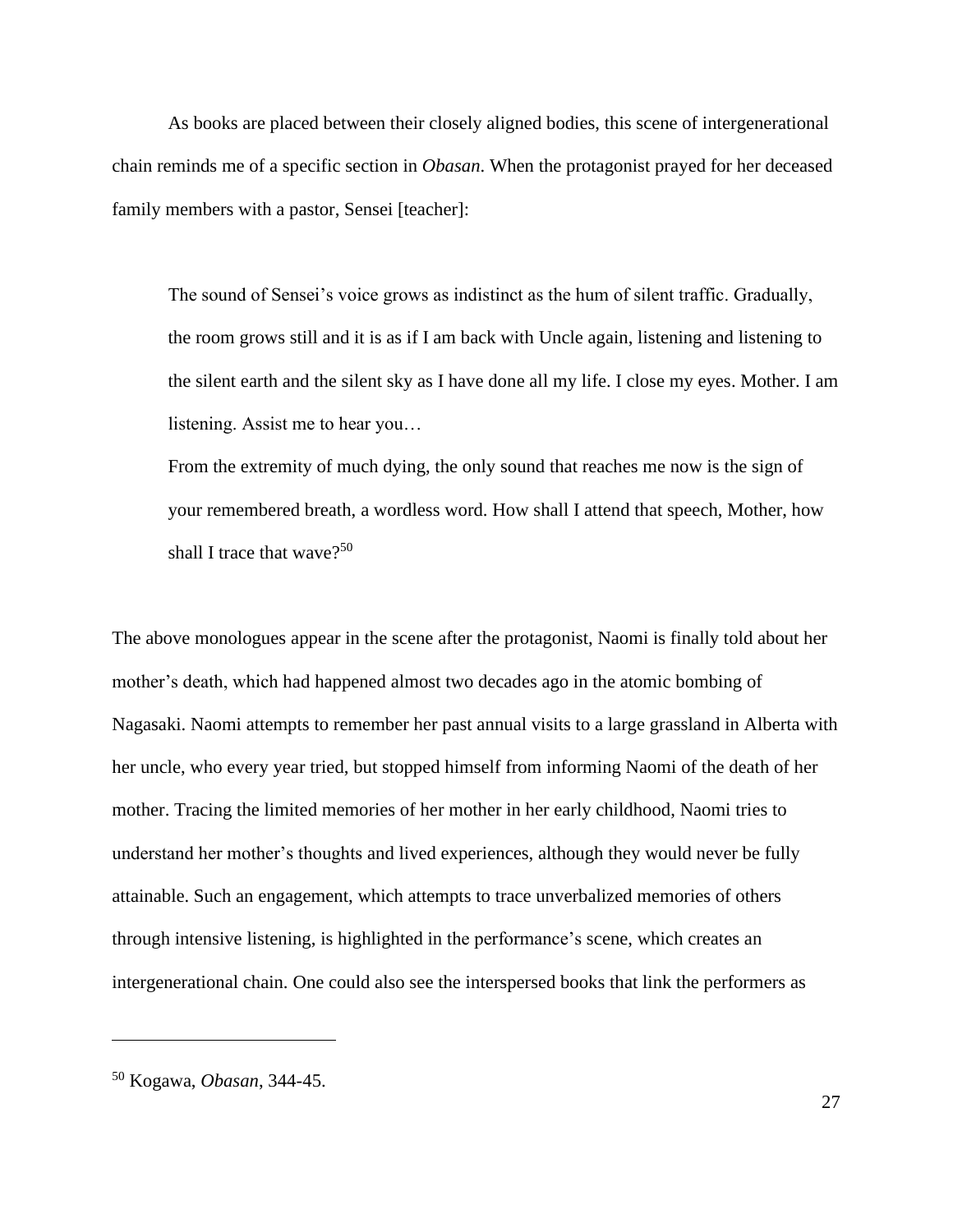As books are placed between their closely aligned bodies, this scene of intergenerational chain reminds me of a specific section in *Obasan*. When the protagonist prayed for her deceased family members with a pastor, Sensei [teacher]:

> The sound of Sensei's voice grows as indistinct as the hum of silent traffic. Gradually, the room grows still and it is as if I am back with Uncle again, listening and listening to the silent earth and the silent sky as I have done all my life. I close my eyes. Mother. I am listening. Assist me to hear you…
>
> From the extremity of much dying, the only sound that reaches me now is the sign of your remembered breath, a wordless word. How shall I attend that speech, Mother, how shall I trace that wave?[50]

The above monologues appear in the scene after the protagonist, Naomi is finally told about her mother's death, which had happened almost two decades ago in the atomic bombing of Nagasaki. Naomi attempts to remember her past annual visits to a large grassland in Alberta with her uncle, who every year tried, but stopped himself from informing Naomi of the death of her mother. Tracing the limited memories of her mother in her early childhood, Naomi tries to understand her mother's thoughts and lived experiences, although they would never be fully attainable. Such an engagement, which attempts to trace unverbalized memories of others through intensive listening, is highlighted in the performance's scene, which creates an intergenerational chain. One could also see the interspersed books that link the performers as

[50] Kogawa, *Obasan*, 344-45.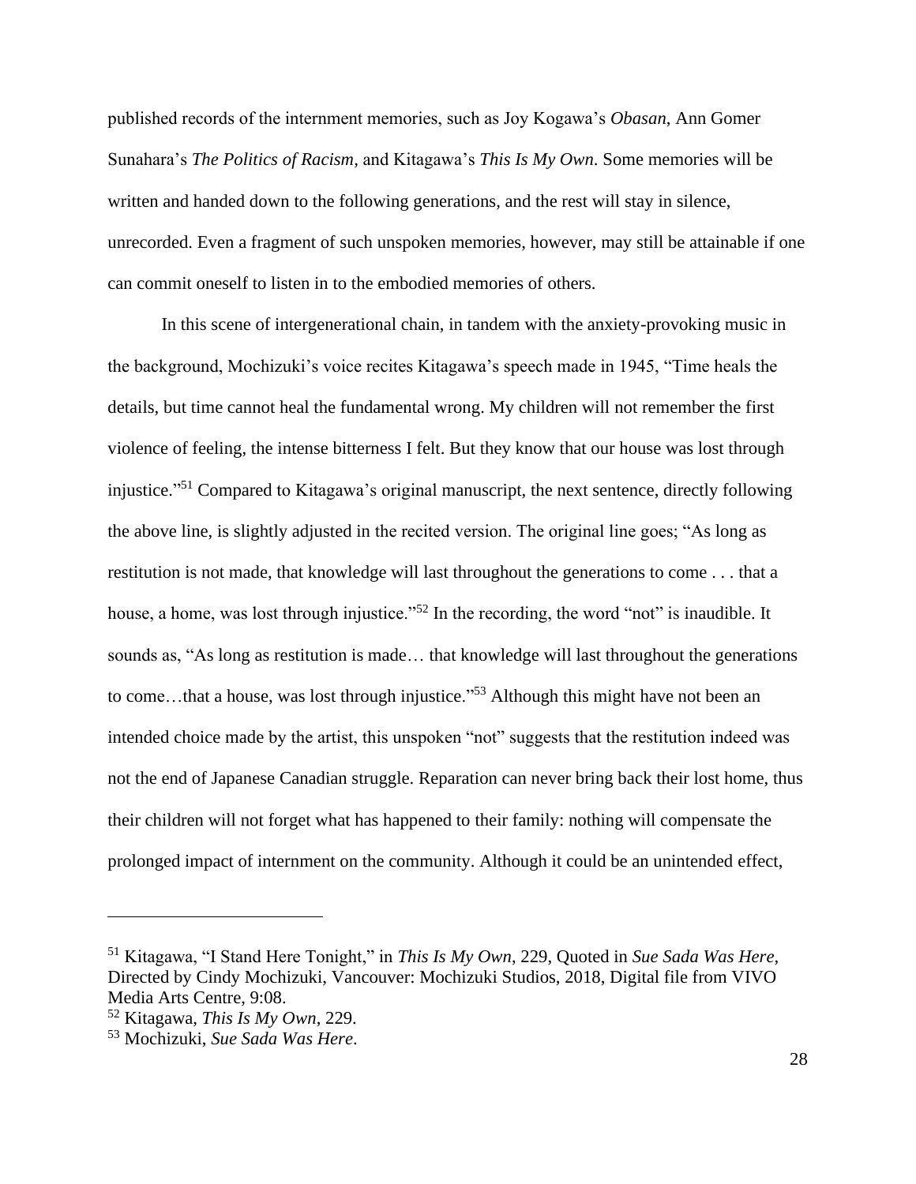published records of the internment memories, such as Joy Kogawa's *Obasan*, Ann Gomer Sunahara's *The Politics of Racism*, and Kitagawa's *This Is My Own*. Some memories will be written and handed down to the following generations, and the rest will stay in silence, unrecorded. Even a fragment of such unspoken memories, however, may still be attainable if one can commit oneself to listen in to the embodied memories of others.

In this scene of intergenerational chain, in tandem with the anxiety-provoking music in the background, Mochizuki's voice recites Kitagawa's speech made in 1945, "Time heals the details, but time cannot heal the fundamental wrong. My children will not remember the first violence of feeling, the intense bitterness I felt. But they know that our house was lost through injustice."[51] Compared to Kitagawa's original manuscript, the next sentence, directly following the above line, is slightly adjusted in the recited version. The original line goes; "As long as restitution is not made, that knowledge will last throughout the generations to come . . . that a house, a home, was lost through injustice."[52] In the recording, the word "not" is inaudible. It sounds as, "As long as restitution is made… that knowledge will last throughout the generations to come…that a house, was lost through injustice."[53] Although this might have not been an intended choice made by the artist, this unspoken "not" suggests that the restitution indeed was not the end of Japanese Canadian struggle. Reparation can never bring back their lost home, thus their children will not forget what has happened to their family: nothing will compensate the prolonged impact of internment on the community. Although it could be an unintended effect,

---

[51] Kitagawa, "I Stand Here Tonight," in *This Is My Own*, 229, Quoted in *Sue Sada Was Here*, Directed by Cindy Mochizuki, Vancouver: Mochizuki Studios, 2018, Digital file from VIVO Media Arts Centre, 9:08.

[52] Kitagawa, *This Is My Own*, 229.

[53] Mochizuki, *Sue Sada Was Here*.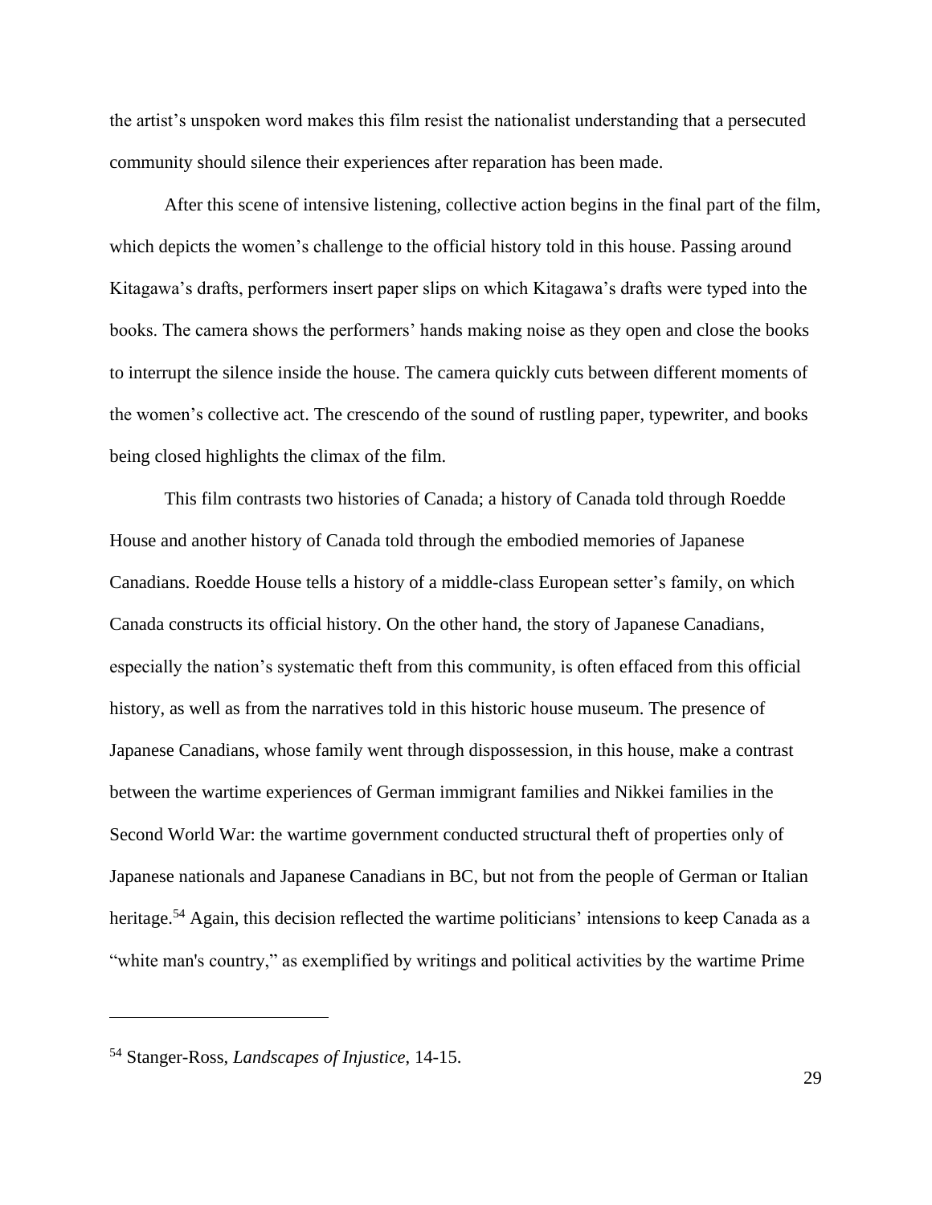the artist's unspoken word makes this film resist the nationalist understanding that a persecuted community should silence their experiences after reparation has been made.

After this scene of intensive listening, collective action begins in the final part of the film, which depicts the women's challenge to the official history told in this house. Passing around Kitagawa's drafts, performers insert paper slips on which Kitagawa's drafts were typed into the books. The camera shows the performers' hands making noise as they open and close the books to interrupt the silence inside the house. The camera quickly cuts between different moments of the women's collective act. The crescendo of the sound of rustling paper, typewriter, and books being closed highlights the climax of the film.

This film contrasts two histories of Canada; a history of Canada told through Roedde House and another history of Canada told through the embodied memories of Japanese Canadians. Roedde House tells a history of a middle-class European setter's family, on which Canada constructs its official history. On the other hand, the story of Japanese Canadians, especially the nation's systematic theft from this community, is often effaced from this official history, as well as from the narratives told in this historic house museum. The presence of Japanese Canadians, whose family went through dispossession, in this house, make a contrast between the wartime experiences of German immigrant families and Nikkei families in the Second World War: the wartime government conducted structural theft of properties only of Japanese nationals and Japanese Canadians in BC, but not from the people of German or Italian heritage.[54] Again, this decision reflected the wartime politicians' intensions to keep Canada as a "white man's country," as exemplified by writings and political activities by the wartime Prime

---

[54] Stanger-Ross, *Landscapes of Injustice*, 14-15.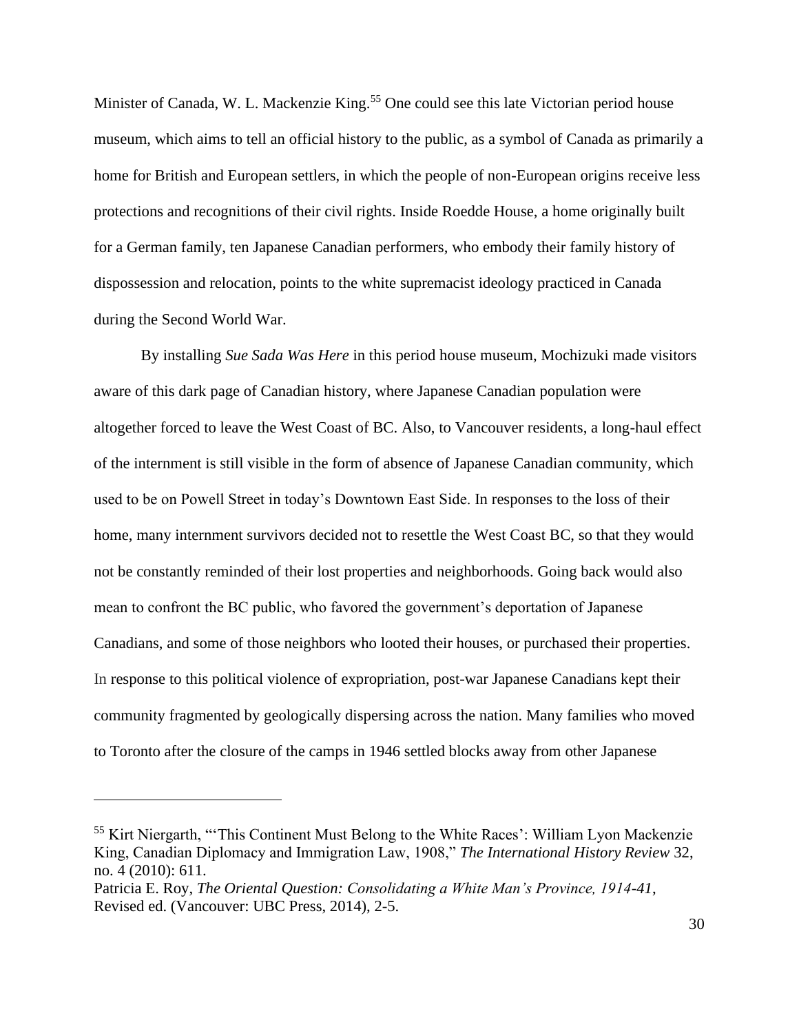Minister of Canada, W. L. Mackenzie King.[55] One could see this late Victorian period house museum, which aims to tell an official history to the public, as a symbol of Canada as primarily a home for British and European settlers, in which the people of non-European origins receive less protections and recognitions of their civil rights. Inside Roedde House, a home originally built for a German family, ten Japanese Canadian performers, who embody their family history of dispossession and relocation, points to the white supremacist ideology practiced in Canada during the Second World War.

By installing *Sue Sada Was Here* in this period house museum, Mochizuki made visitors aware of this dark page of Canadian history, where Japanese Canadian population were altogether forced to leave the West Coast of BC. Also, to Vancouver residents, a long-haul effect of the internment is still visible in the form of absence of Japanese Canadian community, which used to be on Powell Street in today's Downtown East Side. In responses to the loss of their home, many internment survivors decided not to resettle the West Coast BC, so that they would not be constantly reminded of their lost properties and neighborhoods. Going back would also mean to confront the BC public, who favored the government's deportation of Japanese Canadians, and some of those neighbors who looted their houses, or purchased their properties. In response to this political violence of expropriation, post-war Japanese Canadians kept their community fragmented by geologically dispersing across the nation. Many families who moved to Toronto after the closure of the camps in 1946 settled blocks away from other Japanese

---

[55] Kirt Niergarth, "'This Continent Must Belong to the White Races': William Lyon Mackenzie King, Canadian Diplomacy and Immigration Law, 1908," *The International History Review* 32, no. 4 (2010): 611.
Patricia E. Roy, *The Oriental Question: Consolidating a White Man's Province, 1914-41*, Revised ed. (Vancouver: UBC Press, 2014), 2-5.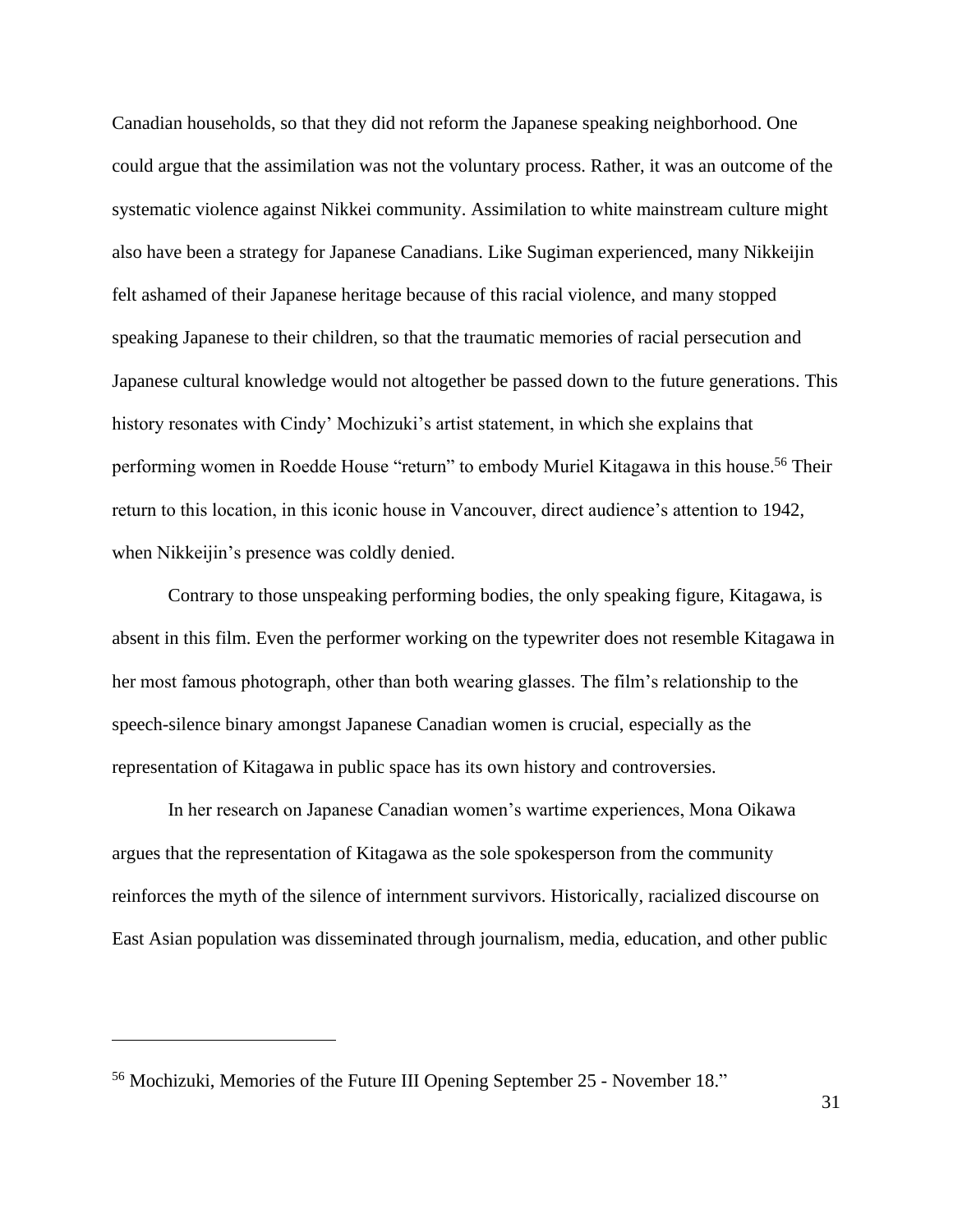Canadian households, so that they did not reform the Japanese speaking neighborhood. One could argue that the assimilation was not the voluntary process. Rather, it was an outcome of the systematic violence against Nikkei community. Assimilation to white mainstream culture might also have been a strategy for Japanese Canadians. Like Sugiman experienced, many Nikkeijin felt ashamed of their Japanese heritage because of this racial violence, and many stopped speaking Japanese to their children, so that the traumatic memories of racial persecution and Japanese cultural knowledge would not altogether be passed down to the future generations. This history resonates with Cindy' Mochizuki's artist statement, in which she explains that performing women in Roedde House "return" to embody Muriel Kitagawa in this house.[56] Their return to this location, in this iconic house in Vancouver, direct audience's attention to 1942, when Nikkeijin's presence was coldly denied.

Contrary to those unspeaking performing bodies, the only speaking figure, Kitagawa, is absent in this film. Even the performer working on the typewriter does not resemble Kitagawa in her most famous photograph, other than both wearing glasses. The film's relationship to the speech-silence binary amongst Japanese Canadian women is crucial, especially as the representation of Kitagawa in public space has its own history and controversies.

In her research on Japanese Canadian women's wartime experiences, Mona Oikawa argues that the representation of Kitagawa as the sole spokesperson from the community reinforces the myth of the silence of internment survivors. Historically, racialized discourse on East Asian population was disseminated through journalism, media, education, and other public

---

[56] Mochizuki, Memories of the Future III Opening September 25 - November 18."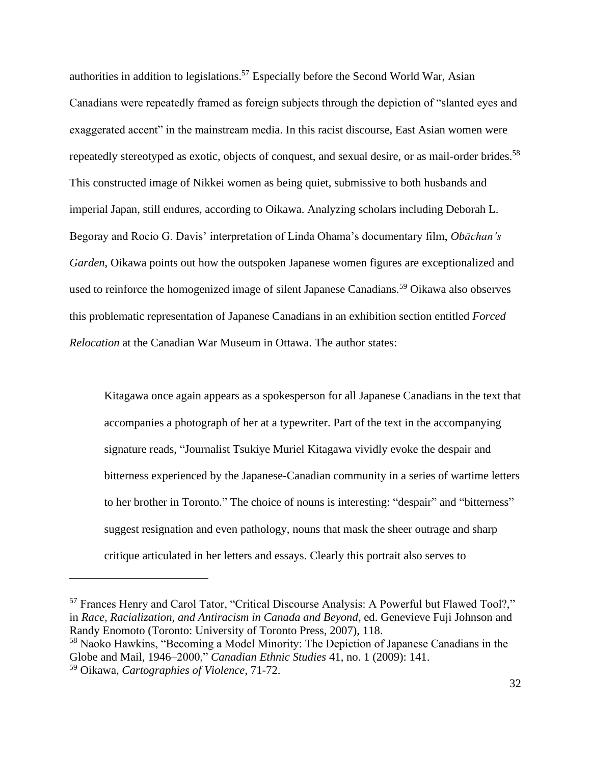authorities in addition to legislations.[57] Especially before the Second World War, Asian Canadians were repeatedly framed as foreign subjects through the depiction of "slanted eyes and exaggerated accent" in the mainstream media. In this racist discourse, East Asian women were repeatedly stereotyped as exotic, objects of conquest, and sexual desire, or as mail-order brides.[58] This constructed image of Nikkei women as being quiet, submissive to both husbands and imperial Japan, still endures, according to Oikawa. Analyzing scholars including Deborah L. Begoray and Rocio G. Davis' interpretation of Linda Ohama's documentary film, *Obāchan's Garden*, Oikawa points out how the outspoken Japanese women figures are exceptionalized and used to reinforce the homogenized image of silent Japanese Canadians.[59] Oikawa also observes this problematic representation of Japanese Canadians in an exhibition section entitled *Forced Relocation* at the Canadian War Museum in Ottawa. The author states:

> Kitagawa once again appears as a spokesperson for all Japanese Canadians in the text that accompanies a photograph of her at a typewriter. Part of the text in the accompanying signature reads, "Journalist Tsukiye Muriel Kitagawa vividly evoke the despair and bitterness experienced by the Japanese-Canadian community in a series of wartime letters to her brother in Toronto." The choice of nouns is interesting: "despair" and "bitterness" suggest resignation and even pathology, nouns that mask the sheer outrage and sharp critique articulated in her letters and essays. Clearly this portrait also serves to

---

[57] Frances Henry and Carol Tator, "Critical Discourse Analysis: A Powerful but Flawed Tool?," in *Race, Racialization, and Antiracism in Canada and Beyond*, ed. Genevieve Fuji Johnson and Randy Enomoto (Toronto: University of Toronto Press, 2007), 118.

[58] Naoko Hawkins, "Becoming a Model Minority: The Depiction of Japanese Canadians in the Globe and Mail, 1946–2000," *Canadian Ethnic Studies* 41, no. 1 (2009): 141.

[59] Oikawa, *Cartographies of Violence*, 71-72.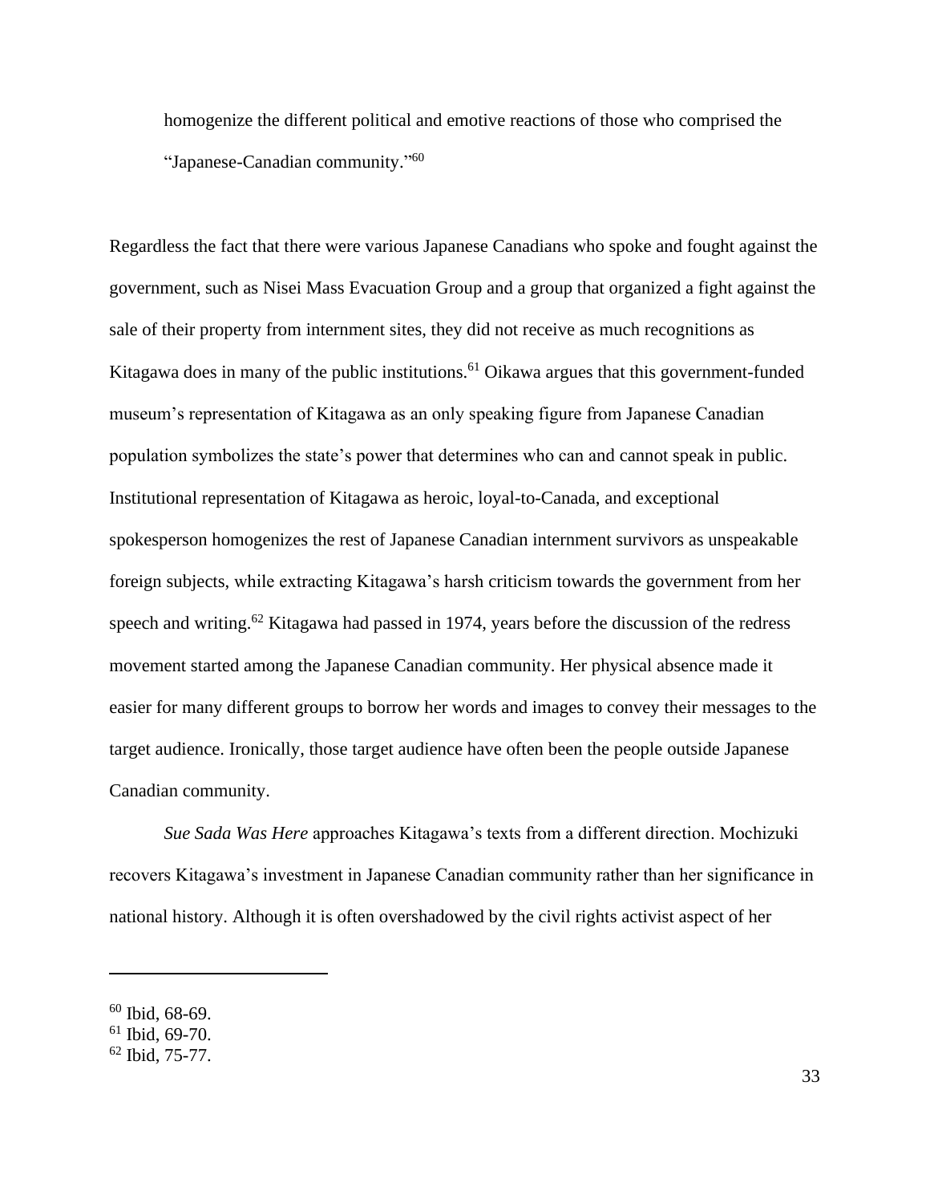homogenize the different political and emotive reactions of those who comprised the "Japanese-Canadian community."[60]

Regardless the fact that there were various Japanese Canadians who spoke and fought against the government, such as Nisei Mass Evacuation Group and a group that organized a fight against the sale of their property from internment sites, they did not receive as much recognitions as Kitagawa does in many of the public institutions.[61] Oikawa argues that this government-funded museum's representation of Kitagawa as an only speaking figure from Japanese Canadian population symbolizes the state's power that determines who can and cannot speak in public. Institutional representation of Kitagawa as heroic, loyal-to-Canada, and exceptional spokesperson homogenizes the rest of Japanese Canadian internment survivors as unspeakable foreign subjects, while extracting Kitagawa's harsh criticism towards the government from her speech and writing.[62] Kitagawa had passed in 1974, years before the discussion of the redress movement started among the Japanese Canadian community. Her physical absence made it easier for many different groups to borrow her words and images to convey their messages to the target audience. Ironically, those target audience have often been the people outside Japanese Canadian community.

*Sue Sada Was Here* approaches Kitagawa's texts from a different direction. Mochizuki recovers Kitagawa's investment in Japanese Canadian community rather than her significance in national history. Although it is often overshadowed by the civil rights activist aspect of her

[60] Ibid, 68-69.
[61] Ibid, 69-70.
[62] Ibid, 75-77.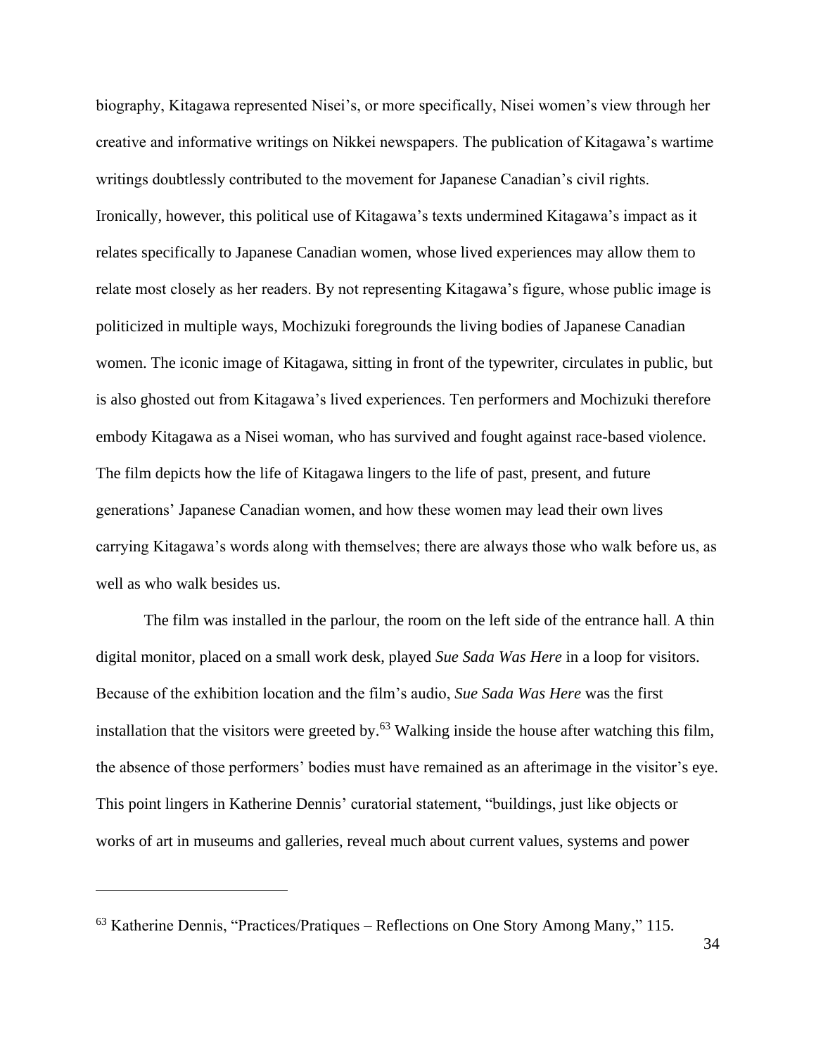biography, Kitagawa represented Nisei's, or more specifically, Nisei women's view through her creative and informative writings on Nikkei newspapers. The publication of Kitagawa's wartime writings doubtlessly contributed to the movement for Japanese Canadian's civil rights. Ironically, however, this political use of Kitagawa's texts undermined Kitagawa's impact as it relates specifically to Japanese Canadian women, whose lived experiences may allow them to relate most closely as her readers. By not representing Kitagawa's figure, whose public image is politicized in multiple ways, Mochizuki foregrounds the living bodies of Japanese Canadian women. The iconic image of Kitagawa, sitting in front of the typewriter, circulates in public, but is also ghosted out from Kitagawa's lived experiences. Ten performers and Mochizuki therefore embody Kitagawa as a Nisei woman, who has survived and fought against race-based violence. The film depicts how the life of Kitagawa lingers to the life of past, present, and future generations' Japanese Canadian women, and how these women may lead their own lives carrying Kitagawa's words along with themselves; there are always those who walk before us, as well as who walk besides us.

The film was installed in the parlour, the room on the left side of the entrance hall. A thin digital monitor, placed on a small work desk, played *Sue Sada Was Here* in a loop for visitors. Because of the exhibition location and the film's audio, *Sue Sada Was Here* was the first installation that the visitors were greeted by.[63] Walking inside the house after watching this film, the absence of those performers' bodies must have remained as an afterimage in the visitor's eye. This point lingers in Katherine Dennis' curatorial statement, "buildings, just like objects or works of art in museums and galleries, reveal much about current values, systems and power

[63] Katherine Dennis, "Practices/Pratiques – Reflections on One Story Among Many," 115.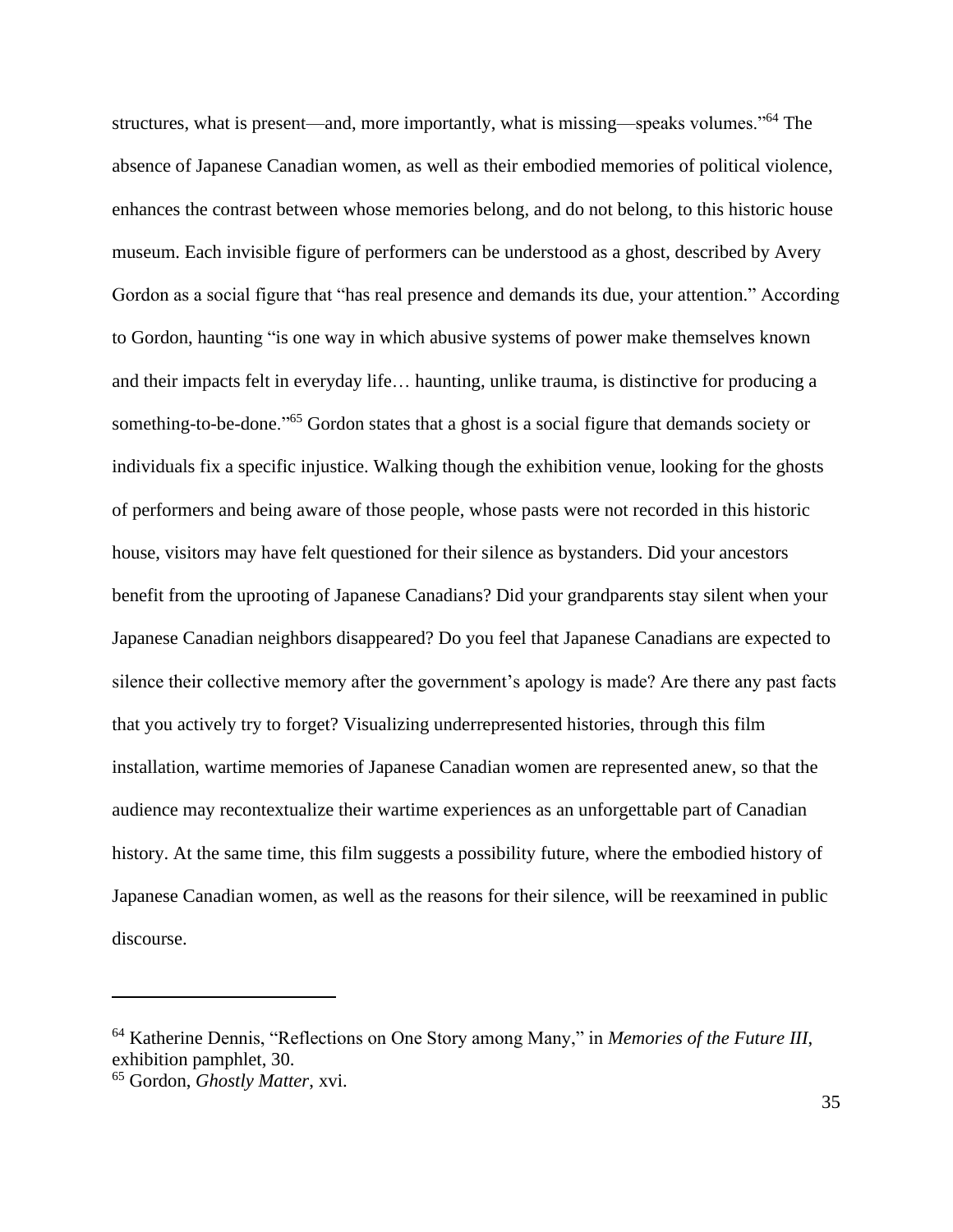structures, what is present—and, more importantly, what is missing—speaks volumes."[64] The absence of Japanese Canadian women, as well as their embodied memories of political violence, enhances the contrast between whose memories belong, and do not belong, to this historic house museum. Each invisible figure of performers can be understood as a ghost, described by Avery Gordon as a social figure that "has real presence and demands its due, your attention." According to Gordon, haunting "is one way in which abusive systems of power make themselves known and their impacts felt in everyday life… haunting, unlike trauma, is distinctive for producing a something-to-be-done."[65] Gordon states that a ghost is a social figure that demands society or individuals fix a specific injustice. Walking though the exhibition venue, looking for the ghosts of performers and being aware of those people, whose pasts were not recorded in this historic house, visitors may have felt questioned for their silence as bystanders. Did your ancestors benefit from the uprooting of Japanese Canadians? Did your grandparents stay silent when your Japanese Canadian neighbors disappeared? Do you feel that Japanese Canadians are expected to silence their collective memory after the government's apology is made? Are there any past facts that you actively try to forget? Visualizing underrepresented histories, through this film installation, wartime memories of Japanese Canadian women are represented anew, so that the audience may recontextualize their wartime experiences as an unforgettable part of Canadian history. At the same time, this film suggests a possibility future, where the embodied history of Japanese Canadian women, as well as the reasons for their silence, will be reexamined in public discourse.

---

[64] Katherine Dennis, "Reflections on One Story among Many," in *Memories of the Future III*, exhibition pamphlet, 30.

[65] Gordon, *Ghostly Matter*, xvi.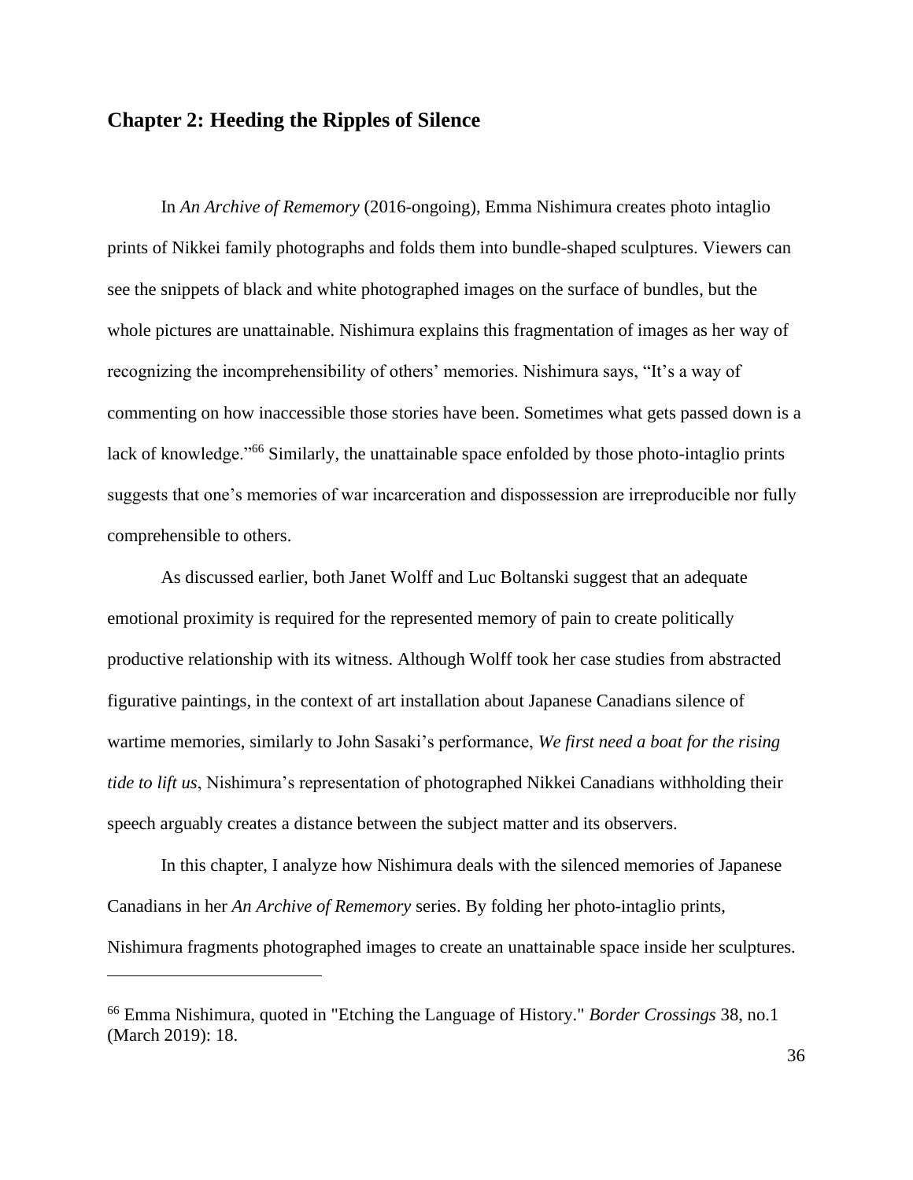## Chapter 2: Heeding the Ripples of Silence

In *An Archive of Rememory* (2016-ongoing), Emma Nishimura creates photo intaglio prints of Nikkei family photographs and folds them into bundle-shaped sculptures. Viewers can see the snippets of black and white photographed images on the surface of bundles, but the whole pictures are unattainable. Nishimura explains this fragmentation of images as her way of recognizing the incomprehensibility of others' memories. Nishimura says, "It's a way of commenting on how inaccessible those stories have been. Sometimes what gets passed down is a lack of knowledge."[66] Similarly, the unattainable space enfolded by those photo-intaglio prints suggests that one's memories of war incarceration and dispossession are irreproducible nor fully comprehensible to others.

As discussed earlier, both Janet Wolff and Luc Boltanski suggest that an adequate emotional proximity is required for the represented memory of pain to create politically productive relationship with its witness. Although Wolff took her case studies from abstracted figurative paintings, in the context of art installation about Japanese Canadians silence of wartime memories, similarly to John Sasaki's performance, *We first need a boat for the rising tide to lift us*, Nishimura's representation of photographed Nikkei Canadians withholding their speech arguably creates a distance between the subject matter and its observers.

In this chapter, I analyze how Nishimura deals with the silenced memories of Japanese Canadians in her *An Archive of Rememory* series. By folding her photo-intaglio prints, Nishimura fragments photographed images to create an unattainable space inside her sculptures.

---

[66] Emma Nishimura, quoted in "Etching the Language of History." *Border Crossings* 38, no.1 (March 2019): 18.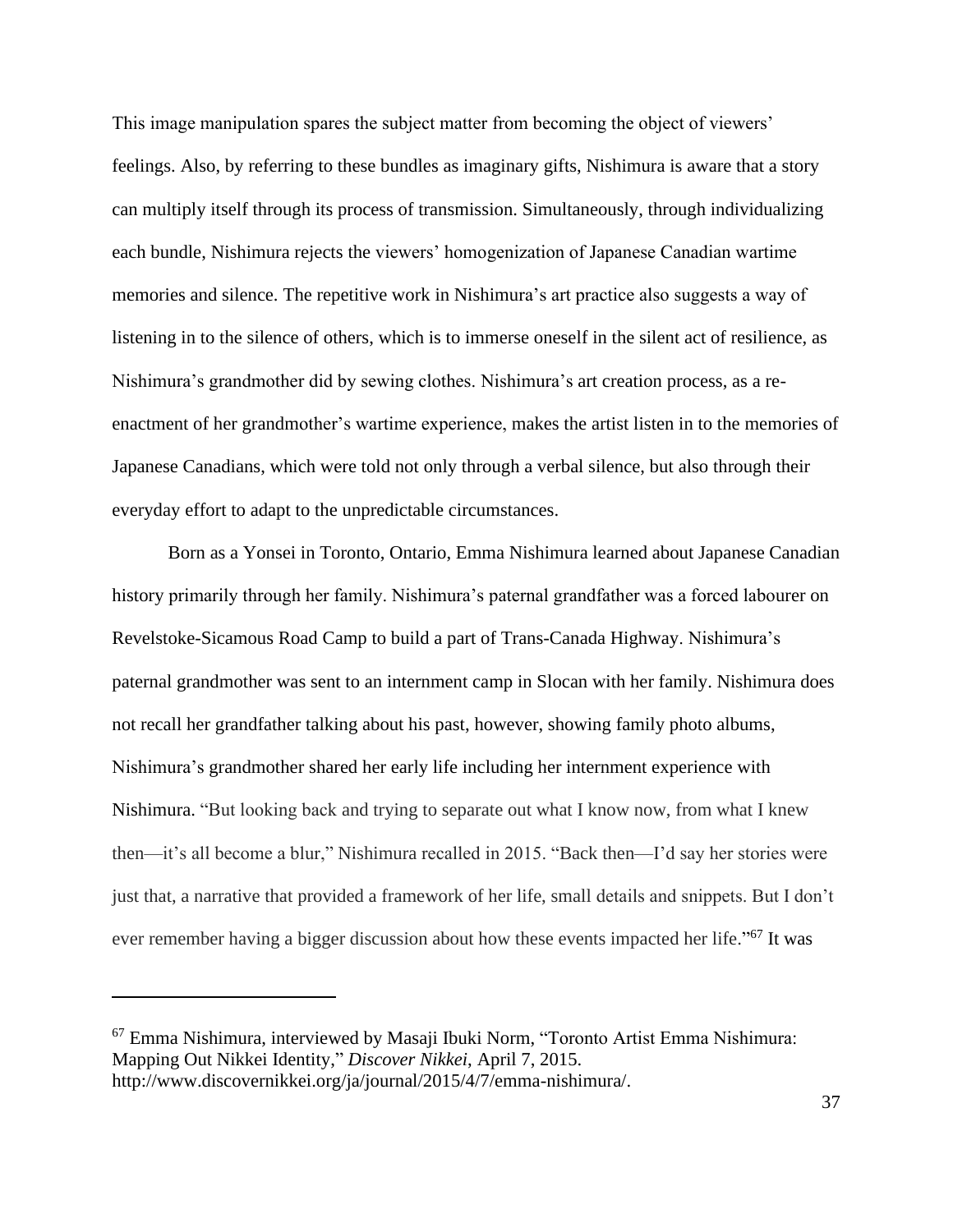This image manipulation spares the subject matter from becoming the object of viewers' feelings. Also, by referring to these bundles as imaginary gifts, Nishimura is aware that a story can multiply itself through its process of transmission. Simultaneously, through individualizing each bundle, Nishimura rejects the viewers' homogenization of Japanese Canadian wartime memories and silence. The repetitive work in Nishimura's art practice also suggests a way of listening in to the silence of others, which is to immerse oneself in the silent act of resilience, as Nishimura's grandmother did by sewing clothes. Nishimura's art creation process, as a re-enactment of her grandmother's wartime experience, makes the artist listen in to the memories of Japanese Canadians, which were told not only through a verbal silence, but also through their everyday effort to adapt to the unpredictable circumstances.

Born as a Yonsei in Toronto, Ontario, Emma Nishimura learned about Japanese Canadian history primarily through her family. Nishimura's paternal grandfather was a forced labourer on Revelstoke-Sicamous Road Camp to build a part of Trans-Canada Highway. Nishimura's paternal grandmother was sent to an internment camp in Slocan with her family. Nishimura does not recall her grandfather talking about his past, however, showing family photo albums, Nishimura's grandmother shared her early life including her internment experience with Nishimura. "But looking back and trying to separate out what I know now, from what I knew then—it's all become a blur," Nishimura recalled in 2015. "Back then—I'd say her stories were just that, a narrative that provided a framework of her life, small details and snippets. But I don't ever remember having a bigger discussion about how these events impacted her life."[67] It was

[67] Emma Nishimura, interviewed by Masaji Ibuki Norm, "Toronto Artist Emma Nishimura: Mapping Out Nikkei Identity," *Discover Nikkei*, April 7, 2015. http://www.discovernikkei.org/ja/journal/2015/4/7/emma-nishimura/.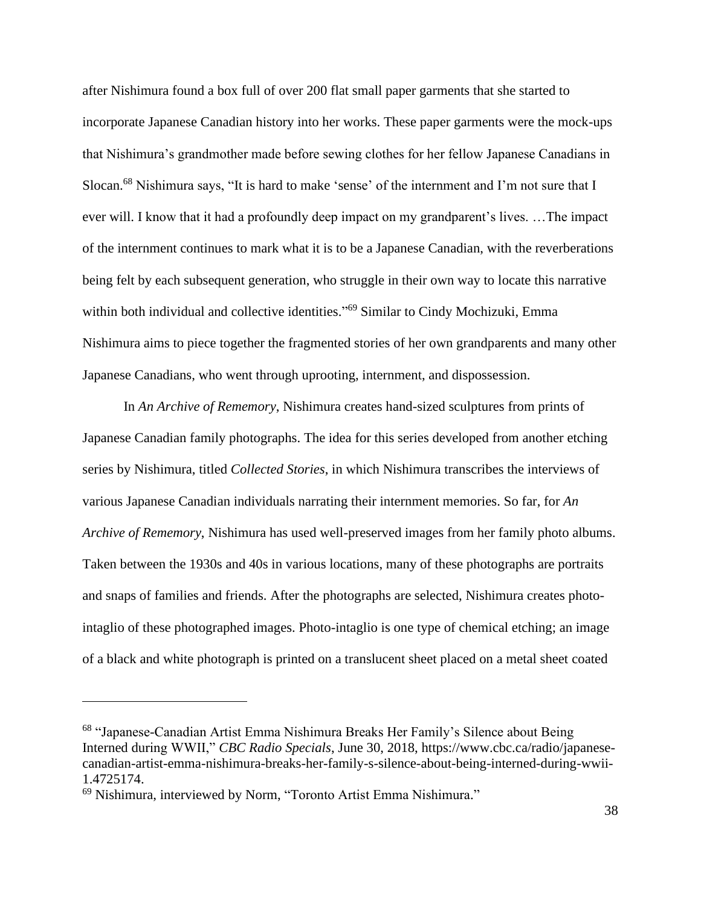after Nishimura found a box full of over 200 flat small paper garments that she started to incorporate Japanese Canadian history into her works. These paper garments were the mock-ups that Nishimura's grandmother made before sewing clothes for her fellow Japanese Canadians in Slocan.[68] Nishimura says, "It is hard to make 'sense' of the internment and I'm not sure that I ever will. I know that it had a profoundly deep impact on my grandparent's lives. …The impact of the internment continues to mark what it is to be a Japanese Canadian, with the reverberations being felt by each subsequent generation, who struggle in their own way to locate this narrative within both individual and collective identities."[69] Similar to Cindy Mochizuki, Emma Nishimura aims to piece together the fragmented stories of her own grandparents and many other Japanese Canadians, who went through uprooting, internment, and dispossession.

In *An Archive of Rememory*, Nishimura creates hand-sized sculptures from prints of Japanese Canadian family photographs. The idea for this series developed from another etching series by Nishimura, titled *Collected Stories*, in which Nishimura transcribes the interviews of various Japanese Canadian individuals narrating their internment memories. So far, for *An Archive of Rememory*, Nishimura has used well-preserved images from her family photo albums. Taken between the 1930s and 40s in various locations, many of these photographs are portraits and snaps of families and friends. After the photographs are selected, Nishimura creates photo-intaglio of these photographed images. Photo-intaglio is one type of chemical etching; an image of a black and white photograph is printed on a translucent sheet placed on a metal sheet coated

---

[68] "Japanese-Canadian Artist Emma Nishimura Breaks Her Family's Silence about Being Interned during WWII," *CBC Radio Specials*, June 30, 2018, https://www.cbc.ca/radio/japanese-canadian-artist-emma-nishimura-breaks-her-family-s-silence-about-being-interned-during-wwii-1.4725174.

[69] Nishimura, interviewed by Norm, "Toronto Artist Emma Nishimura."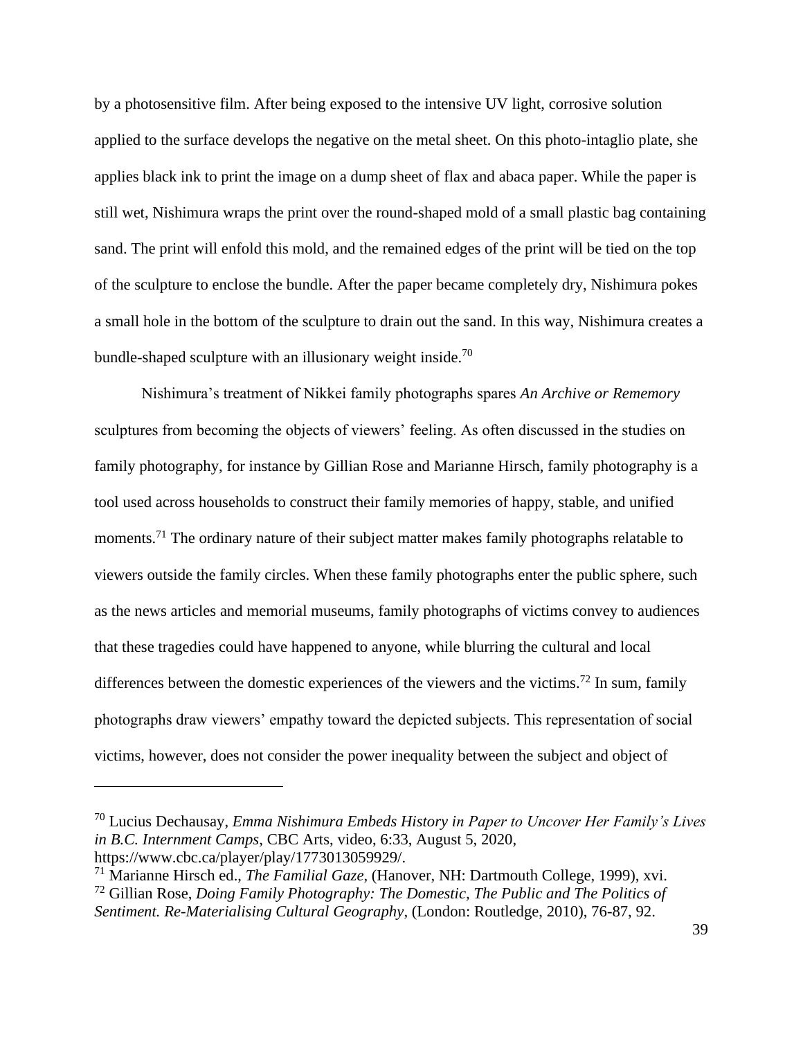by a photosensitive film. After being exposed to the intensive UV light, corrosive solution applied to the surface develops the negative on the metal sheet. On this photo-intaglio plate, she applies black ink to print the image on a dump sheet of flax and abaca paper. While the paper is still wet, Nishimura wraps the print over the round-shaped mold of a small plastic bag containing sand. The print will enfold this mold, and the remained edges of the print will be tied on the top of the sculpture to enclose the bundle. After the paper became completely dry, Nishimura pokes a small hole in the bottom of the sculpture to drain out the sand. In this way, Nishimura creates a bundle-shaped sculpture with an illusionary weight inside.[70]

Nishimura's treatment of Nikkei family photographs spares *An Archive or Rememory* sculptures from becoming the objects of viewers' feeling. As often discussed in the studies on family photography, for instance by Gillian Rose and Marianne Hirsch, family photography is a tool used across households to construct their family memories of happy, stable, and unified moments.[71] The ordinary nature of their subject matter makes family photographs relatable to viewers outside the family circles. When these family photographs enter the public sphere, such as the news articles and memorial museums, family photographs of victims convey to audiences that these tragedies could have happened to anyone, while blurring the cultural and local differences between the domestic experiences of the viewers and the victims.[72] In sum, family photographs draw viewers' empathy toward the depicted subjects. This representation of social victims, however, does not consider the power inequality between the subject and object of

---

[70] Lucius Dechausay, *Emma Nishimura Embeds History in Paper to Uncover Her Family's Lives in B.C. Internment Camps*, CBC Arts, video, 6:33, August 5, 2020, https://www.cbc.ca/player/play/1773013059929/.

[71] Marianne Hirsch ed., *The Familial Gaze,* (Hanover, NH: Dartmouth College, 1999), xvi.

[72] Gillian Rose, *Doing Family Photography: The Domestic, The Public and The Politics of Sentiment. Re-Materialising Cultural Geography*, (London: Routledge, 2010), 76-87, 92.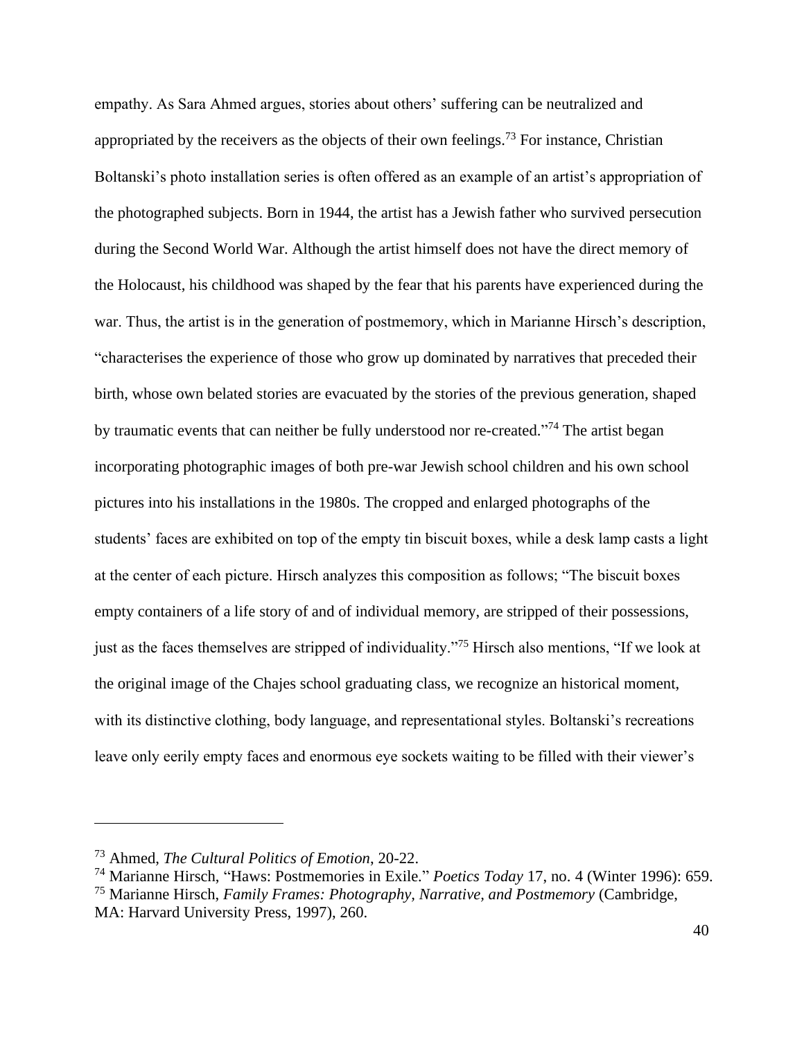empathy. As Sara Ahmed argues, stories about others' suffering can be neutralized and appropriated by the receivers as the objects of their own feelings.[73] For instance, Christian Boltanski's photo installation series is often offered as an example of an artist's appropriation of the photographed subjects. Born in 1944, the artist has a Jewish father who survived persecution during the Second World War. Although the artist himself does not have the direct memory of the Holocaust, his childhood was shaped by the fear that his parents have experienced during the war. Thus, the artist is in the generation of postmemory, which in Marianne Hirsch's description, "characterises the experience of those who grow up dominated by narratives that preceded their birth, whose own belated stories are evacuated by the stories of the previous generation, shaped by traumatic events that can neither be fully understood nor re-created."[74] The artist began incorporating photographic images of both pre-war Jewish school children and his own school pictures into his installations in the 1980s. The cropped and enlarged photographs of the students' faces are exhibited on top of the empty tin biscuit boxes, while a desk lamp casts a light at the center of each picture. Hirsch analyzes this composition as follows; "The biscuit boxes empty containers of a life story of and of individual memory, are stripped of their possessions, just as the faces themselves are stripped of individuality."[75] Hirsch also mentions, "If we look at the original image of the Chajes school graduating class, we recognize an historical moment, with its distinctive clothing, body language, and representational styles. Boltanski's recreations leave only eerily empty faces and enormous eye sockets waiting to be filled with their viewer's

---

[73] Ahmed, *The Cultural Politics of Emotion*, 20-22.

[74] Marianne Hirsch, "Haws: Postmemories in Exile." *Poetics Today* 17, no. 4 (Winter 1996): 659.

[75] Marianne Hirsch, *Family Frames: Photography, Narrative, and Postmemory* (Cambridge, MA: Harvard University Press, 1997), 260.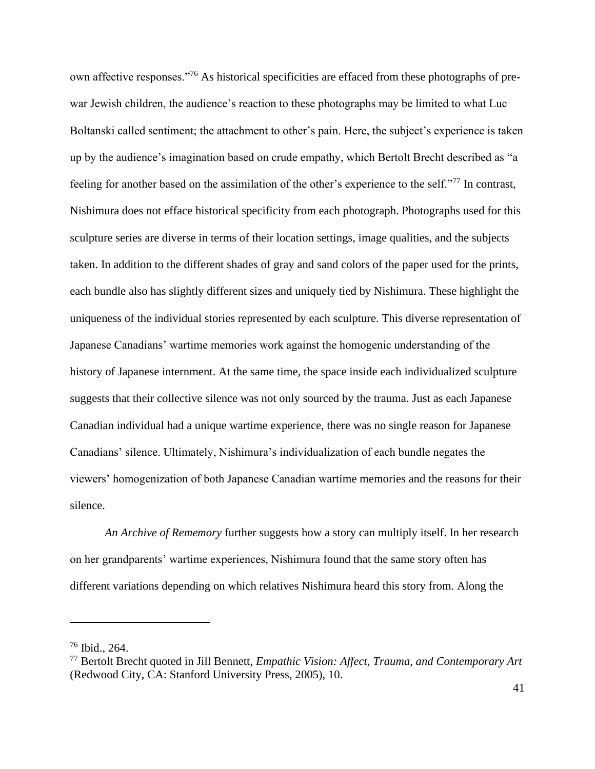own affective responses."[76] As historical specificities are effaced from these photographs of pre-war Jewish children, the audience's reaction to these photographs may be limited to what Luc Boltanski called sentiment; the attachment to other's pain. Here, the subject's experience is taken up by the audience's imagination based on crude empathy, which Bertolt Brecht described as "a feeling for another based on the assimilation of the other's experience to the self."[77] In contrast, Nishimura does not efface historical specificity from each photograph. Photographs used for this sculpture series are diverse in terms of their location settings, image qualities, and the subjects taken. In addition to the different shades of gray and sand colors of the paper used for the prints, each bundle also has slightly different sizes and uniquely tied by Nishimura. These highlight the uniqueness of the individual stories represented by each sculpture. This diverse representation of Japanese Canadians' wartime memories work against the homogenic understanding of the history of Japanese internment. At the same time, the space inside each individualized sculpture suggests that their collective silence was not only sourced by the trauma. Just as each Japanese Canadian individual had a unique wartime experience, there was no single reason for Japanese Canadians' silence. Ultimately, Nishimura's individualization of each bundle negates the viewers' homogenization of both Japanese Canadian wartime memories and the reasons for their silence.

*An Archive of Rememory* further suggests how a story can multiply itself. In her research on her grandparents' wartime experiences, Nishimura found that the same story often has different variations depending on which relatives Nishimura heard this story from. Along the

---

[76] Ibid., 264.

[77] Bertolt Brecht quoted in Jill Bennett, *Empathic Vision: Affect, Trauma, and Contemporary Art* (Redwood City, CA: Stanford University Press, 2005), 10.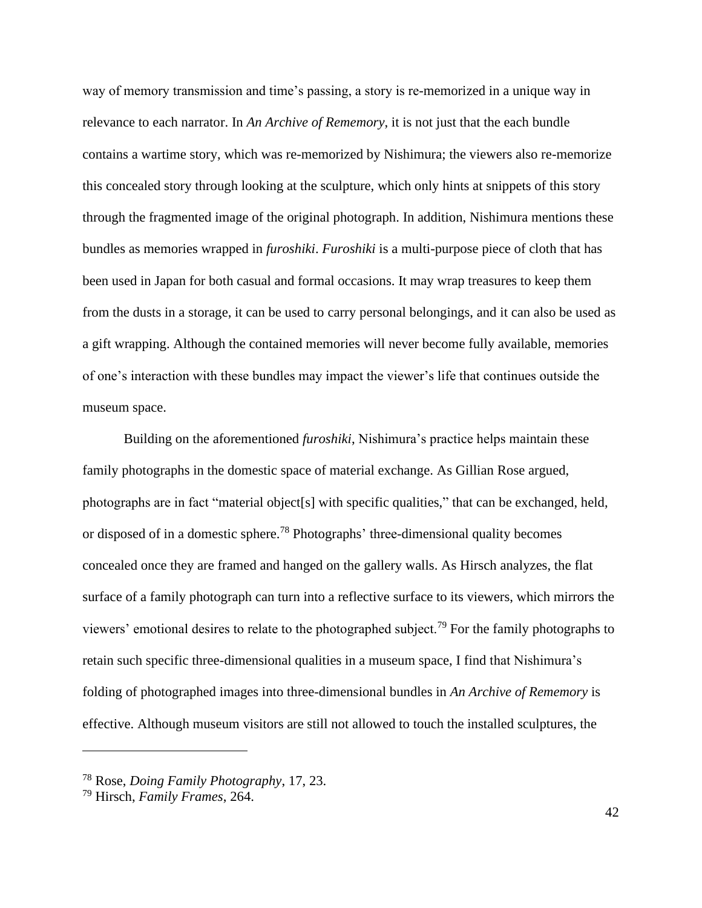way of memory transmission and time's passing, a story is re-memorized in a unique way in relevance to each narrator. In *An Archive of Rememory*, it is not just that the each bundle contains a wartime story, which was re-memorized by Nishimura; the viewers also re-memorize this concealed story through looking at the sculpture, which only hints at snippets of this story through the fragmented image of the original photograph. In addition, Nishimura mentions these bundles as memories wrapped in *furoshiki*. *Furoshiki* is a multi-purpose piece of cloth that has been used in Japan for both casual and formal occasions. It may wrap treasures to keep them from the dusts in a storage, it can be used to carry personal belongings, and it can also be used as a gift wrapping. Although the contained memories will never become fully available, memories of one's interaction with these bundles may impact the viewer's life that continues outside the museum space.

Building on the aforementioned *furoshiki*, Nishimura's practice helps maintain these family photographs in the domestic space of material exchange. As Gillian Rose argued, photographs are in fact "material object[s] with specific qualities," that can be exchanged, held, or disposed of in a domestic sphere.[78] Photographs' three-dimensional quality becomes concealed once they are framed and hanged on the gallery walls. As Hirsch analyzes, the flat surface of a family photograph can turn into a reflective surface to its viewers, which mirrors the viewers' emotional desires to relate to the photographed subject.[79] For the family photographs to retain such specific three-dimensional qualities in a museum space, I find that Nishimura's folding of photographed images into three-dimensional bundles in *An Archive of Rememory* is effective. Although museum visitors are still not allowed to touch the installed sculptures, the

---

[78] Rose, *Doing Family Photography*, 17, 23.

[79] Hirsch, *Family Frames*, 264.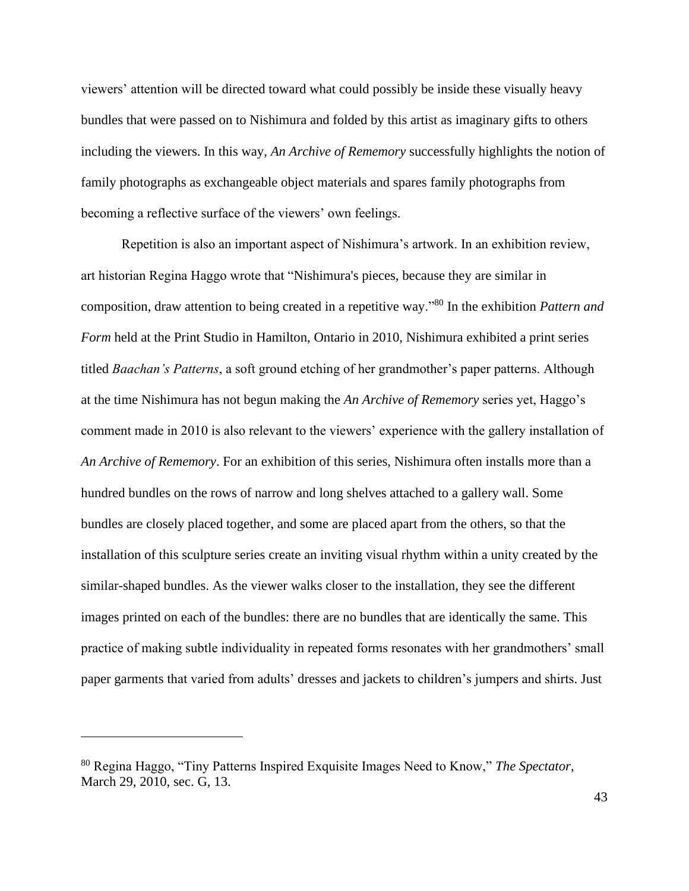viewers' attention will be directed toward what could possibly be inside these visually heavy bundles that were passed on to Nishimura and folded by this artist as imaginary gifts to others including the viewers. In this way, *An Archive of Rememory* successfully highlights the notion of family photographs as exchangeable object materials and spares family photographs from becoming a reflective surface of the viewers' own feelings.

Repetition is also an important aspect of Nishimura's artwork. In an exhibition review, art historian Regina Haggo wrote that "Nishimura's pieces, because they are similar in composition, draw attention to being created in a repetitive way."[80] In the exhibition *Pattern and Form* held at the Print Studio in Hamilton, Ontario in 2010, Nishimura exhibited a print series titled *Baachan's Patterns*, a soft ground etching of her grandmother's paper patterns. Although at the time Nishimura has not begun making the *An Archive of Rememory* series yet, Haggo's comment made in 2010 is also relevant to the viewers' experience with the gallery installation of *An Archive of Rememory*. For an exhibition of this series, Nishimura often installs more than a hundred bundles on the rows of narrow and long shelves attached to a gallery wall. Some bundles are closely placed together, and some are placed apart from the others, so that the installation of this sculpture series create an inviting visual rhythm within a unity created by the similar-shaped bundles. As the viewer walks closer to the installation, they see the different images printed on each of the bundles: there are no bundles that are identically the same. This practice of making subtle individuality in repeated forms resonates with her grandmothers' small paper garments that varied from adults' dresses and jackets to children's jumpers and shirts. Just

---

[80] Regina Haggo, "Tiny Patterns Inspired Exquisite Images Need to Know," *The Spectator*, March 29, 2010, sec. G, 13.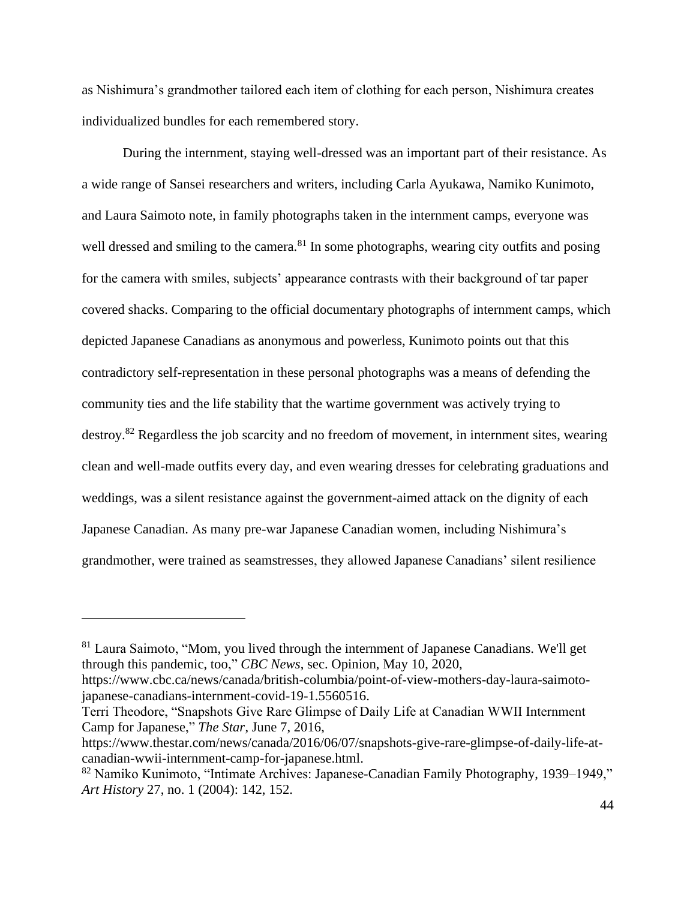as Nishimura's grandmother tailored each item of clothing for each person, Nishimura creates individualized bundles for each remembered story.

During the internment, staying well-dressed was an important part of their resistance. As a wide range of Sansei researchers and writers, including Carla Ayukawa, Namiko Kunimoto, and Laura Saimoto note, in family photographs taken in the internment camps, everyone was well dressed and smiling to the camera.[81] In some photographs, wearing city outfits and posing for the camera with smiles, subjects' appearance contrasts with their background of tar paper covered shacks. Comparing to the official documentary photographs of internment camps, which depicted Japanese Canadians as anonymous and powerless, Kunimoto points out that this contradictory self-representation in these personal photographs was a means of defending the community ties and the life stability that the wartime government was actively trying to destroy.[82] Regardless the job scarcity and no freedom of movement, in internment sites, wearing clean and well-made outfits every day, and even wearing dresses for celebrating graduations and weddings, was a silent resistance against the government-aimed attack on the dignity of each Japanese Canadian. As many pre-war Japanese Canadian women, including Nishimura's grandmother, were trained as seamstresses, they allowed Japanese Canadians' silent resilience

---

[81] Laura Saimoto, "Mom, you lived through the internment of Japanese Canadians. We'll get through this pandemic, too," *CBC News*, sec. Opinion, May 10, 2020, https://www.cbc.ca/news/canada/british-columbia/point-of-view-mothers-day-laura-saimoto-japanese-canadians-internment-covid-19-1.5560516.
Terri Theodore, "Snapshots Give Rare Glimpse of Daily Life at Canadian WWII Internment Camp for Japanese," *The Star*, June 7, 2016, https://www.thestar.com/news/canada/2016/06/07/snapshots-give-rare-glimpse-of-daily-life-at-canadian-wwii-internment-camp-for-japanese.html.

[82] Namiko Kunimoto, "Intimate Archives: Japanese-Canadian Family Photography, 1939–1949," *Art History* 27, no. 1 (2004): 142, 152.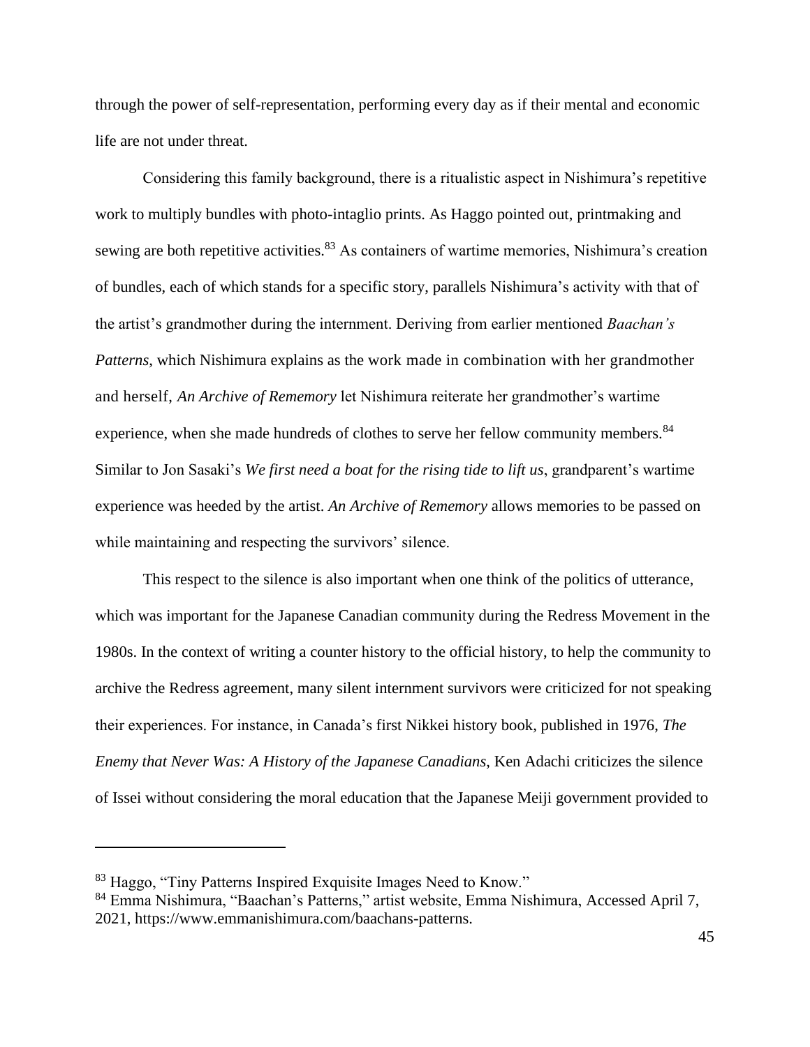through the power of self-representation, performing every day as if their mental and economic life are not under threat.

Considering this family background, there is a ritualistic aspect in Nishimura's repetitive work to multiply bundles with photo-intaglio prints. As Haggo pointed out, printmaking and sewing are both repetitive activities.[83] As containers of wartime memories, Nishimura's creation of bundles, each of which stands for a specific story, parallels Nishimura's activity with that of the artist's grandmother during the internment. Deriving from earlier mentioned *Baachan's Patterns*, which Nishimura explains as the work made in combination with her grandmother and herself, *An Archive of Rememory* let Nishimura reiterate her grandmother's wartime experience, when she made hundreds of clothes to serve her fellow community members.[84] Similar to Jon Sasaki's *We first need a boat for the rising tide to lift us*, grandparent's wartime experience was heeded by the artist. *An Archive of Rememory* allows memories to be passed on while maintaining and respecting the survivors' silence.

This respect to the silence is also important when one think of the politics of utterance, which was important for the Japanese Canadian community during the Redress Movement in the 1980s. In the context of writing a counter history to the official history, to help the community to archive the Redress agreement, many silent internment survivors were criticized for not speaking their experiences. For instance, in Canada's first Nikkei history book, published in 1976, *The Enemy that Never Was: A History of the Japanese Canadians*, Ken Adachi criticizes the silence of Issei without considering the moral education that the Japanese Meiji government provided to

---

[83] Haggo, "Tiny Patterns Inspired Exquisite Images Need to Know."

[84] Emma Nishimura, "Baachan's Patterns," artist website, Emma Nishimura, Accessed April 7, 2021, https://www.emmanishimura.com/baachans-patterns.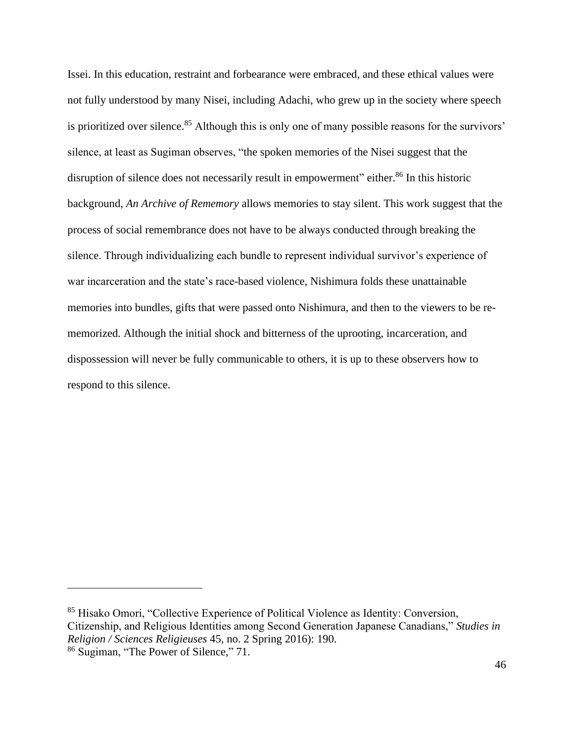Issei. In this education, restraint and forbearance were embraced, and these ethical values were not fully understood by many Nisei, including Adachi, who grew up in the society where speech is prioritized over silence.[85] Although this is only one of many possible reasons for the survivors' silence, at least as Sugiman observes, "the spoken memories of the Nisei suggest that the disruption of silence does not necessarily result in empowerment" either.[86] In this historic background, *An Archive of Rememory* allows memories to stay silent. This work suggest that the process of social remembrance does not have to be always conducted through breaking the silence. Through individualizing each bundle to represent individual survivor's experience of war incarceration and the state's race-based violence, Nishimura folds these unattainable memories into bundles, gifts that were passed onto Nishimura, and then to the viewers to be re-memorized. Although the initial shock and bitterness of the uprooting, incarceration, and dispossession will never be fully communicable to others, it is up to these observers how to respond to this silence.

---

[85] Hisako Omori, "Collective Experience of Political Violence as Identity: Conversion, Citizenship, and Religious Identities among Second Generation Japanese Canadians," *Studies in Religion / Sciences Religieuses* 45, no. 2 Spring 2016): 190.

[86] Sugiman, "The Power of Silence," 71.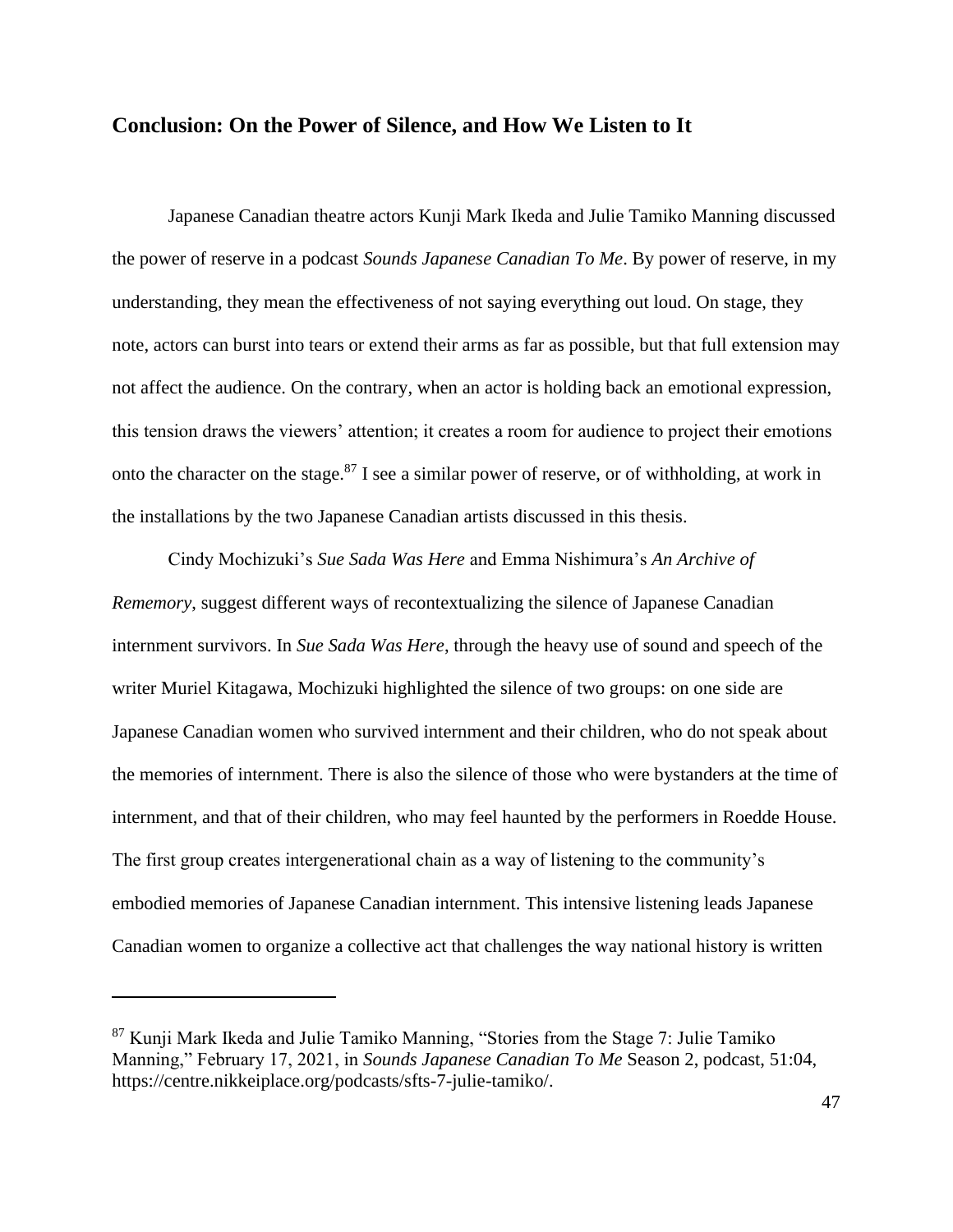## Conclusion: On the Power of Silence, and How We Listen to It

Japanese Canadian theatre actors Kunji Mark Ikeda and Julie Tamiko Manning discussed the power of reserve in a podcast *Sounds Japanese Canadian To Me*. By power of reserve, in my understanding, they mean the effectiveness of not saying everything out loud. On stage, they note, actors can burst into tears or extend their arms as far as possible, but that full extension may not affect the audience. On the contrary, when an actor is holding back an emotional expression, this tension draws the viewers' attention; it creates a room for audience to project their emotions onto the character on the stage.[87] I see a similar power of reserve, or of withholding, at work in the installations by the two Japanese Canadian artists discussed in this thesis.

Cindy Mochizuki's *Sue Sada Was Here* and Emma Nishimura's *An Archive of Rememory*, suggest different ways of recontextualizing the silence of Japanese Canadian internment survivors. In *Sue Sada Was Here*, through the heavy use of sound and speech of the writer Muriel Kitagawa, Mochizuki highlighted the silence of two groups: on one side are Japanese Canadian women who survived internment and their children, who do not speak about the memories of internment. There is also the silence of those who were bystanders at the time of internment, and that of their children, who may feel haunted by the performers in Roedde House. The first group creates intergenerational chain as a way of listening to the community's embodied memories of Japanese Canadian internment. This intensive listening leads Japanese Canadian women to organize a collective act that challenges the way national history is written

---

[87] Kunji Mark Ikeda and Julie Tamiko Manning, "Stories from the Stage 7: Julie Tamiko Manning," February 17, 2021, in *Sounds Japanese Canadian To Me* Season 2, podcast, 51:04, https://centre.nikkeiplace.org/podcasts/sfts-7-julie-tamiko/.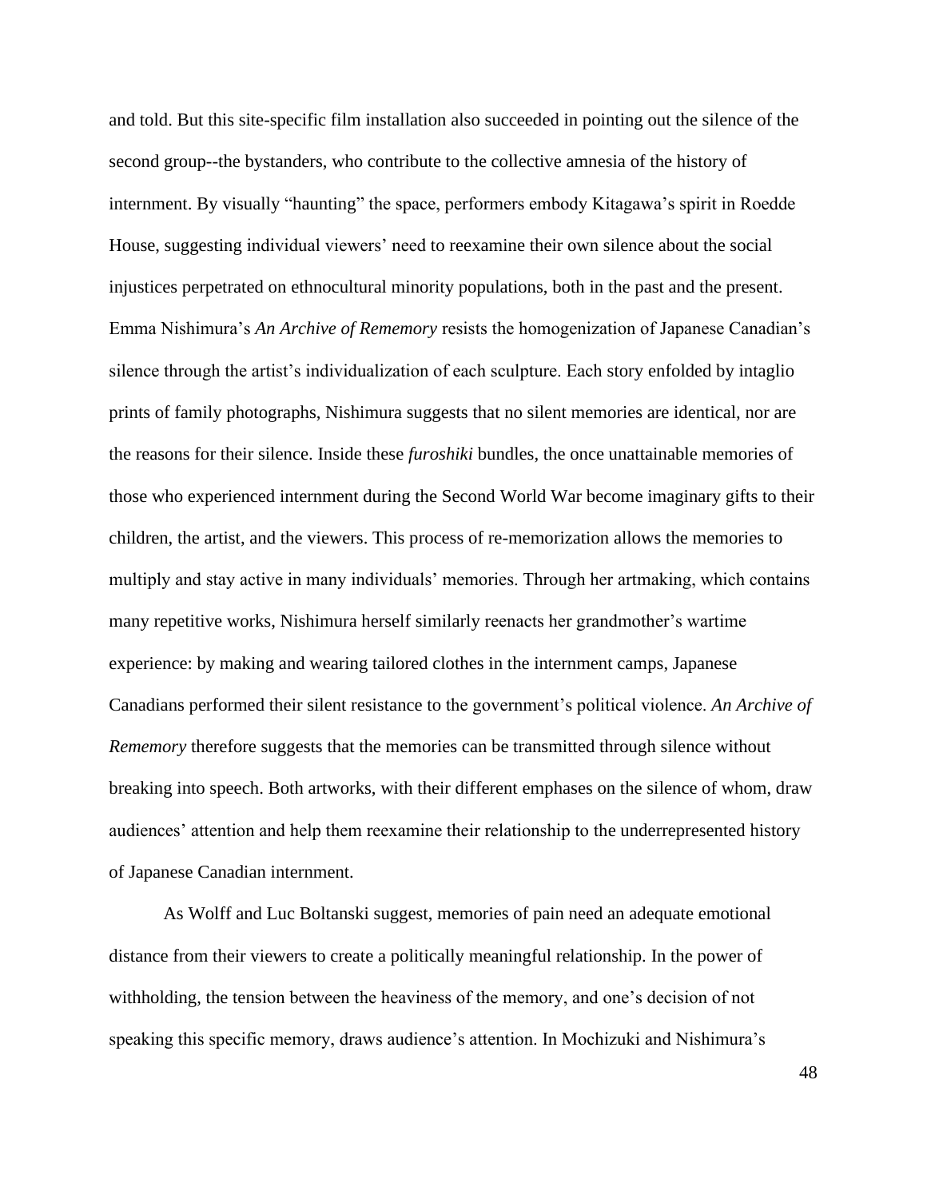and told. But this site-specific film installation also succeeded in pointing out the silence of the second group--the bystanders, who contribute to the collective amnesia of the history of internment. By visually "haunting" the space, performers embody Kitagawa's spirit in Roedde House, suggesting individual viewers' need to reexamine their own silence about the social injustices perpetrated on ethnocultural minority populations, both in the past and the present. Emma Nishimura's *An Archive of Rememory* resists the homogenization of Japanese Canadian's silence through the artist's individualization of each sculpture. Each story enfolded by intaglio prints of family photographs, Nishimura suggests that no silent memories are identical, nor are the reasons for their silence. Inside these *furoshiki* bundles, the once unattainable memories of those who experienced internment during the Second World War become imaginary gifts to their children, the artist, and the viewers. This process of re-memorization allows the memories to multiply and stay active in many individuals' memories. Through her artmaking, which contains many repetitive works, Nishimura herself similarly reenacts her grandmother's wartime experience: by making and wearing tailored clothes in the internment camps, Japanese Canadians performed their silent resistance to the government's political violence. *An Archive of Rememory* therefore suggests that the memories can be transmitted through silence without breaking into speech. Both artworks, with their different emphases on the silence of whom, draw audiences' attention and help them reexamine their relationship to the underrepresented history of Japanese Canadian internment.

As Wolff and Luc Boltanski suggest, memories of pain need an adequate emotional distance from their viewers to create a politically meaningful relationship. In the power of withholding, the tension between the heaviness of the memory, and one's decision of not speaking this specific memory, draws audience's attention. In Mochizuki and Nishimura's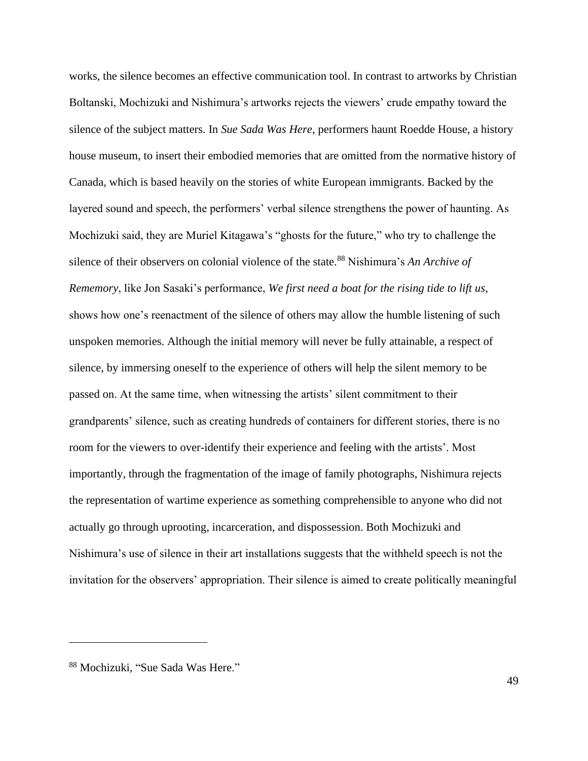works, the silence becomes an effective communication tool. In contrast to artworks by Christian Boltanski, Mochizuki and Nishimura's artworks rejects the viewers' crude empathy toward the silence of the subject matters. In *Sue Sada Was Here*, performers haunt Roedde House, a history house museum, to insert their embodied memories that are omitted from the normative history of Canada, which is based heavily on the stories of white European immigrants. Backed by the layered sound and speech, the performers' verbal silence strengthens the power of haunting. As Mochizuki said, they are Muriel Kitagawa's "ghosts for the future," who try to challenge the silence of their observers on colonial violence of the state.[88] Nishimura's *An Archive of Rememory*, like Jon Sasaki's performance, *We first need a boat for the rising tide to lift us*, shows how one's reenactment of the silence of others may allow the humble listening of such unspoken memories. Although the initial memory will never be fully attainable, a respect of silence, by immersing oneself to the experience of others will help the silent memory to be passed on. At the same time, when witnessing the artists' silent commitment to their grandparents' silence, such as creating hundreds of containers for different stories, there is no room for the viewers to over-identify their experience and feeling with the artists'. Most importantly, through the fragmentation of the image of family photographs, Nishimura rejects the representation of wartime experience as something comprehensible to anyone who did not actually go through uprooting, incarceration, and dispossession. Both Mochizuki and Nishimura's use of silence in their art installations suggests that the withheld speech is not the invitation for the observers' appropriation. Their silence is aimed to create politically meaningful

---

[88] Mochizuki, "Sue Sada Was Here."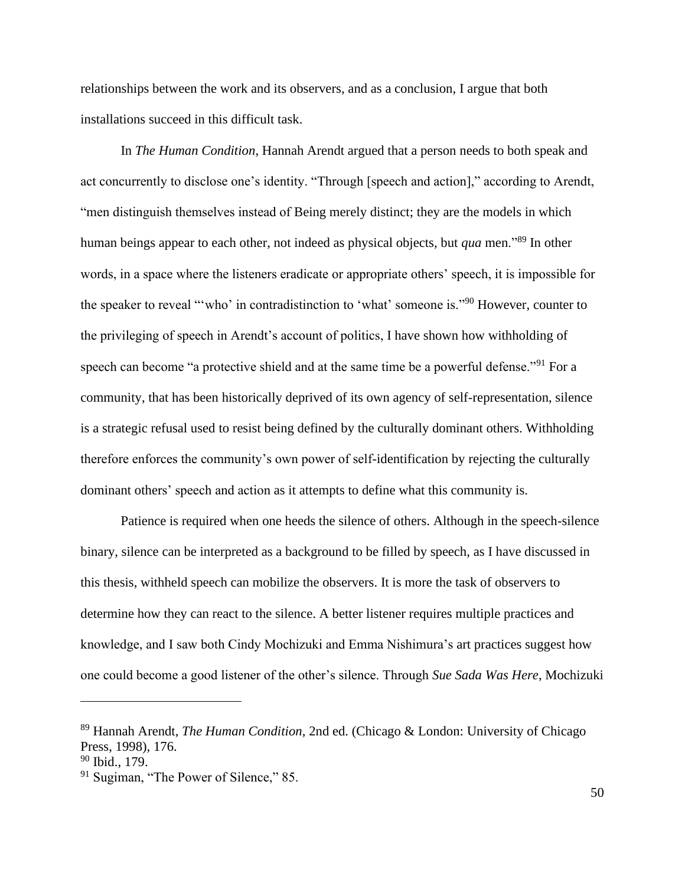relationships between the work and its observers, and as a conclusion, I argue that both installations succeed in this difficult task.

In *The Human Condition*, Hannah Arendt argued that a person needs to both speak and act concurrently to disclose one's identity. "Through [speech and action]," according to Arendt, "men distinguish themselves instead of Being merely distinct; they are the models in which human beings appear to each other, not indeed as physical objects, but *qua* men."[89] In other words, in a space where the listeners eradicate or appropriate others' speech, it is impossible for the speaker to reveal "'who' in contradistinction to 'what' someone is."[90] However, counter to the privileging of speech in Arendt's account of politics, I have shown how withholding of speech can become "a protective shield and at the same time be a powerful defense."[91] For a community, that has been historically deprived of its own agency of self-representation, silence is a strategic refusal used to resist being defined by the culturally dominant others. Withholding therefore enforces the community's own power of self-identification by rejecting the culturally dominant others' speech and action as it attempts to define what this community is.

Patience is required when one heeds the silence of others. Although in the speech-silence binary, silence can be interpreted as a background to be filled by speech, as I have discussed in this thesis, withheld speech can mobilize the observers. It is more the task of observers to determine how they can react to the silence. A better listener requires multiple practices and knowledge, and I saw both Cindy Mochizuki and Emma Nishimura's art practices suggest how one could become a good listener of the other's silence. Through *Sue Sada Was Here*, Mochizuki

---

[89] Hannah Arendt, *The Human Condition*, 2nd ed. (Chicago & London: University of Chicago Press, 1998), 176.

[90] Ibid., 179.

[91] Sugiman, "The Power of Silence," 85.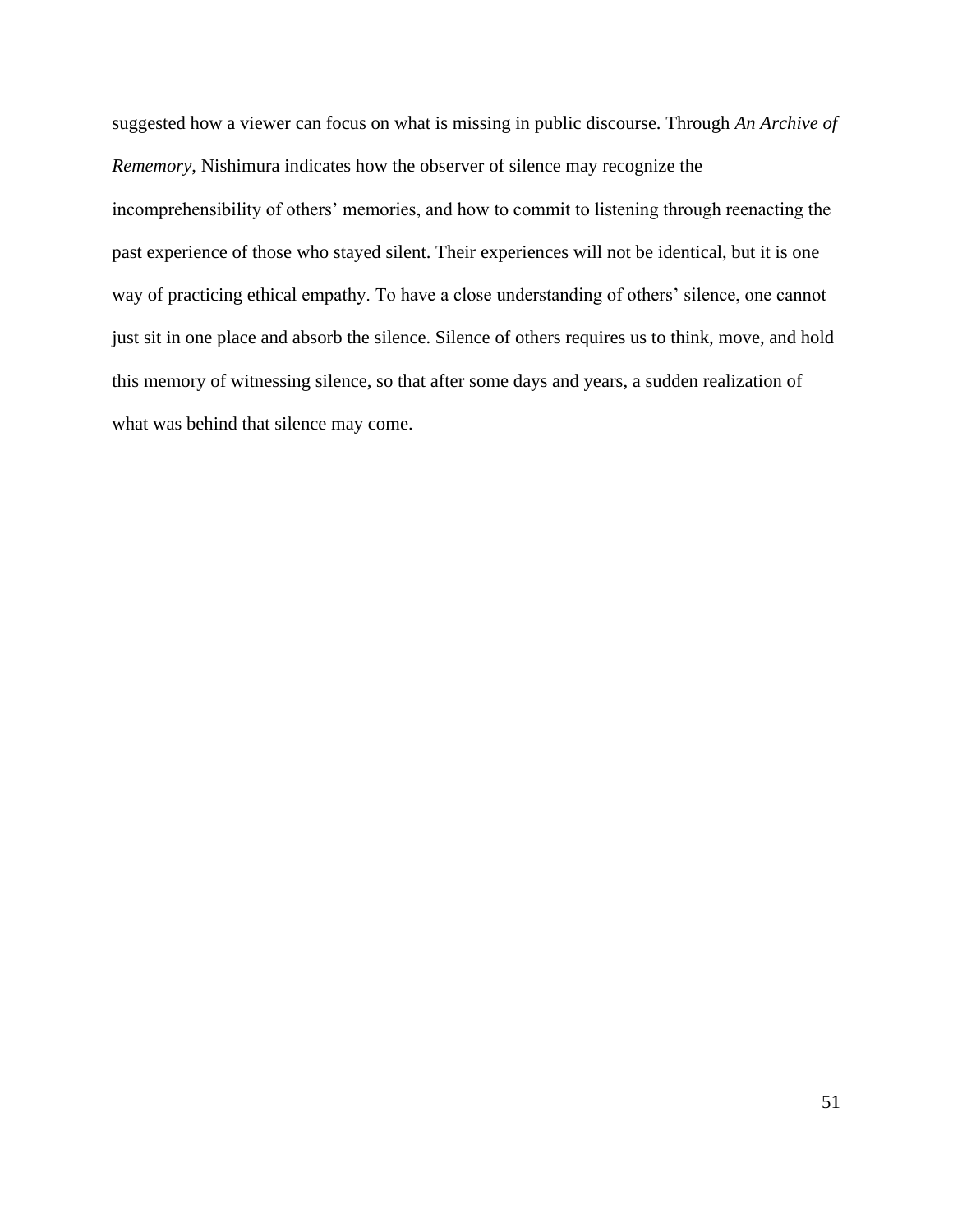suggested how a viewer can focus on what is missing in public discourse. Through *An Archive of Rememory*, Nishimura indicates how the observer of silence may recognize the incomprehensibility of others' memories, and how to commit to listening through reenacting the past experience of those who stayed silent. Their experiences will not be identical, but it is one way of practicing ethical empathy. To have a close understanding of others' silence, one cannot just sit in one place and absorb the silence. Silence of others requires us to think, move, and hold this memory of witnessing silence, so that after some days and years, a sudden realization of what was behind that silence may come.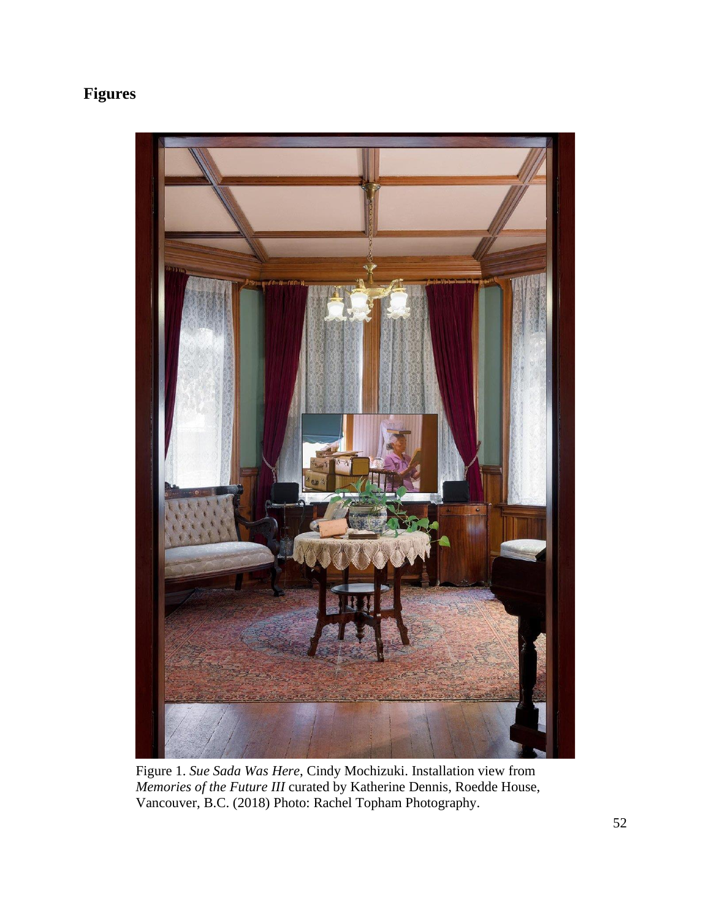# Figures

Figure 1. *Sue Sada Was Here*, Cindy Mochizuki. Installation view from *Memories of the Future III* curated by Katherine Dennis, Roedde House, Vancouver, B.C. (2018) Photo: Rachel Topham Photography.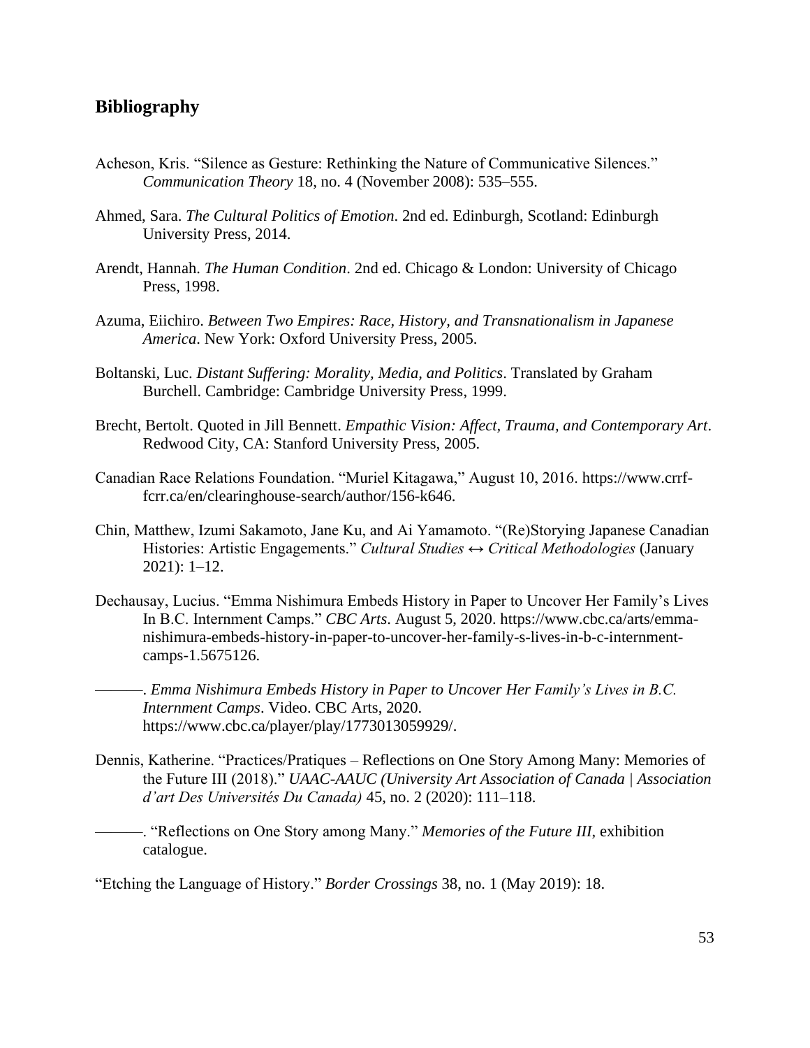## Bibliography

Acheson, Kris. "Silence as Gesture: Rethinking the Nature of Communicative Silences." *Communication Theory* 18, no. 4 (November 2008): 535–555.

Ahmed, Sara. *The Cultural Politics of Emotion*. 2nd ed. Edinburgh, Scotland: Edinburgh University Press, 2014.

Arendt, Hannah. *The Human Condition*. 2nd ed. Chicago & London: University of Chicago Press, 1998.

Azuma, Eiichiro. *Between Two Empires: Race, History, and Transnationalism in Japanese America*. New York: Oxford University Press, 2005.

Boltanski, Luc. *Distant Suffering: Morality, Media, and Politics*. Translated by Graham Burchell. Cambridge: Cambridge University Press, 1999.

Brecht, Bertolt. Quoted in Jill Bennett. *Empathic Vision: Affect, Trauma, and Contemporary Art*. Redwood City, CA: Stanford University Press, 2005.

Canadian Race Relations Foundation. "Muriel Kitagawa," August 10, 2016. https://www.crrf-fcrr.ca/en/clearinghouse-search/author/156-k646.

Chin, Matthew, Izumi Sakamoto, Jane Ku, and Ai Yamamoto. "(Re)Storying Japanese Canadian Histories: Artistic Engagements." *Cultural Studies ↔ Critical Methodologies* (January 2021): 1–12.

Dechausay, Lucius. "Emma Nishimura Embeds History in Paper to Uncover Her Family's Lives In B.C. Internment Camps." *CBC Arts*. August 5, 2020. https://www.cbc.ca/arts/emma-nishimura-embeds-history-in-paper-to-uncover-her-family-s-lives-in-b-c-internment-camps-1.5675126.

———. *Emma Nishimura Embeds History in Paper to Uncover Her Family's Lives in B.C. Internment Camps*. Video. CBC Arts, 2020. https://www.cbc.ca/player/play/1773013059929/.

Dennis, Katherine. "Practices/Pratiques – Reflections on One Story Among Many: Memories of the Future III (2018)." *UAAC-AAUC (University Art Association of Canada | Association d'art Des Universités Du Canada)* 45, no. 2 (2020): 111–118.

———. "Reflections on One Story among Many." *Memories of the Future III*, exhibition catalogue.

"Etching the Language of History." *Border Crossings* 38, no. 1 (May 2019): 18.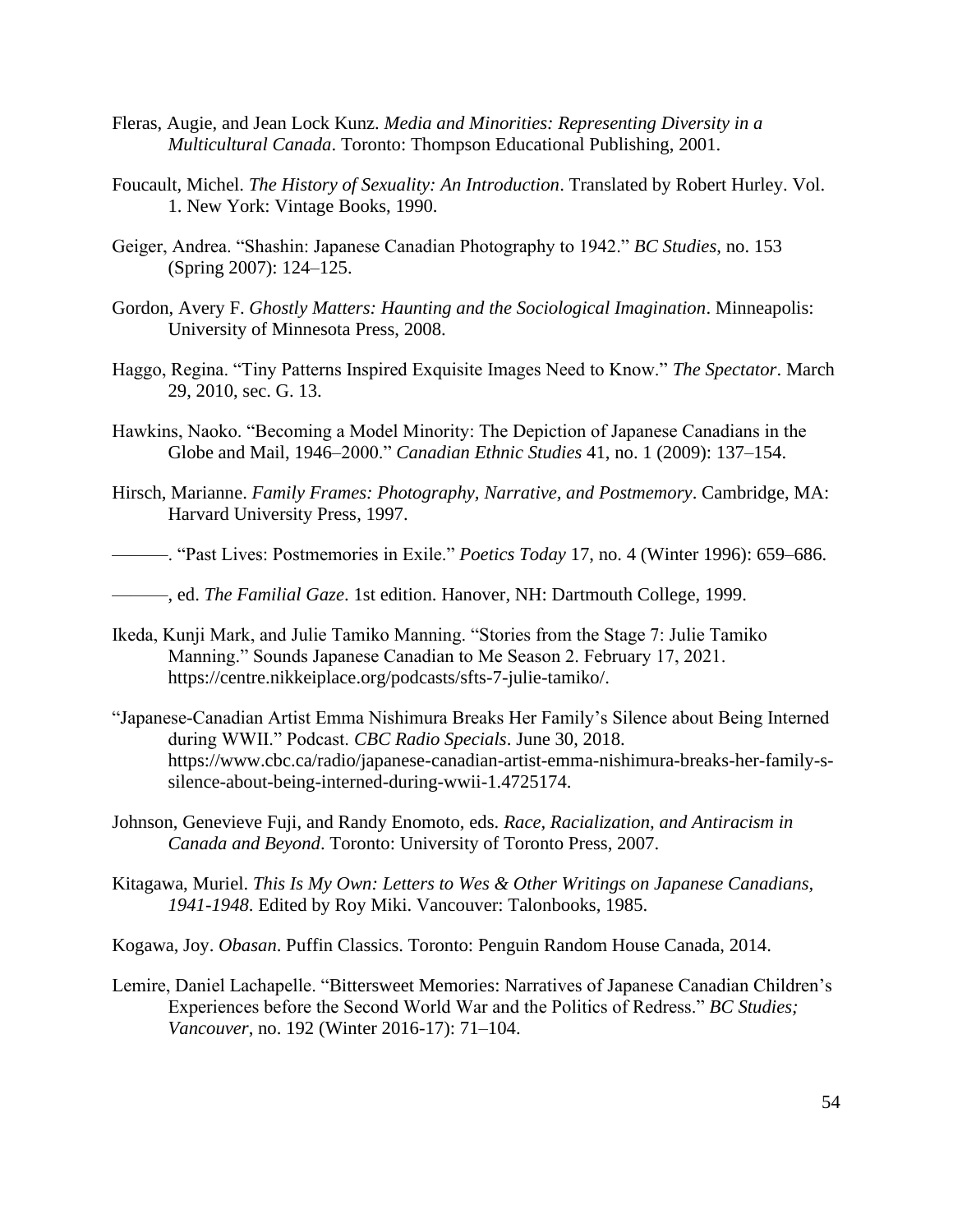Fleras, Augie, and Jean Lock Kunz. *Media and Minorities: Representing Diversity in a Multicultural Canada*. Toronto: Thompson Educational Publishing, 2001.

Foucault, Michel. *The History of Sexuality: An Introduction*. Translated by Robert Hurley. Vol. 1. New York: Vintage Books, 1990.

Geiger, Andrea. "Shashin: Japanese Canadian Photography to 1942." *BC Studies*, no. 153 (Spring 2007): 124–125.

Gordon, Avery F. *Ghostly Matters: Haunting and the Sociological Imagination*. Minneapolis: University of Minnesota Press, 2008.

Haggo, Regina. "Tiny Patterns Inspired Exquisite Images Need to Know." *The Spectator*. March 29, 2010, sec. G. 13.

Hawkins, Naoko. "Becoming a Model Minority: The Depiction of Japanese Canadians in the Globe and Mail, 1946–2000." *Canadian Ethnic Studies* 41, no. 1 (2009): 137–154.

Hirsch, Marianne. *Family Frames: Photography, Narrative, and Postmemory*. Cambridge, MA: Harvard University Press, 1997.

———. "Past Lives: Postmemories in Exile." *Poetics Today* 17, no. 4 (Winter 1996): 659–686.

———, ed. *The Familial Gaze*. 1st edition. Hanover, NH: Dartmouth College, 1999.

Ikeda, Kunji Mark, and Julie Tamiko Manning. "Stories from the Stage 7: Julie Tamiko Manning." Sounds Japanese Canadian to Me Season 2. February 17, 2021. https://centre.nikkeiplace.org/podcasts/sfts-7-julie-tamiko/.

"Japanese-Canadian Artist Emma Nishimura Breaks Her Family's Silence about Being Interned during WWII." Podcast. *CBC Radio Specials*. June 30, 2018. https://www.cbc.ca/radio/japanese-canadian-artist-emma-nishimura-breaks-her-family-s-silence-about-being-interned-during-wwii-1.4725174.

Johnson, Genevieve Fuji, and Randy Enomoto, eds. *Race, Racialization, and Antiracism in Canada and Beyond*. Toronto: University of Toronto Press, 2007.

Kitagawa, Muriel. *This Is My Own: Letters to Wes & Other Writings on Japanese Canadians, 1941-1948*. Edited by Roy Miki. Vancouver: Talonbooks, 1985.

Kogawa, Joy. *Obasan*. Puffin Classics. Toronto: Penguin Random House Canada, 2014.

Lemire, Daniel Lachapelle. "Bittersweet Memories: Narratives of Japanese Canadian Children's Experiences before the Second World War and the Politics of Redress." *BC Studies; Vancouver*, no. 192 (Winter 2016-17): 71–104.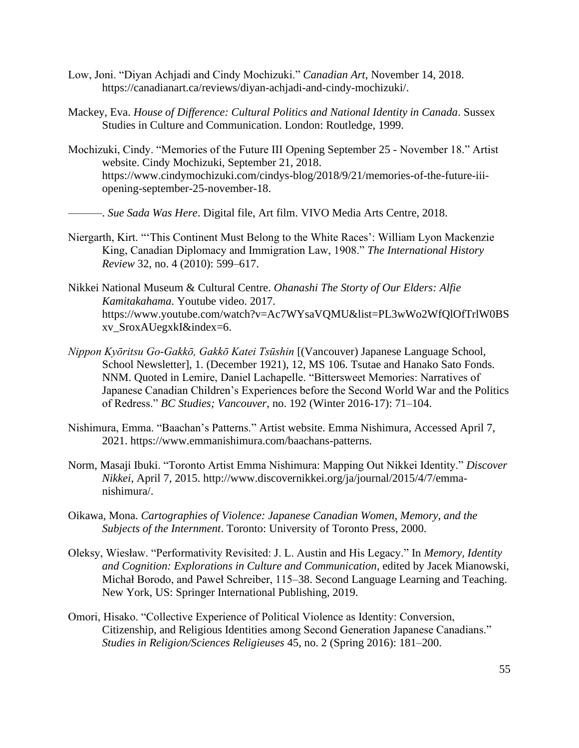Low, Joni. "Diyan Achjadi and Cindy Mochizuki." *Canadian Art*, November 14, 2018. https://canadianart.ca/reviews/diyan-achjadi-and-cindy-mochizuki/.

Mackey, Eva. *House of Difference: Cultural Politics and National Identity in Canada*. Sussex Studies in Culture and Communication. London: Routledge, 1999.

Mochizuki, Cindy. "Memories of the Future III Opening September 25 - November 18." Artist website. Cindy Mochizuki, September 21, 2018. https://www.cindymochizuki.com/cindys-blog/2018/9/21/memories-of-the-future-iii-opening-september-25-november-18.

———. *Sue Sada Was Here*. Digital file, Art film. VIVO Media Arts Centre, 2018.

Niergarth, Kirt. "'This Continent Must Belong to the White Races': William Lyon Mackenzie King, Canadian Diplomacy and Immigration Law, 1908." *The International History Review* 32, no. 4 (2010): 599–617.

Nikkei National Museum & Cultural Centre. *Ohanashi The Storty of Our Elders: Alfie Kamitakahama*. Youtube video. 2017. https://www.youtube.com/watch?v=Ac7WYsaVQMU&list=PL3wWo2WfQlOfTrlW0BSxv_SroxAUegxkI&index=6.

*Nippon Kyōritsu Go-Gakkō, Gakkō Katei Tsūshin* [(Vancouver) Japanese Language School, School Newsletter], 1. (December 1921), 12, MS 106. Tsutae and Hanako Sato Fonds. NNM. Quoted in Lemire, Daniel Lachapelle. "Bittersweet Memories: Narratives of Japanese Canadian Children's Experiences before the Second World War and the Politics of Redress." *BC Studies; Vancouver*, no. 192 (Winter 2016-17): 71–104.

Nishimura, Emma. "Baachan's Patterns." Artist website. Emma Nishimura, Accessed April 7, 2021. https://www.emmanishimura.com/baachans-patterns.

Norm, Masaji Ibuki. "Toronto Artist Emma Nishimura: Mapping Out Nikkei Identity." *Discover Nikkei*, April 7, 2015. http://www.discovernikkei.org/ja/journal/2015/4/7/emma-nishimura/.

Oikawa, Mona. *Cartographies of Violence: Japanese Canadian Women, Memory, and the Subjects of the Internment*. Toronto: University of Toronto Press, 2000.

Oleksy, Wiesław. "Performativity Revisited: J. L. Austin and His Legacy." In *Memory, Identity and Cognition: Explorations in Culture and Communication*, edited by Jacek Mianowski, Michał Borodo, and Paweł Schreiber, 115–38. Second Language Learning and Teaching. New York, US: Springer International Publishing, 2019.

Omori, Hisako. "Collective Experience of Political Violence as Identity: Conversion, Citizenship, and Religious Identities among Second Generation Japanese Canadians." *Studies in Religion/Sciences Religieuses* 45, no. 2 (Spring 2016): 181–200.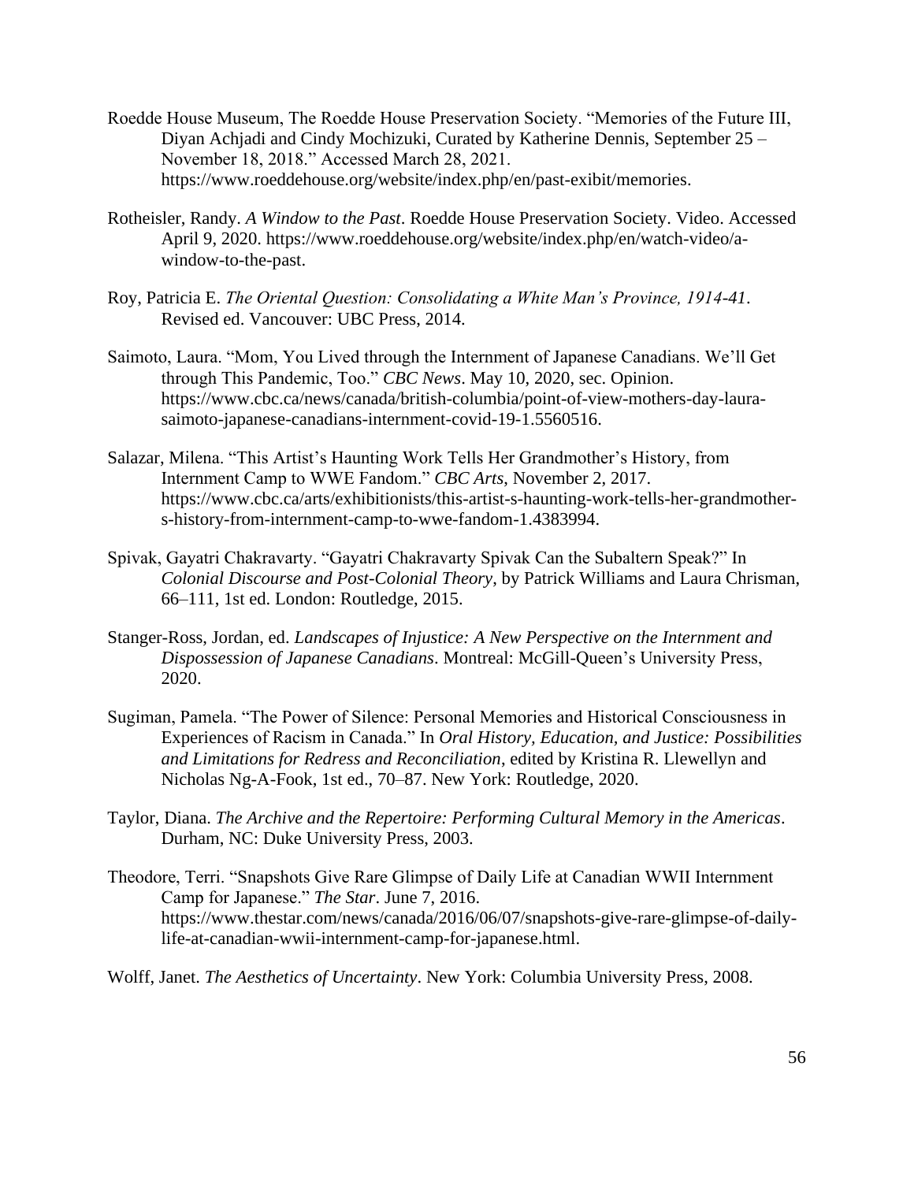Roedde House Museum, The Roedde House Preservation Society. “Memories of the Future III, Diyan Achjadi and Cindy Mochizuki, Curated by Katherine Dennis, September 25 – November 18, 2018.” Accessed March 28, 2021. https://www.roeddehouse.org/website/index.php/en/past-exibit/memories.

Rotheisler, Randy. *A Window to the Past*. Roedde House Preservation Society. Video. Accessed April 9, 2020. https://www.roeddehouse.org/website/index.php/en/watch-video/a-window-to-the-past.

Roy, Patricia E. *The Oriental Question: Consolidating a White Man’s Province, 1914-41*. Revised ed. Vancouver: UBC Press, 2014.

Saimoto, Laura. “Mom, You Lived through the Internment of Japanese Canadians. We’ll Get through This Pandemic, Too.” *CBC News*. May 10, 2020, sec. Opinion. https://www.cbc.ca/news/canada/british-columbia/point-of-view-mothers-day-laura-saimoto-japanese-canadians-internment-covid-19-1.5560516.

Salazar, Milena. “This Artist’s Haunting Work Tells Her Grandmother’s History, from Internment Camp to WWE Fandom.” *CBC Arts*, November 2, 2017. https://www.cbc.ca/arts/exhibitionists/this-artist-s-haunting-work-tells-her-grandmother-s-history-from-internment-camp-to-wwe-fandom-1.4383994.

Spivak, Gayatri Chakravarty. “Gayatri Chakravarty Spivak Can the Subaltern Speak?” In *Colonial Discourse and Post-Colonial Theory*, by Patrick Williams and Laura Chrisman, 66–111, 1st ed. London: Routledge, 2015.

Stanger-Ross, Jordan, ed. *Landscapes of Injustice: A New Perspective on the Internment and Dispossession of Japanese Canadians*. Montreal: McGill-Queen’s University Press, 2020.

Sugiman, Pamela. “The Power of Silence: Personal Memories and Historical Consciousness in Experiences of Racism in Canada.” In *Oral History, Education, and Justice: Possibilities and Limitations for Redress and Reconciliation*, edited by Kristina R. Llewellyn and Nicholas Ng-A-Fook, 1st ed., 70–87. New York: Routledge, 2020.

Taylor, Diana. *The Archive and the Repertoire: Performing Cultural Memory in the Americas*. Durham, NC: Duke University Press, 2003.

Theodore, Terri. “Snapshots Give Rare Glimpse of Daily Life at Canadian WWII Internment Camp for Japanese.” *The Star*. June 7, 2016. https://www.thestar.com/news/canada/2016/06/07/snapshots-give-rare-glimpse-of-daily-life-at-canadian-wwii-internment-camp-for-japanese.html.

Wolff, Janet. *The Aesthetics of Uncertainty*. New York: Columbia University Press, 2008.